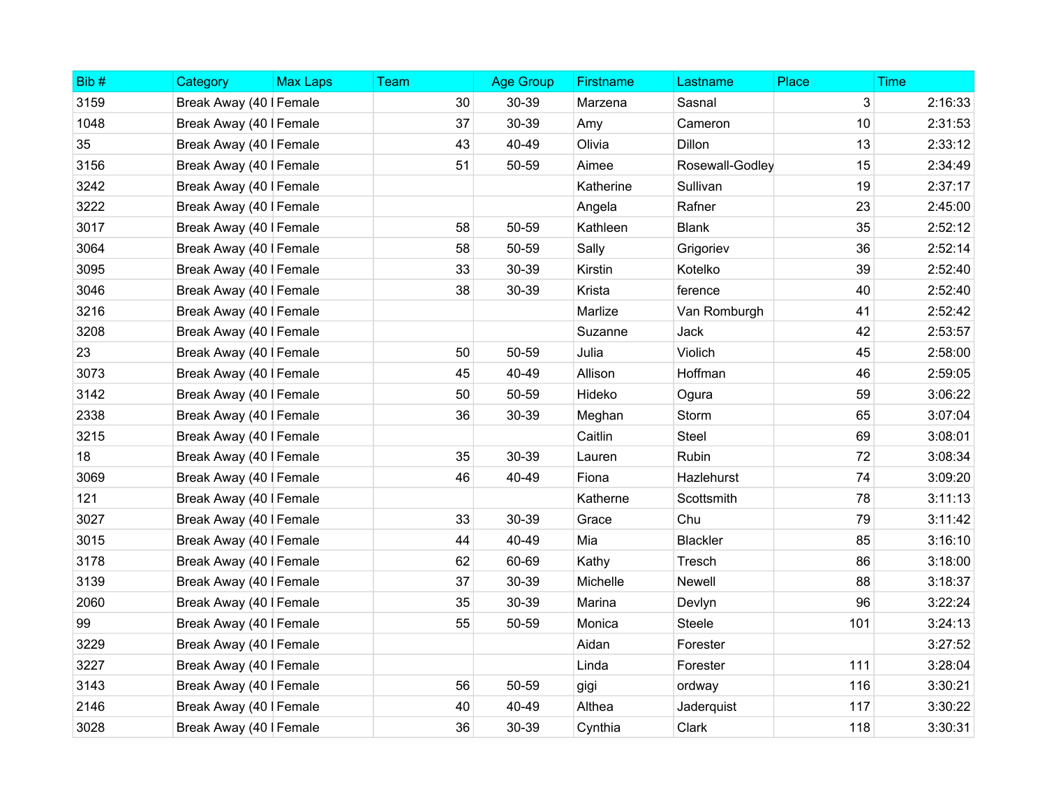| Bib # | Category | Max Laps | Team | Age Group | Firstname | Lastname | Place | Time |
|---|---|---|---|---|---|---|---|---|
| 3159 | Break Away (40 l | Female | 30 | 30-39 | Marzena | Sasnal | 3 | 2:16:33 |
| 1048 | Break Away (40 l | Female | 37 | 30-39 | Amy | Cameron | 10 | 2:31:53 |
| 35 | Break Away (40 l | Female | 43 | 40-49 | Olivia | Dillon | 13 | 2:33:12 |
| 3156 | Break Away (40 l | Female | 51 | 50-59 | Aimee | Rosewall-Godley | 15 | 2:34:49 |
| 3242 | Break Away (40 l | Female | | | Katherine | Sullivan | 19 | 2:37:17 |
| 3222 | Break Away (40 l | Female | | | Angela | Rafner | 23 | 2:45:00 |
| 3017 | Break Away (40 l | Female | 58 | 50-59 | Kathleen | Blank | 35 | 2:52:12 |
| 3064 | Break Away (40 l | Female | 58 | 50-59 | Sally | Grigoriev | 36 | 2:52:14 |
| 3095 | Break Away (40 l | Female | 33 | 30-39 | Kirstin | Kotelko | 39 | 2:52:40 |
| 3046 | Break Away (40 l | Female | 38 | 30-39 | Krista | ference | 40 | 2:52:40 |
| 3216 | Break Away (40 l | Female | | | Marlize | Van Romburgh | 41 | 2:52:42 |
| 3208 | Break Away (40 l | Female | | | Suzanne | Jack | 42 | 2:53:57 |
| 23 | Break Away (40 l | Female | 50 | 50-59 | Julia | Violich | 45 | 2:58:00 |
| 3073 | Break Away (40 l | Female | 45 | 40-49 | Allison | Hoffman | 46 | 2:59:05 |
| 3142 | Break Away (40 l | Female | 50 | 50-59 | Hideko | Ogura | 59 | 3:06:22 |
| 2338 | Break Away (40 l | Female | 36 | 30-39 | Meghan | Storm | 65 | 3:07:04 |
| 3215 | Break Away (40 l | Female | | | Caitlin | Steel | 69 | 3:08:01 |
| 18 | Break Away (40 l | Female | 35 | 30-39 | Lauren | Rubin | 72 | 3:08:34 |
| 3069 | Break Away (40 l | Female | 46 | 40-49 | Fiona | Hazlehurst | 74 | 3:09:20 |
| 121 | Break Away (40 l | Female | | | Katherne | Scottsmith | 78 | 3:11:13 |
| 3027 | Break Away (40 l | Female | 33 | 30-39 | Grace | Chu | 79 | 3:11:42 |
| 3015 | Break Away (40 l | Female | 44 | 40-49 | Mia | Blackler | 85 | 3:16:10 |
| 3178 | Break Away (40 l | Female | 62 | 60-69 | Kathy | Tresch | 86 | 3:18:00 |
| 3139 | Break Away (40 l | Female | 37 | 30-39 | Michelle | Newell | 88 | 3:18:37 |
| 2060 | Break Away (40 l | Female | 35 | 30-39 | Marina | Devlyn | 96 | 3:22:24 |
| 99 | Break Away (40 l | Female | 55 | 50-59 | Monica | Steele | 101 | 3:24:13 |
| 3229 | Break Away (40 l | Female | | | Aidan | Forester | | 3:27:52 |
| 3227 | Break Away (40 l | Female | | | Linda | Forester | 111 | 3:28:04 |
| 3143 | Break Away (40 l | Female | 56 | 50-59 | gigi | ordway | 116 | 3:30:21 |
| 2146 | Break Away (40 l | Female | 40 | 40-49 | Althea | Jaderquist | 117 | 3:30:22 |
| 3028 | Break Away (40 l | Female | 36 | 30-39 | Cynthia | Clark | 118 | 3:30:31 |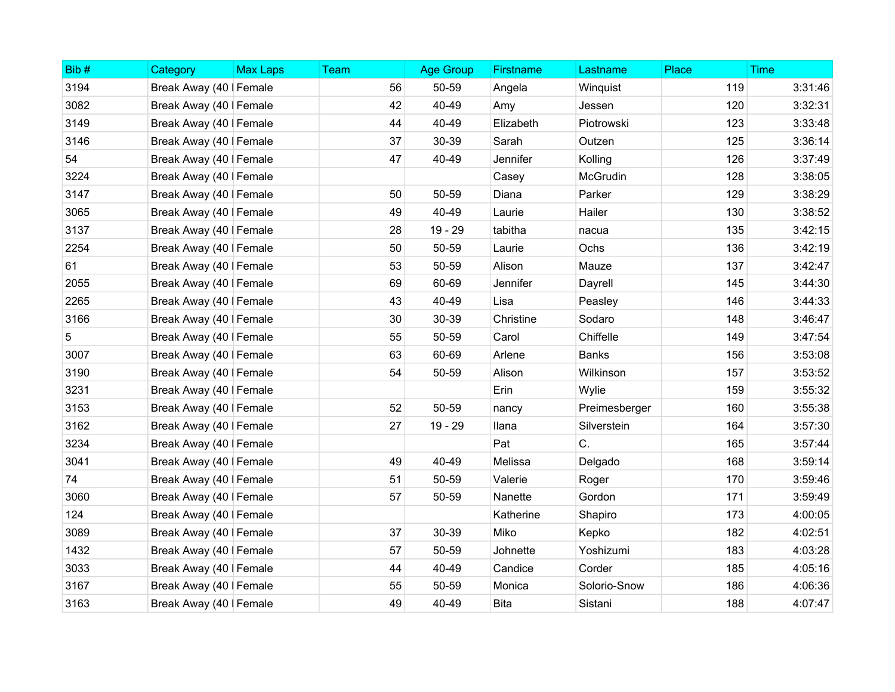| Bib # | Category | Max Laps | Team | Age Group | Firstname | Lastname | Place | Time |
|---|---|---|---|---|---|---|---|---|
| 3194 | Break Away (40 l | Female | 56 | 50-59 | Angela | Winquist | 119 | 3:31:46 |
| 3082 | Break Away (40 l | Female | 42 | 40-49 | Amy | Jessen | 120 | 3:32:31 |
| 3149 | Break Away (40 l | Female | 44 | 40-49 | Elizabeth | Piotrowski | 123 | 3:33:48 |
| 3146 | Break Away (40 l | Female | 37 | 30-39 | Sarah | Outzen | 125 | 3:36:14 |
| 54 | Break Away (40 l | Female | 47 | 40-49 | Jennifer | Kolling | 126 | 3:37:49 |
| 3224 | Break Away (40 l | Female | | | Casey | McGrudin | 128 | 3:38:05 |
| 3147 | Break Away (40 l | Female | 50 | 50-59 | Diana | Parker | 129 | 3:38:29 |
| 3065 | Break Away (40 l | Female | 49 | 40-49 | Laurie | Hailer | 130 | 3:38:52 |
| 3137 | Break Away (40 l | Female | 28 | 19 - 29 | tabitha | nacua | 135 | 3:42:15 |
| 2254 | Break Away (40 l | Female | 50 | 50-59 | Laurie | Ochs | 136 | 3:42:19 |
| 61 | Break Away (40 l | Female | 53 | 50-59 | Alison | Mauze | 137 | 3:42:47 |
| 2055 | Break Away (40 l | Female | 69 | 60-69 | Jennifer | Dayrell | 145 | 3:44:30 |
| 2265 | Break Away (40 l | Female | 43 | 40-49 | Lisa | Peasley | 146 | 3:44:33 |
| 3166 | Break Away (40 l | Female | 30 | 30-39 | Christine | Sodaro | 148 | 3:46:47 |
| 5 | Break Away (40 l | Female | 55 | 50-59 | Carol | Chiffelle | 149 | 3:47:54 |
| 3007 | Break Away (40 l | Female | 63 | 60-69 | Arlene | Banks | 156 | 3:53:08 |
| 3190 | Break Away (40 l | Female | 54 | 50-59 | Alison | Wilkinson | 157 | 3:53:52 |
| 3231 | Break Away (40 l | Female | | | Erin | Wylie | 159 | 3:55:32 |
| 3153 | Break Away (40 l | Female | 52 | 50-59 | nancy | Preimesberger | 160 | 3:55:38 |
| 3162 | Break Away (40 l | Female | 27 | 19 - 29 | Ilana | Silverstein | 164 | 3:57:30 |
| 3234 | Break Away (40 l | Female | | | Pat | C. | 165 | 3:57:44 |
| 3041 | Break Away (40 l | Female | 49 | 40-49 | Melissa | Delgado | 168 | 3:59:14 |
| 74 | Break Away (40 l | Female | 51 | 50-59 | Valerie | Roger | 170 | 3:59:46 |
| 3060 | Break Away (40 l | Female | 57 | 50-59 | Nanette | Gordon | 171 | 3:59:49 |
| 124 | Break Away (40 l | Female | | | Katherine | Shapiro | 173 | 4:00:05 |
| 3089 | Break Away (40 l | Female | 37 | 30-39 | Miko | Kepko | 182 | 4:02:51 |
| 1432 | Break Away (40 l | Female | 57 | 50-59 | Johnette | Yoshizumi | 183 | 4:03:28 |
| 3033 | Break Away (40 l | Female | 44 | 40-49 | Candice | Corder | 185 | 4:05:16 |
| 3167 | Break Away (40 l | Female | 55 | 50-59 | Monica | Solorio-Snow | 186 | 4:06:36 |
| 3163 | Break Away (40 l | Female | 49 | 40-49 | Bita | Sistani | 188 | 4:07:47 |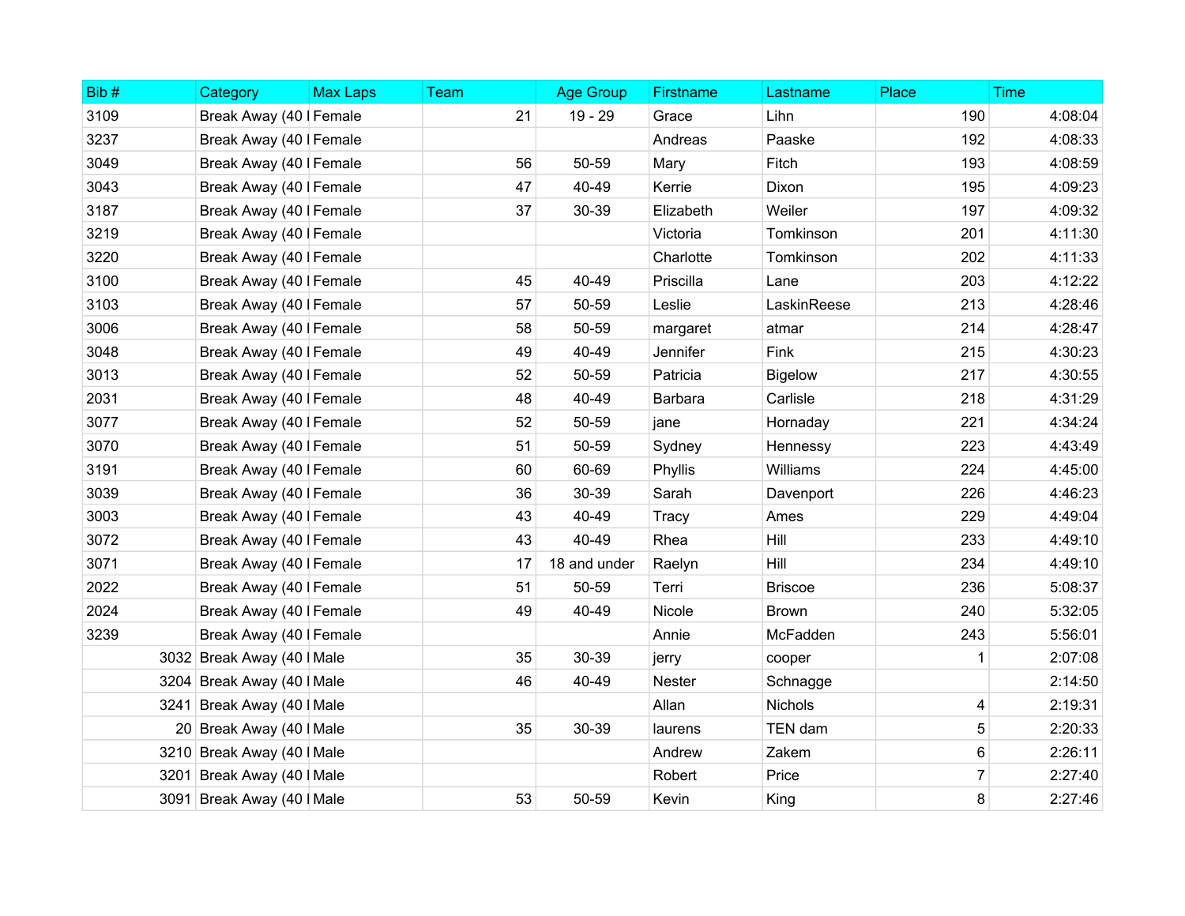| Bib # | Category | Max Laps | Team | Age Group | Firstname | Lastname | Place | Time |
|---|---|---|---|---|---|---|---|---|
| 3109 | Break Away (40 l | Female | 21 | 19 - 29 | Grace | Lihn | 190 | 4:08:04 |
| 3237 | Break Away (40 l | Female | | | Andreas | Paaske | 192 | 4:08:33 |
| 3049 | Break Away (40 l | Female | 56 | 50-59 | Mary | Fitch | 193 | 4:08:59 |
| 3043 | Break Away (40 l | Female | 47 | 40-49 | Kerrie | Dixon | 195 | 4:09:23 |
| 3187 | Break Away (40 l | Female | 37 | 30-39 | Elizabeth | Weiler | 197 | 4:09:32 |
| 3219 | Break Away (40 l | Female | | | Victoria | Tomkinson | 201 | 4:11:30 |
| 3220 | Break Away (40 l | Female | | | Charlotte | Tomkinson | 202 | 4:11:33 |
| 3100 | Break Away (40 l | Female | 45 | 40-49 | Priscilla | Lane | 203 | 4:12:22 |
| 3103 | Break Away (40 l | Female | 57 | 50-59 | Leslie | LaskinReese | 213 | 4:28:46 |
| 3006 | Break Away (40 l | Female | 58 | 50-59 | margaret | atmar | 214 | 4:28:47 |
| 3048 | Break Away (40 l | Female | 49 | 40-49 | Jennifer | Fink | 215 | 4:30:23 |
| 3013 | Break Away (40 l | Female | 52 | 50-59 | Patricia | Bigelow | 217 | 4:30:55 |
| 2031 | Break Away (40 l | Female | 48 | 40-49 | Barbara | Carlisle | 218 | 4:31:29 |
| 3077 | Break Away (40 l | Female | 52 | 50-59 | jane | Hornaday | 221 | 4:34:24 |
| 3070 | Break Away (40 l | Female | 51 | 50-59 | Sydney | Hennessy | 223 | 4:43:49 |
| 3191 | Break Away (40 l | Female | 60 | 60-69 | Phyllis | Williams | 224 | 4:45:00 |
| 3039 | Break Away (40 l | Female | 36 | 30-39 | Sarah | Davenport | 226 | 4:46:23 |
| 3003 | Break Away (40 l | Female | 43 | 40-49 | Tracy | Ames | 229 | 4:49:04 |
| 3072 | Break Away (40 l | Female | 43 | 40-49 | Rhea | Hill | 233 | 4:49:10 |
| 3071 | Break Away (40 l | Female | 17 | 18 and under | Raelyn | Hill | 234 | 4:49:10 |
| 2022 | Break Away (40 l | Female | 51 | 50-59 | Terri | Briscoe | 236 | 5:08:37 |
| 2024 | Break Away (40 l | Female | 49 | 40-49 | Nicole | Brown | 240 | 5:32:05 |
| 3239 | Break Away (40 l | Female | | | Annie | McFadden | 243 | 5:56:01 |
| 3032 | Break Away (40 l | Male | 35 | 30-39 | jerry | cooper | 1 | 2:07:08 |
| 3204 | Break Away (40 l | Male | 46 | 40-49 | Nester | Schnagge | | 2:14:50 |
| 3241 | Break Away (40 l | Male | | | Allan | Nichols | 4 | 2:19:31 |
| 20 | Break Away (40 l | Male | 35 | 30-39 | laurens | TEN dam | 5 | 2:20:33 |
| 3210 | Break Away (40 l | Male | | | Andrew | Zakem | 6 | 2:26:11 |
| 3201 | Break Away (40 l | Male | | | Robert | Price | 7 | 2:27:40 |
| 3091 | Break Away (40 l | Male | 53 | 50-59 | Kevin | King | 8 | 2:27:46 |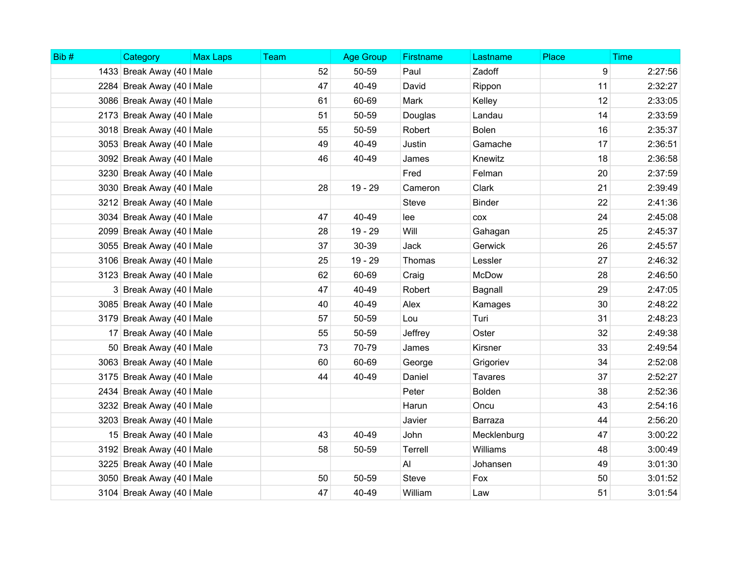| Bib # | Category | Max Laps | Team | Age Group | Firstname | Lastname | Place | Time |
|---|---|---|---|---|---|---|---|---|
| 1433 | Break Away (40 I | Male | 52 | 50-59 | Paul | Zadoff | 9 | 2:27:56 |
| 2284 | Break Away (40 I | Male | 47 | 40-49 | David | Rippon | 11 | 2:32:27 |
| 3086 | Break Away (40 I | Male | 61 | 60-69 | Mark | Kelley | 12 | 2:33:05 |
| 2173 | Break Away (40 I | Male | 51 | 50-59 | Douglas | Landau | 14 | 2:33:59 |
| 3018 | Break Away (40 I | Male | 55 | 50-59 | Robert | Bolen | 16 | 2:35:37 |
| 3053 | Break Away (40 I | Male | 49 | 40-49 | Justin | Gamache | 17 | 2:36:51 |
| 3092 | Break Away (40 I | Male | 46 | 40-49 | James | Knewitz | 18 | 2:36:58 |
| 3230 | Break Away (40 I | Male | | | Fred | Felman | 20 | 2:37:59 |
| 3030 | Break Away (40 I | Male | 28 | 19 - 29 | Cameron | Clark | 21 | 2:39:49 |
| 3212 | Break Away (40 I | Male | | | Steve | Binder | 22 | 2:41:36 |
| 3034 | Break Away (40 I | Male | 47 | 40-49 | lee | cox | 24 | 2:45:08 |
| 2099 | Break Away (40 I | Male | 28 | 19 - 29 | Will | Gahagan | 25 | 2:45:37 |
| 3055 | Break Away (40 I | Male | 37 | 30-39 | Jack | Gerwick | 26 | 2:45:57 |
| 3106 | Break Away (40 I | Male | 25 | 19 - 29 | Thomas | Lessler | 27 | 2:46:32 |
| 3123 | Break Away (40 I | Male | 62 | 60-69 | Craig | McDow | 28 | 2:46:50 |
| 3 | Break Away (40 I | Male | 47 | 40-49 | Robert | Bagnall | 29 | 2:47:05 |
| 3085 | Break Away (40 I | Male | 40 | 40-49 | Alex | Kamages | 30 | 2:48:22 |
| 3179 | Break Away (40 I | Male | 57 | 50-59 | Lou | Turi | 31 | 2:48:23 |
| 17 | Break Away (40 I | Male | 55 | 50-59 | Jeffrey | Oster | 32 | 2:49:38 |
| 50 | Break Away (40 I | Male | 73 | 70-79 | James | Kirsner | 33 | 2:49:54 |
| 3063 | Break Away (40 I | Male | 60 | 60-69 | George | Grigoriev | 34 | 2:52:08 |
| 3175 | Break Away (40 I | Male | 44 | 40-49 | Daniel | Tavares | 37 | 2:52:27 |
| 2434 | Break Away (40 I | Male | | | Peter | Bolden | 38 | 2:52:36 |
| 3232 | Break Away (40 I | Male | | | Harun | Oncu | 43 | 2:54:16 |
| 3203 | Break Away (40 I | Male | | | Javier | Barraza | 44 | 2:56:20 |
| 15 | Break Away (40 I | Male | 43 | 40-49 | John | Mecklenburg | 47 | 3:00:22 |
| 3192 | Break Away (40 I | Male | 58 | 50-59 | Terrell | Williams | 48 | 3:00:49 |
| 3225 | Break Away (40 I | Male | | | Al | Johansen | 49 | 3:01:30 |
| 3050 | Break Away (40 I | Male | 50 | 50-59 | Steve | Fox | 50 | 3:01:52 |
| 3104 | Break Away (40 I | Male | 47 | 40-49 | William | Law | 51 | 3:01:54 |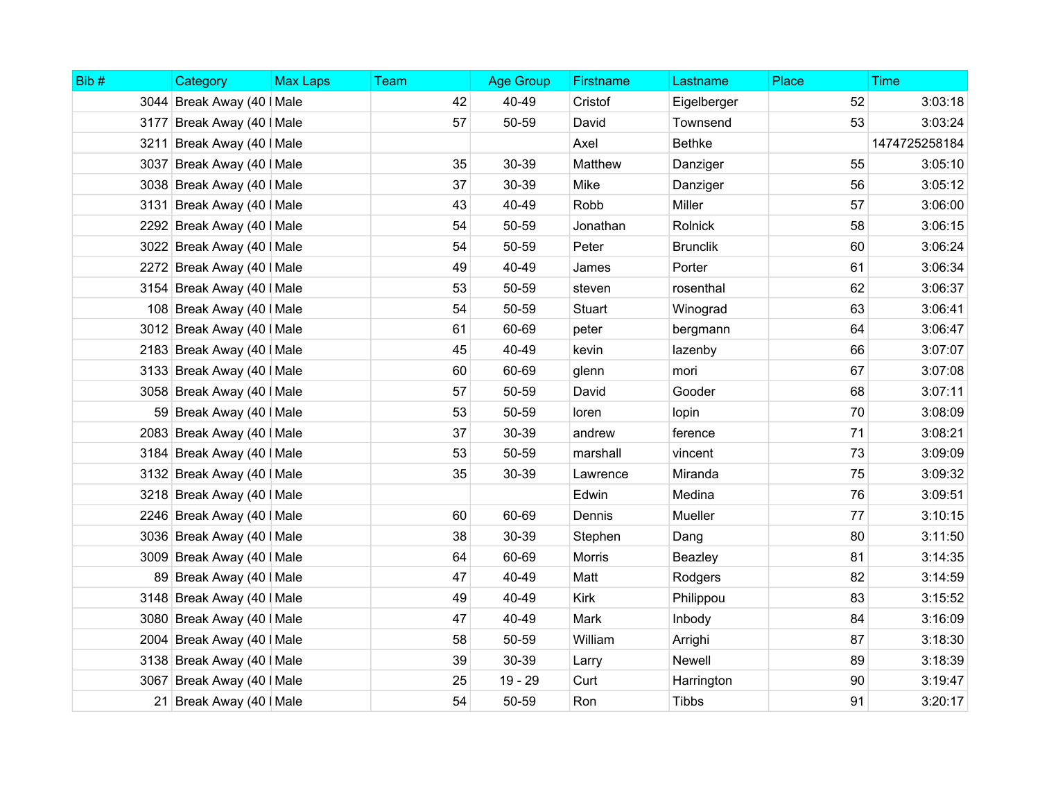| Bib # | Category | Max Laps | Team | Age Group | Firstname | Lastname | Place | Time |
|---|---|---|---|---|---|---|---|---|
| 3044 | Break Away (40 l | Male | 42 | 40-49 | Cristof | Eigelberger | 52 | 3:03:18 |
| 3177 | Break Away (40 l | Male | 57 | 50-59 | David | Townsend | 53 | 3:03:24 |
| 3211 | Break Away (40 l | Male | | | Axel | Bethke | | 1474725258184 |
| 3037 | Break Away (40 l | Male | 35 | 30-39 | Matthew | Danziger | 55 | 3:05:10 |
| 3038 | Break Away (40 l | Male | 37 | 30-39 | Mike | Danziger | 56 | 3:05:12 |
| 3131 | Break Away (40 l | Male | 43 | 40-49 | Robb | Miller | 57 | 3:06:00 |
| 2292 | Break Away (40 l | Male | 54 | 50-59 | Jonathan | Rolnick | 58 | 3:06:15 |
| 3022 | Break Away (40 l | Male | 54 | 50-59 | Peter | Brunclik | 60 | 3:06:24 |
| 2272 | Break Away (40 l | Male | 49 | 40-49 | James | Porter | 61 | 3:06:34 |
| 3154 | Break Away (40 l | Male | 53 | 50-59 | steven | rosenthal | 62 | 3:06:37 |
| 108 | Break Away (40 l | Male | 54 | 50-59 | Stuart | Winograd | 63 | 3:06:41 |
| 3012 | Break Away (40 l | Male | 61 | 60-69 | peter | bergmann | 64 | 3:06:47 |
| 2183 | Break Away (40 l | Male | 45 | 40-49 | kevin | lazenby | 66 | 3:07:07 |
| 3133 | Break Away (40 l | Male | 60 | 60-69 | glenn | mori | 67 | 3:07:08 |
| 3058 | Break Away (40 l | Male | 57 | 50-59 | David | Gooder | 68 | 3:07:11 |
| 59 | Break Away (40 l | Male | 53 | 50-59 | loren | lopin | 70 | 3:08:09 |
| 2083 | Break Away (40 l | Male | 37 | 30-39 | andrew | ference | 71 | 3:08:21 |
| 3184 | Break Away (40 l | Male | 53 | 50-59 | marshall | vincent | 73 | 3:09:09 |
| 3132 | Break Away (40 l | Male | 35 | 30-39 | Lawrence | Miranda | 75 | 3:09:32 |
| 3218 | Break Away (40 l | Male | | | Edwin | Medina | 76 | 3:09:51 |
| 2246 | Break Away (40 l | Male | 60 | 60-69 | Dennis | Mueller | 77 | 3:10:15 |
| 3036 | Break Away (40 l | Male | 38 | 30-39 | Stephen | Dang | 80 | 3:11:50 |
| 3009 | Break Away (40 l | Male | 64 | 60-69 | Morris | Beazley | 81 | 3:14:35 |
| 89 | Break Away (40 l | Male | 47 | 40-49 | Matt | Rodgers | 82 | 3:14:59 |
| 3148 | Break Away (40 l | Male | 49 | 40-49 | Kirk | Philippou | 83 | 3:15:52 |
| 3080 | Break Away (40 l | Male | 47 | 40-49 | Mark | Inbody | 84 | 3:16:09 |
| 2004 | Break Away (40 l | Male | 58 | 50-59 | William | Arrighi | 87 | 3:18:30 |
| 3138 | Break Away (40 l | Male | 39 | 30-39 | Larry | Newell | 89 | 3:18:39 |
| 3067 | Break Away (40 l | Male | 25 | 19 - 29 | Curt | Harrington | 90 | 3:19:47 |
| 21 | Break Away (40 l | Male | 54 | 50-59 | Ron | Tibbs | 91 | 3:20:17 |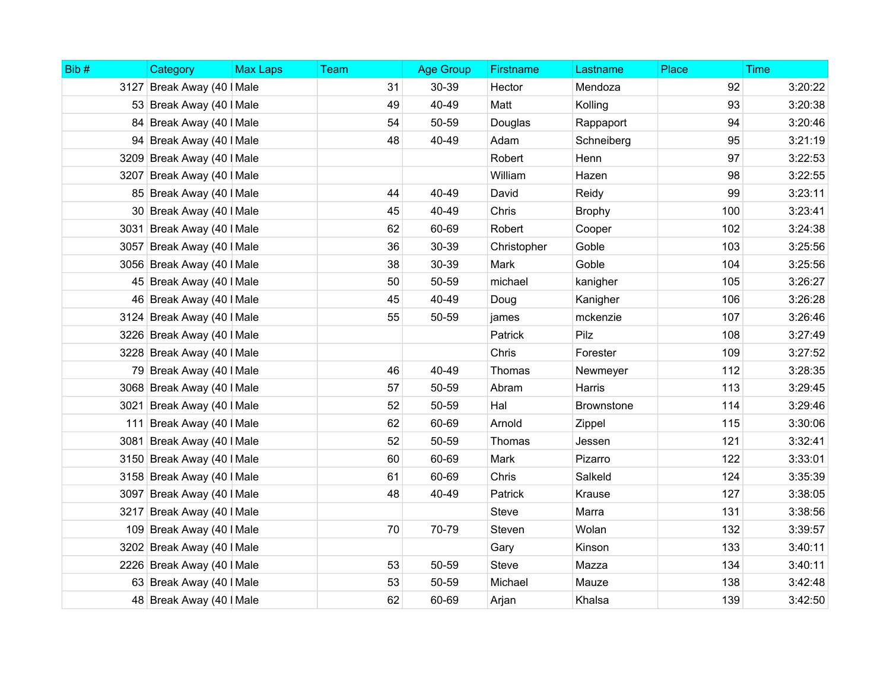| Bib # | Category | Max Laps | Team | Age Group | Firstname | Lastname | Place | Time |
|---|---|---|---|---|---|---|---|---|
| 3127 | Break Away (40 l | Male | 31 | 30-39 | Hector | Mendoza | 92 | 3:20:22 |
| 53 | Break Away (40 l | Male | 49 | 40-49 | Matt | Kolling | 93 | 3:20:38 |
| 84 | Break Away (40 l | Male | 54 | 50-59 | Douglas | Rappaport | 94 | 3:20:46 |
| 94 | Break Away (40 l | Male | 48 | 40-49 | Adam | Schneiberg | 95 | 3:21:19 |
| 3209 | Break Away (40 l | Male | | | Robert | Henn | 97 | 3:22:53 |
| 3207 | Break Away (40 l | Male | | | William | Hazen | 98 | 3:22:55 |
| 85 | Break Away (40 l | Male | 44 | 40-49 | David | Reidy | 99 | 3:23:11 |
| 30 | Break Away (40 l | Male | 45 | 40-49 | Chris | Brophy | 100 | 3:23:41 |
| 3031 | Break Away (40 l | Male | 62 | 60-69 | Robert | Cooper | 102 | 3:24:38 |
| 3057 | Break Away (40 l | Male | 36 | 30-39 | Christopher | Goble | 103 | 3:25:56 |
| 3056 | Break Away (40 l | Male | 38 | 30-39 | Mark | Goble | 104 | 3:25:56 |
| 45 | Break Away (40 l | Male | 50 | 50-59 | michael | kanigher | 105 | 3:26:27 |
| 46 | Break Away (40 l | Male | 45 | 40-49 | Doug | Kanigher | 106 | 3:26:28 |
| 3124 | Break Away (40 l | Male | 55 | 50-59 | james | mckenzie | 107 | 3:26:46 |
| 3226 | Break Away (40 l | Male | | | Patrick | Pilz | 108 | 3:27:49 |
| 3228 | Break Away (40 l | Male | | | Chris | Forester | 109 | 3:27:52 |
| 79 | Break Away (40 l | Male | 46 | 40-49 | Thomas | Newmeyer | 112 | 3:28:35 |
| 3068 | Break Away (40 l | Male | 57 | 50-59 | Abram | Harris | 113 | 3:29:45 |
| 3021 | Break Away (40 l | Male | 52 | 50-59 | Hal | Brownstone | 114 | 3:29:46 |
| 111 | Break Away (40 l | Male | 62 | 60-69 | Arnold | Zippel | 115 | 3:30:06 |
| 3081 | Break Away (40 l | Male | 52 | 50-59 | Thomas | Jessen | 121 | 3:32:41 |
| 3150 | Break Away (40 l | Male | 60 | 60-69 | Mark | Pizarro | 122 | 3:33:01 |
| 3158 | Break Away (40 l | Male | 61 | 60-69 | Chris | Salkeld | 124 | 3:35:39 |
| 3097 | Break Away (40 l | Male | 48 | 40-49 | Patrick | Krause | 127 | 3:38:05 |
| 3217 | Break Away (40 l | Male | | | Steve | Marra | 131 | 3:38:56 |
| 109 | Break Away (40 l | Male | 70 | 70-79 | Steven | Wolan | 132 | 3:39:57 |
| 3202 | Break Away (40 l | Male | | | Gary | Kinson | 133 | 3:40:11 |
| 2226 | Break Away (40 l | Male | 53 | 50-59 | Steve | Mazza | 134 | 3:40:11 |
| 63 | Break Away (40 l | Male | 53 | 50-59 | Michael | Mauze | 138 | 3:42:48 |
| 48 | Break Away (40 l | Male | 62 | 60-69 | Arjan | Khalsa | 139 | 3:42:50 |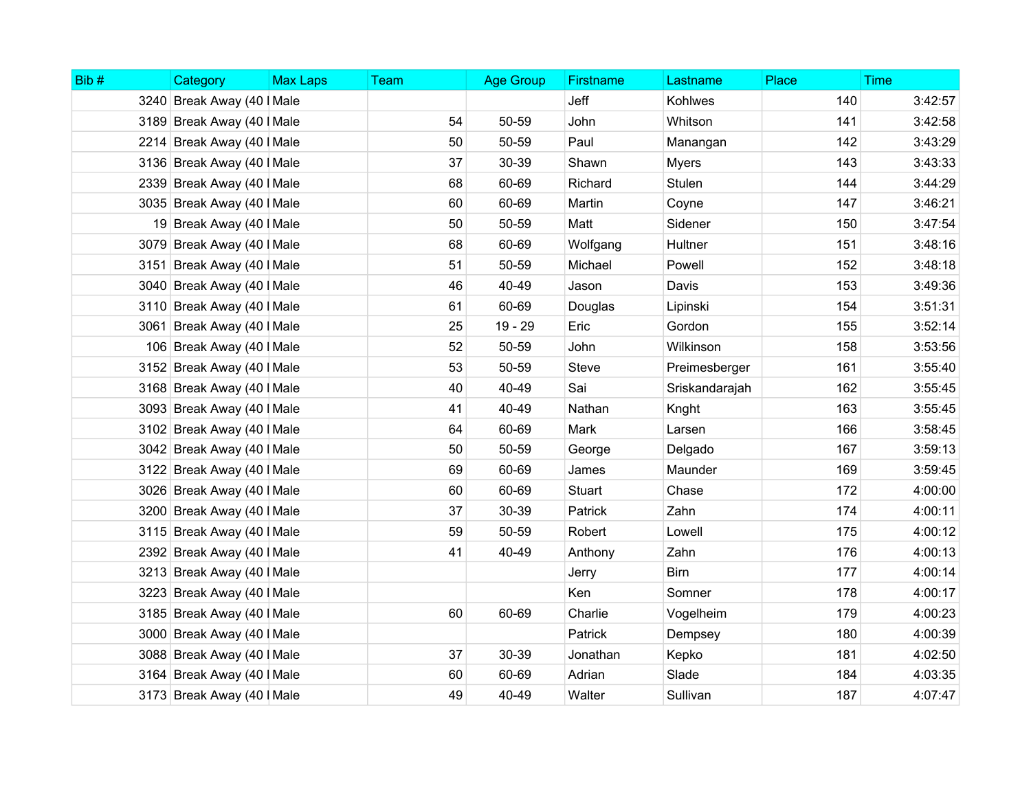| Bib # | Category | Max Laps | Team | Age Group | Firstname | Lastname | Place | Time |
|---|---|---|---|---|---|---|---|---|
| 3240 | Break Away (40 I | Male | | | Jeff | Kohlwes | 140 | 3:42:57 |
| 3189 | Break Away (40 I | Male | 54 | 50-59 | John | Whitson | 141 | 3:42:58 |
| 2214 | Break Away (40 I | Male | 50 | 50-59 | Paul | Manangan | 142 | 3:43:29 |
| 3136 | Break Away (40 I | Male | 37 | 30-39 | Shawn | Myers | 143 | 3:43:33 |
| 2339 | Break Away (40 I | Male | 68 | 60-69 | Richard | Stulen | 144 | 3:44:29 |
| 3035 | Break Away (40 I | Male | 60 | 60-69 | Martin | Coyne | 147 | 3:46:21 |
| 19 | Break Away (40 I | Male | 50 | 50-59 | Matt | Sidener | 150 | 3:47:54 |
| 3079 | Break Away (40 I | Male | 68 | 60-69 | Wolfgang | Hultner | 151 | 3:48:16 |
| 3151 | Break Away (40 I | Male | 51 | 50-59 | Michael | Powell | 152 | 3:48:18 |
| 3040 | Break Away (40 I | Male | 46 | 40-49 | Jason | Davis | 153 | 3:49:36 |
| 3110 | Break Away (40 I | Male | 61 | 60-69 | Douglas | Lipinski | 154 | 3:51:31 |
| 3061 | Break Away (40 I | Male | 25 | 19 - 29 | Eric | Gordon | 155 | 3:52:14 |
| 106 | Break Away (40 I | Male | 52 | 50-59 | John | Wilkinson | 158 | 3:53:56 |
| 3152 | Break Away (40 I | Male | 53 | 50-59 | Steve | Preimesberger | 161 | 3:55:40 |
| 3168 | Break Away (40 I | Male | 40 | 40-49 | Sai | Sriskandarajah | 162 | 3:55:45 |
| 3093 | Break Away (40 I | Male | 41 | 40-49 | Nathan | Knght | 163 | 3:55:45 |
| 3102 | Break Away (40 I | Male | 64 | 60-69 | Mark | Larsen | 166 | 3:58:45 |
| 3042 | Break Away (40 I | Male | 50 | 50-59 | George | Delgado | 167 | 3:59:13 |
| 3122 | Break Away (40 I | Male | 69 | 60-69 | James | Maunder | 169 | 3:59:45 |
| 3026 | Break Away (40 I | Male | 60 | 60-69 | Stuart | Chase | 172 | 4:00:00 |
| 3200 | Break Away (40 I | Male | 37 | 30-39 | Patrick | Zahn | 174 | 4:00:11 |
| 3115 | Break Away (40 I | Male | 59 | 50-59 | Robert | Lowell | 175 | 4:00:12 |
| 2392 | Break Away (40 I | Male | 41 | 40-49 | Anthony | Zahn | 176 | 4:00:13 |
| 3213 | Break Away (40 I | Male | | | Jerry | Birn | 177 | 4:00:14 |
| 3223 | Break Away (40 I | Male | | | Ken | Somner | 178 | 4:00:17 |
| 3185 | Break Away (40 I | Male | 60 | 60-69 | Charlie | Vogelheim | 179 | 4:00:23 |
| 3000 | Break Away (40 I | Male | | | Patrick | Dempsey | 180 | 4:00:39 |
| 3088 | Break Away (40 I | Male | 37 | 30-39 | Jonathan | Kepko | 181 | 4:02:50 |
| 3164 | Break Away (40 I | Male | 60 | 60-69 | Adrian | Slade | 184 | 4:03:35 |
| 3173 | Break Away (40 I | Male | 49 | 40-49 | Walter | Sullivan | 187 | 4:07:47 |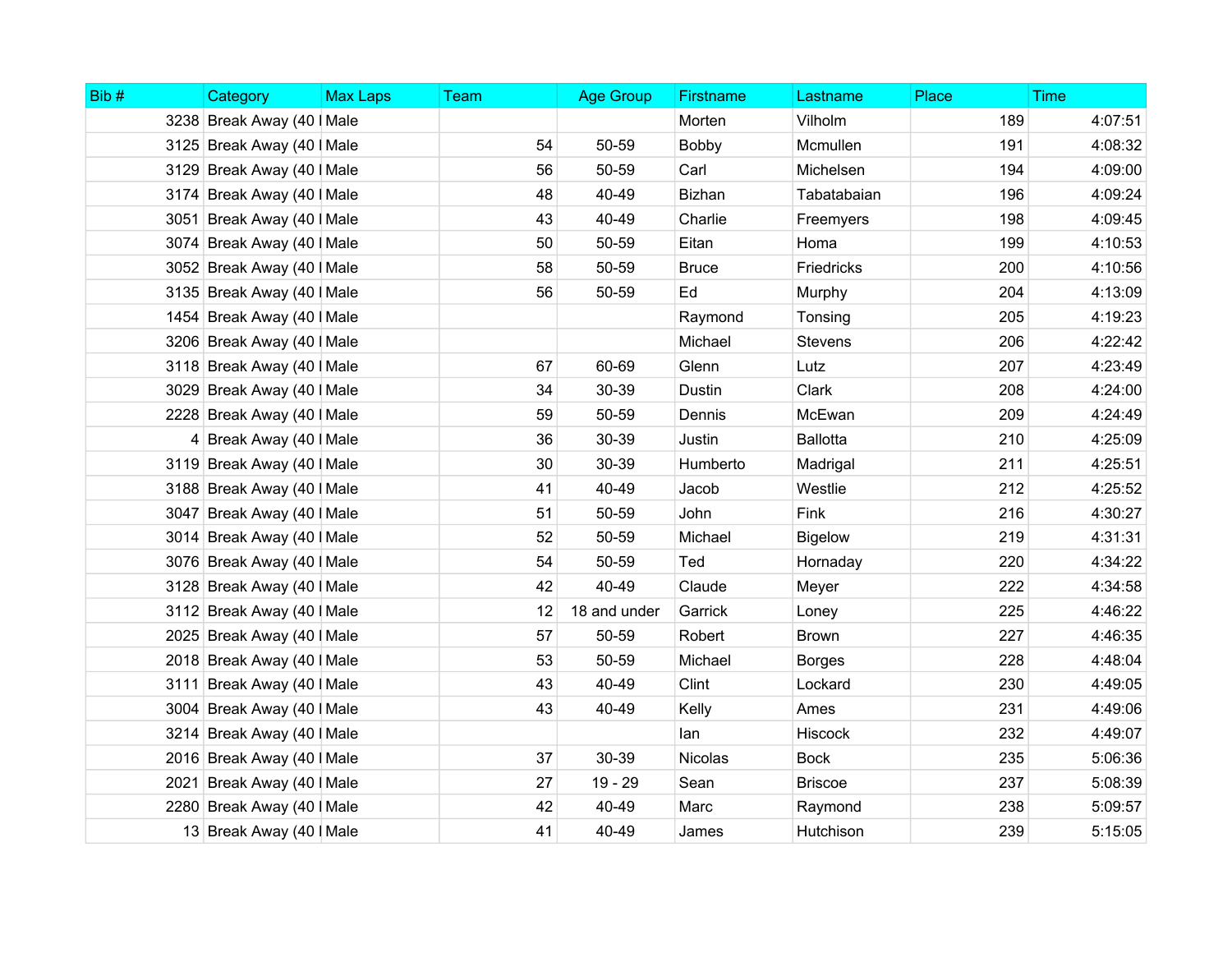| Bib # | Category | Max Laps | Team | Age Group | Firstname | Lastname | Place | Time |
|---|---|---|---|---|---|---|---|---|
| 3238 | Break Away (40 I | Male | | | Morten | Vilholm | 189 | 4:07:51 |
| 3125 | Break Away (40 I | Male | 54 | 50-59 | Bobby | Mcmullen | 191 | 4:08:32 |
| 3129 | Break Away (40 I | Male | 56 | 50-59 | Carl | Michelsen | 194 | 4:09:00 |
| 3174 | Break Away (40 I | Male | 48 | 40-49 | Bizhan | Tabatabaian | 196 | 4:09:24 |
| 3051 | Break Away (40 I | Male | 43 | 40-49 | Charlie | Freemyers | 198 | 4:09:45 |
| 3074 | Break Away (40 I | Male | 50 | 50-59 | Eitan | Homa | 199 | 4:10:53 |
| 3052 | Break Away (40 I | Male | 58 | 50-59 | Bruce | Friedricks | 200 | 4:10:56 |
| 3135 | Break Away (40 I | Male | 56 | 50-59 | Ed | Murphy | 204 | 4:13:09 |
| 1454 | Break Away (40 I | Male | | | Raymond | Tonsing | 205 | 4:19:23 |
| 3206 | Break Away (40 I | Male | | | Michael | Stevens | 206 | 4:22:42 |
| 3118 | Break Away (40 I | Male | 67 | 60-69 | Glenn | Lutz | 207 | 4:23:49 |
| 3029 | Break Away (40 I | Male | 34 | 30-39 | Dustin | Clark | 208 | 4:24:00 |
| 2228 | Break Away (40 I | Male | 59 | 50-59 | Dennis | McEwan | 209 | 4:24:49 |
| 4 | Break Away (40 I | Male | 36 | 30-39 | Justin | Ballotta | 210 | 4:25:09 |
| 3119 | Break Away (40 I | Male | 30 | 30-39 | Humberto | Madrigal | 211 | 4:25:51 |
| 3188 | Break Away (40 I | Male | 41 | 40-49 | Jacob | Westlie | 212 | 4:25:52 |
| 3047 | Break Away (40 I | Male | 51 | 50-59 | John | Fink | 216 | 4:30:27 |
| 3014 | Break Away (40 I | Male | 52 | 50-59 | Michael | Bigelow | 219 | 4:31:31 |
| 3076 | Break Away (40 I | Male | 54 | 50-59 | Ted | Hornaday | 220 | 4:34:22 |
| 3128 | Break Away (40 I | Male | 42 | 40-49 | Claude | Meyer | 222 | 4:34:58 |
| 3112 | Break Away (40 I | Male | 12 | 18 and under | Garrick | Loney | 225 | 4:46:22 |
| 2025 | Break Away (40 I | Male | 57 | 50-59 | Robert | Brown | 227 | 4:46:35 |
| 2018 | Break Away (40 I | Male | 53 | 50-59 | Michael | Borges | 228 | 4:48:04 |
| 3111 | Break Away (40 I | Male | 43 | 40-49 | Clint | Lockard | 230 | 4:49:05 |
| 3004 | Break Away (40 I | Male | 43 | 40-49 | Kelly | Ames | 231 | 4:49:06 |
| 3214 | Break Away (40 I | Male | | | Ian | Hiscock | 232 | 4:49:07 |
| 2016 | Break Away (40 I | Male | 37 | 30-39 | Nicolas | Bock | 235 | 5:06:36 |
| 2021 | Break Away (40 I | Male | 27 | 19 - 29 | Sean | Briscoe | 237 | 5:08:39 |
| 2280 | Break Away (40 I | Male | 42 | 40-49 | Marc | Raymond | 238 | 5:09:57 |
| 13 | Break Away (40 I | Male | 41 | 40-49 | James | Hutchison | 239 | 5:15:05 |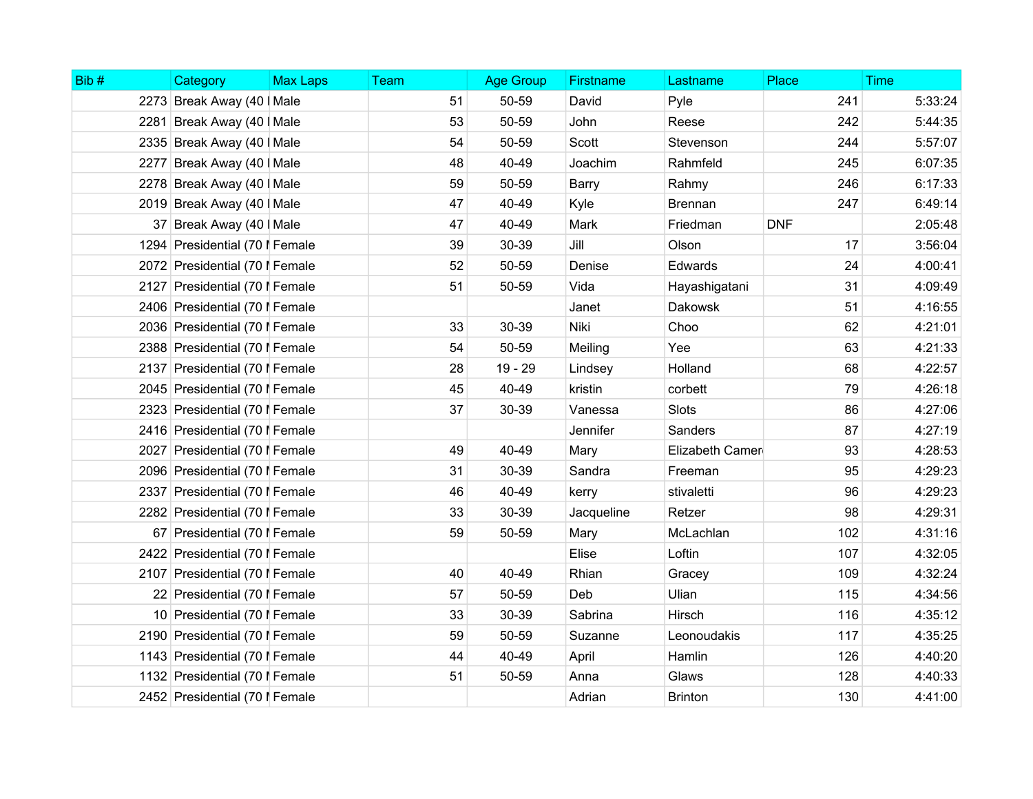| Bib # | Category | Max Laps | Team | Age Group | Firstname | Lastname | Place | Time |
|---|---|---|---|---|---|---|---|---|
| 2273 | Break Away (40 I | Male | 51 | 50-59 | David | Pyle | 241 | 5:33:24 |
| 2281 | Break Away (40 I | Male | 53 | 50-59 | John | Reese | 242 | 5:44:35 |
| 2335 | Break Away (40 I | Male | 54 | 50-59 | Scott | Stevenson | 244 | 5:57:07 |
| 2277 | Break Away (40 I | Male | 48 | 40-49 | Joachim | Rahmfeld | 245 | 6:07:35 |
| 2278 | Break Away (40 I | Male | 59 | 50-59 | Barry | Rahmy | 246 | 6:17:33 |
| 2019 | Break Away (40 I | Male | 47 | 40-49 | Kyle | Brennan | 247 | 6:49:14 |
| 37 | Break Away (40 I | Male | 47 | 40-49 | Mark | Friedman | DNF | 2:05:48 |
| 1294 | Presidential (70 I | Female | 39 | 30-39 | Jill | Olson | 17 | 3:56:04 |
| 2072 | Presidential (70 I | Female | 52 | 50-59 | Denise | Edwards | 24 | 4:00:41 |
| 2127 | Presidential (70 I | Female | 51 | 50-59 | Vida | Hayashigatani | 31 | 4:09:49 |
| 2406 | Presidential (70 I | Female | | | Janet | Dakowsk | 51 | 4:16:55 |
| 2036 | Presidential (70 I | Female | 33 | 30-39 | Niki | Choo | 62 | 4:21:01 |
| 2388 | Presidential (70 I | Female | 54 | 50-59 | Meiling | Yee | 63 | 4:21:33 |
| 2137 | Presidential (70 I | Female | 28 | 19 - 29 | Lindsey | Holland | 68 | 4:22:57 |
| 2045 | Presidential (70 I | Female | 45 | 40-49 | kristin | corbett | 79 | 4:26:18 |
| 2323 | Presidential (70 I | Female | 37 | 30-39 | Vanessa | Slots | 86 | 4:27:06 |
| 2416 | Presidential (70 I | Female | | | Jennifer | Sanders | 87 | 4:27:19 |
| 2027 | Presidential (70 I | Female | 49 | 40-49 | Mary | Elizabeth Camer | 93 | 4:28:53 |
| 2096 | Presidential (70 I | Female | 31 | 30-39 | Sandra | Freeman | 95 | 4:29:23 |
| 2337 | Presidential (70 I | Female | 46 | 40-49 | kerry | stivaletti | 96 | 4:29:23 |
| 2282 | Presidential (70 I | Female | 33 | 30-39 | Jacqueline | Retzer | 98 | 4:29:31 |
| 67 | Presidential (70 I | Female | 59 | 50-59 | Mary | McLachlan | 102 | 4:31:16 |
| 2422 | Presidential (70 I | Female | | | Elise | Loftin | 107 | 4:32:05 |
| 2107 | Presidential (70 I | Female | 40 | 40-49 | Rhian | Gracey | 109 | 4:32:24 |
| 22 | Presidential (70 I | Female | 57 | 50-59 | Deb | Ulian | 115 | 4:34:56 |
| 10 | Presidential (70 I | Female | 33 | 30-39 | Sabrina | Hirsch | 116 | 4:35:12 |
| 2190 | Presidential (70 I | Female | 59 | 50-59 | Suzanne | Leonoudakis | 117 | 4:35:25 |
| 1143 | Presidential (70 I | Female | 44 | 40-49 | April | Hamlin | 126 | 4:40:20 |
| 1132 | Presidential (70 I | Female | 51 | 50-59 | Anna | Glaws | 128 | 4:40:33 |
| 2452 | Presidential (70 I | Female | | | Adrian | Brinton | 130 | 4:41:00 |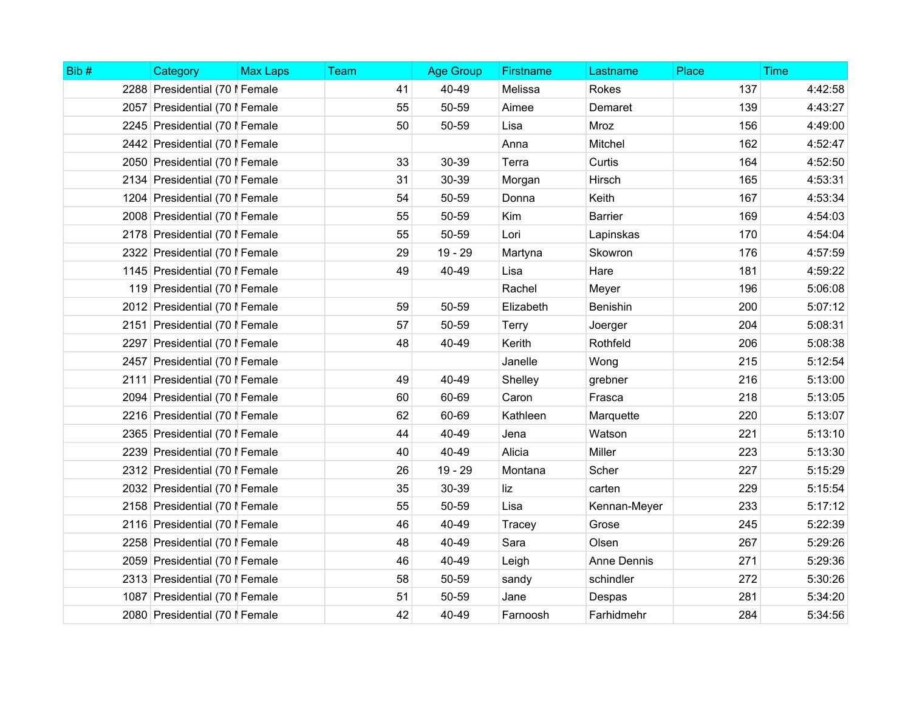| Bib # | Category | Max Laps | Team | Age Group | Firstname | Lastname | Place | Time |
|---|---|---|---|---|---|---|---|---|
| 2288 | Presidential (70 M | Female | 41 | 40-49 | Melissa | Rokes | 137 | 4:42:58 |
| 2057 | Presidential (70 M | Female | 55 | 50-59 | Aimee | Demaret | 139 | 4:43:27 |
| 2245 | Presidential (70 M | Female | 50 | 50-59 | Lisa | Mroz | 156 | 4:49:00 |
| 2442 | Presidential (70 M | Female | | | Anna | Mitchel | 162 | 4:52:47 |
| 2050 | Presidential (70 M | Female | 33 | 30-39 | Terra | Curtis | 164 | 4:52:50 |
| 2134 | Presidential (70 M | Female | 31 | 30-39 | Morgan | Hirsch | 165 | 4:53:31 |
| 1204 | Presidential (70 M | Female | 54 | 50-59 | Donna | Keith | 167 | 4:53:34 |
| 2008 | Presidential (70 M | Female | 55 | 50-59 | Kim | Barrier | 169 | 4:54:03 |
| 2178 | Presidential (70 M | Female | 55 | 50-59 | Lori | Lapinskas | 170 | 4:54:04 |
| 2322 | Presidential (70 M | Female | 29 | 19 - 29 | Martyna | Skowron | 176 | 4:57:59 |
| 1145 | Presidential (70 M | Female | 49 | 40-49 | Lisa | Hare | 181 | 4:59:22 |
| 119 | Presidential (70 M | Female | | | Rachel | Meyer | 196 | 5:06:08 |
| 2012 | Presidential (70 M | Female | 59 | 50-59 | Elizabeth | Benishin | 200 | 5:07:12 |
| 2151 | Presidential (70 M | Female | 57 | 50-59 | Terry | Joerger | 204 | 5:08:31 |
| 2297 | Presidential (70 M | Female | 48 | 40-49 | Kerith | Rothfeld | 206 | 5:08:38 |
| 2457 | Presidential (70 M | Female | | | Janelle | Wong | 215 | 5:12:54 |
| 2111 | Presidential (70 M | Female | 49 | 40-49 | Shelley | grebner | 216 | 5:13:00 |
| 2094 | Presidential (70 M | Female | 60 | 60-69 | Caron | Frasca | 218 | 5:13:05 |
| 2216 | Presidential (70 M | Female | 62 | 60-69 | Kathleen | Marquette | 220 | 5:13:07 |
| 2365 | Presidential (70 M | Female | 44 | 40-49 | Jena | Watson | 221 | 5:13:10 |
| 2239 | Presidential (70 M | Female | 40 | 40-49 | Alicia | Miller | 223 | 5:13:30 |
| 2312 | Presidential (70 M | Female | 26 | 19 - 29 | Montana | Scher | 227 | 5:15:29 |
| 2032 | Presidential (70 M | Female | 35 | 30-39 | liz | carten | 229 | 5:15:54 |
| 2158 | Presidential (70 M | Female | 55 | 50-59 | Lisa | Kennan-Meyer | 233 | 5:17:12 |
| 2116 | Presidential (70 M | Female | 46 | 40-49 | Tracey | Grose | 245 | 5:22:39 |
| 2258 | Presidential (70 M | Female | 48 | 40-49 | Sara | Olsen | 267 | 5:29:26 |
| 2059 | Presidential (70 M | Female | 46 | 40-49 | Leigh | Anne Dennis | 271 | 5:29:36 |
| 2313 | Presidential (70 M | Female | 58 | 50-59 | sandy | schindler | 272 | 5:30:26 |
| 1087 | Presidential (70 M | Female | 51 | 50-59 | Jane | Despas | 281 | 5:34:20 |
| 2080 | Presidential (70 M | Female | 42 | 40-49 | Farnoosh | Farhidmehr | 284 | 5:34:56 |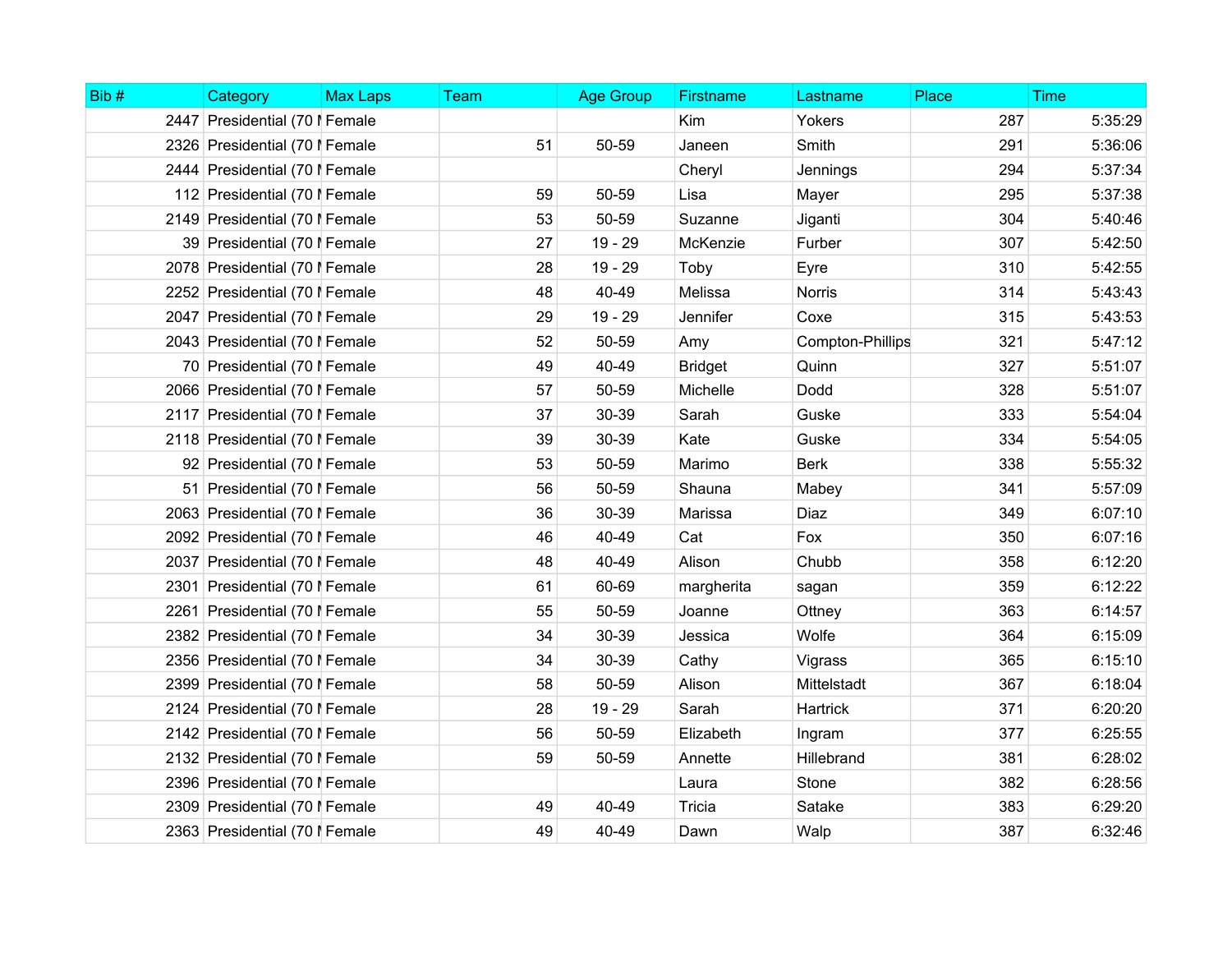| Bib # | Category | Max Laps | Team | Age Group | Firstname | Lastname | Place | Time |
|---|---|---|---|---|---|---|---|---|
| 2447 | Presidential (70 M | Female | | | Kim | Yokers | 287 | 5:35:29 |
| 2326 | Presidential (70 M | Female | 51 | 50-59 | Janeen | Smith | 291 | 5:36:06 |
| 2444 | Presidential (70 M | Female | | | Cheryl | Jennings | 294 | 5:37:34 |
| 112 | Presidential (70 M | Female | 59 | 50-59 | Lisa | Mayer | 295 | 5:37:38 |
| 2149 | Presidential (70 M | Female | 53 | 50-59 | Suzanne | Jiganti | 304 | 5:40:46 |
| 39 | Presidential (70 M | Female | 27 | 19 - 29 | McKenzie | Furber | 307 | 5:42:50 |
| 2078 | Presidential (70 M | Female | 28 | 19 - 29 | Toby | Eyre | 310 | 5:42:55 |
| 2252 | Presidential (70 M | Female | 48 | 40-49 | Melissa | Norris | 314 | 5:43:43 |
| 2047 | Presidential (70 M | Female | 29 | 19 - 29 | Jennifer | Coxe | 315 | 5:43:53 |
| 2043 | Presidential (70 M | Female | 52 | 50-59 | Amy | Compton-Phillips | 321 | 5:47:12 |
| 70 | Presidential (70 M | Female | 49 | 40-49 | Bridget | Quinn | 327 | 5:51:07 |
| 2066 | Presidential (70 M | Female | 57 | 50-59 | Michelle | Dodd | 328 | 5:51:07 |
| 2117 | Presidential (70 M | Female | 37 | 30-39 | Sarah | Guske | 333 | 5:54:04 |
| 2118 | Presidential (70 M | Female | 39 | 30-39 | Kate | Guske | 334 | 5:54:05 |
| 92 | Presidential (70 M | Female | 53 | 50-59 | Marimo | Berk | 338 | 5:55:32 |
| 51 | Presidential (70 M | Female | 56 | 50-59 | Shauna | Mabey | 341 | 5:57:09 |
| 2063 | Presidential (70 M | Female | 36 | 30-39 | Marissa | Diaz | 349 | 6:07:10 |
| 2092 | Presidential (70 M | Female | 46 | 40-49 | Cat | Fox | 350 | 6:07:16 |
| 2037 | Presidential (70 M | Female | 48 | 40-49 | Alison | Chubb | 358 | 6:12:20 |
| 2301 | Presidential (70 M | Female | 61 | 60-69 | margherita | sagan | 359 | 6:12:22 |
| 2261 | Presidential (70 M | Female | 55 | 50-59 | Joanne | Ottney | 363 | 6:14:57 |
| 2382 | Presidential (70 M | Female | 34 | 30-39 | Jessica | Wolfe | 364 | 6:15:09 |
| 2356 | Presidential (70 M | Female | 34 | 30-39 | Cathy | Vigrass | 365 | 6:15:10 |
| 2399 | Presidential (70 M | Female | 58 | 50-59 | Alison | Mittelstadt | 367 | 6:18:04 |
| 2124 | Presidential (70 M | Female | 28 | 19 - 29 | Sarah | Hartrick | 371 | 6:20:20 |
| 2142 | Presidential (70 M | Female | 56 | 50-59 | Elizabeth | Ingram | 377 | 6:25:55 |
| 2132 | Presidential (70 M | Female | 59 | 50-59 | Annette | Hillebrand | 381 | 6:28:02 |
| 2396 | Presidential (70 M | Female | | | Laura | Stone | 382 | 6:28:56 |
| 2309 | Presidential (70 M | Female | 49 | 40-49 | Tricia | Satake | 383 | 6:29:20 |
| 2363 | Presidential (70 M | Female | 49 | 40-49 | Dawn | Walp | 387 | 6:32:46 |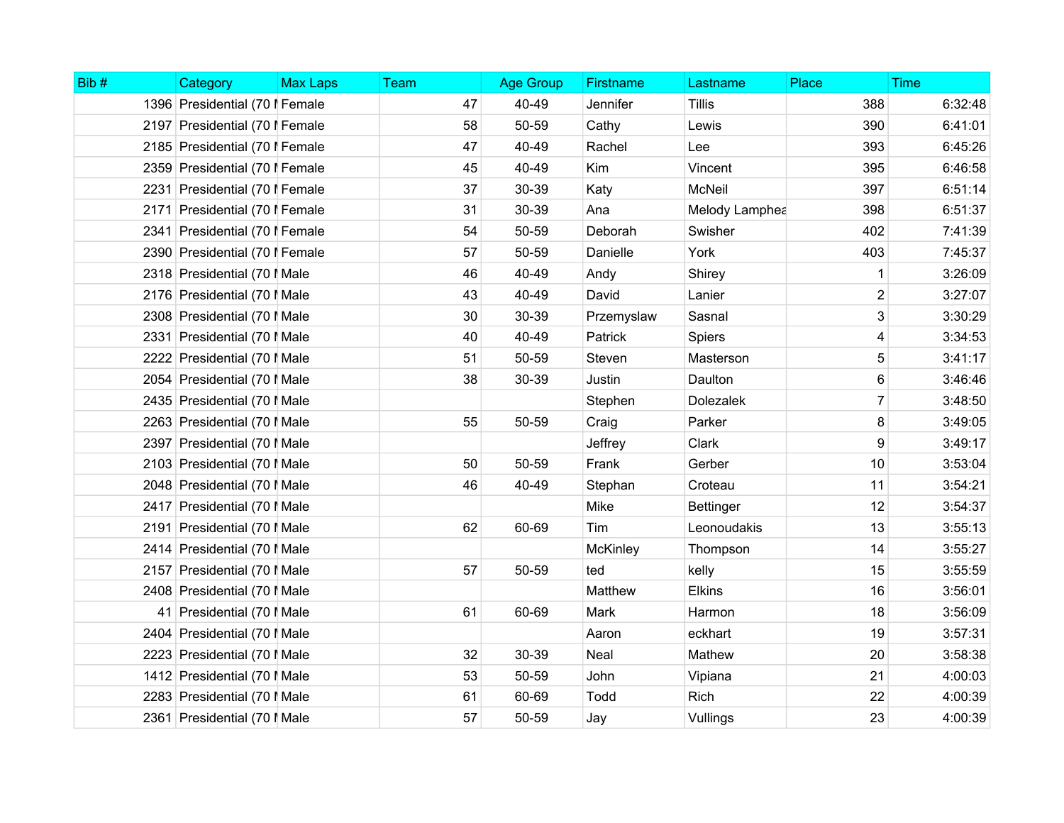| Bib # | Category | Max Laps | Team | Age Group | Firstname | Lastname | Place | Time |
|---|---|---|---|---|---|---|---|---|
| 1396 | Presidential (70 M | Female | 47 | 40-49 | Jennifer | Tillis | 388 | 6:32:48 |
| 2197 | Presidential (70 M | Female | 58 | 50-59 | Cathy | Lewis | 390 | 6:41:01 |
| 2185 | Presidential (70 M | Female | 47 | 40-49 | Rachel | Lee | 393 | 6:45:26 |
| 2359 | Presidential (70 M | Female | 45 | 40-49 | Kim | Vincent | 395 | 6:46:58 |
| 2231 | Presidential (70 M | Female | 37 | 30-39 | Katy | McNeil | 397 | 6:51:14 |
| 2171 | Presidential (70 M | Female | 31 | 30-39 | Ana | Melody Lamphea | 398 | 6:51:37 |
| 2341 | Presidential (70 M | Female | 54 | 50-59 | Deborah | Swisher | 402 | 7:41:39 |
| 2390 | Presidential (70 M | Female | 57 | 50-59 | Danielle | York | 403 | 7:45:37 |
| 2318 | Presidential (70 M | Male | 46 | 40-49 | Andy | Shirey | 1 | 3:26:09 |
| 2176 | Presidential (70 M | Male | 43 | 40-49 | David | Lanier | 2 | 3:27:07 |
| 2308 | Presidential (70 M | Male | 30 | 30-39 | Przemyslaw | Sasnal | 3 | 3:30:29 |
| 2331 | Presidential (70 M | Male | 40 | 40-49 | Patrick | Spiers | 4 | 3:34:53 |
| 2222 | Presidential (70 M | Male | 51 | 50-59 | Steven | Masterson | 5 | 3:41:17 |
| 2054 | Presidential (70 M | Male | 38 | 30-39 | Justin | Daulton | 6 | 3:46:46 |
| 2435 | Presidential (70 M | Male | | | Stephen | Dolezalek | 7 | 3:48:50 |
| 2263 | Presidential (70 M | Male | 55 | 50-59 | Craig | Parker | 8 | 3:49:05 |
| 2397 | Presidential (70 M | Male | | | Jeffrey | Clark | 9 | 3:49:17 |
| 2103 | Presidential (70 M | Male | 50 | 50-59 | Frank | Gerber | 10 | 3:53:04 |
| 2048 | Presidential (70 M | Male | 46 | 40-49 | Stephan | Croteau | 11 | 3:54:21 |
| 2417 | Presidential (70 M | Male | | | Mike | Bettinger | 12 | 3:54:37 |
| 2191 | Presidential (70 M | Male | 62 | 60-69 | Tim | Leonoudakis | 13 | 3:55:13 |
| 2414 | Presidential (70 M | Male | | | McKinley | Thompson | 14 | 3:55:27 |
| 2157 | Presidential (70 M | Male | 57 | 50-59 | ted | kelly | 15 | 3:55:59 |
| 2408 | Presidential (70 M | Male | | | Matthew | Elkins | 16 | 3:56:01 |
| 41 | Presidential (70 M | Male | 61 | 60-69 | Mark | Harmon | 18 | 3:56:09 |
| 2404 | Presidential (70 M | Male | | | Aaron | eckhart | 19 | 3:57:31 |
| 2223 | Presidential (70 M | Male | 32 | 30-39 | Neal | Mathew | 20 | 3:58:38 |
| 1412 | Presidential (70 M | Male | 53 | 50-59 | John | Vipiana | 21 | 4:00:03 |
| 2283 | Presidential (70 M | Male | 61 | 60-69 | Todd | Rich | 22 | 4:00:39 |
| 2361 | Presidential (70 M | Male | 57 | 50-59 | Jay | Vullings | 23 | 4:00:39 |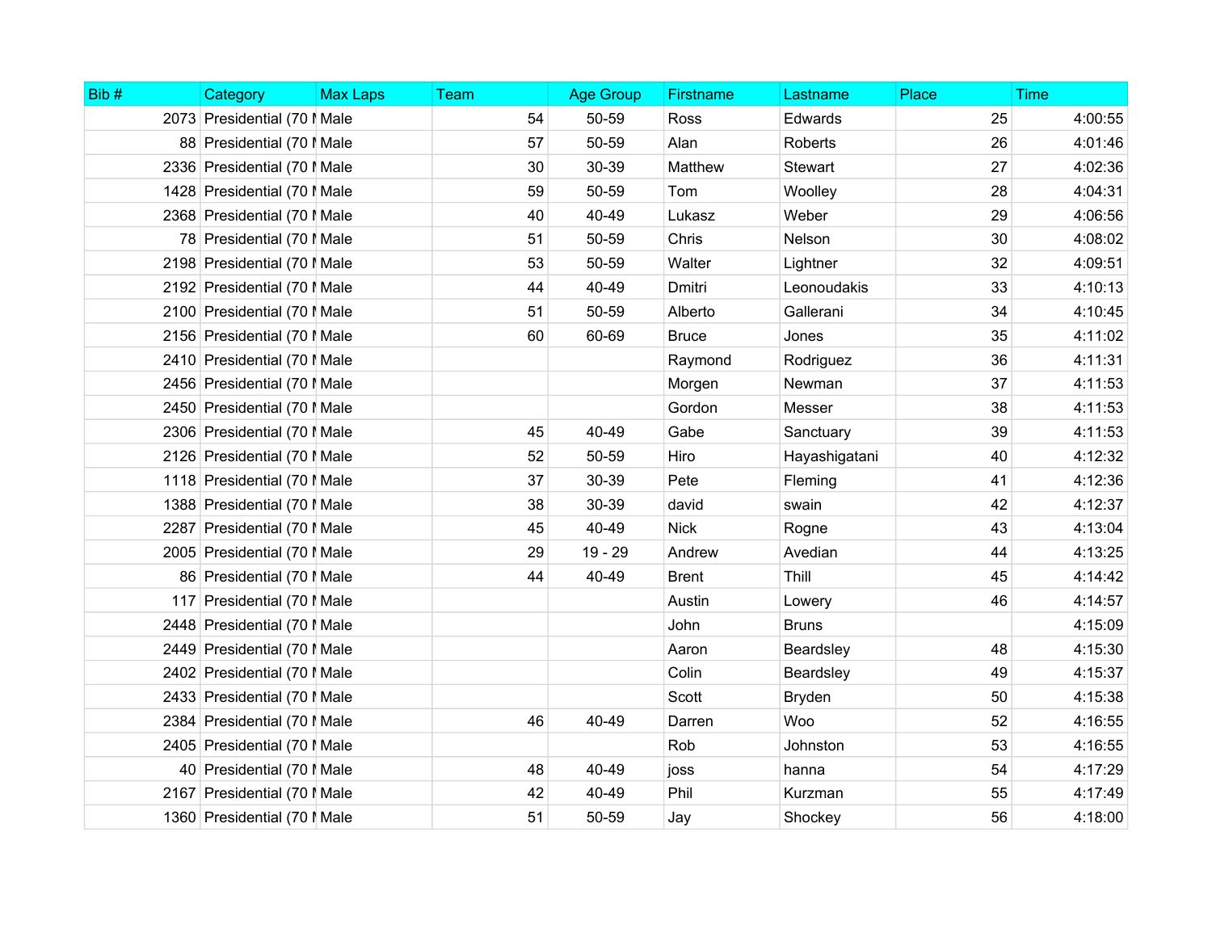| Bib # | Category | Max Laps | Team | Age Group | Firstname | Lastname | Place | Time |
|---|---|---|---|---|---|---|---|---|
| 2073 | Presidential (70 I | Male | 54 | 50-59 | Ross | Edwards | 25 | 4:00:55 |
| 88 | Presidential (70 I | Male | 57 | 50-59 | Alan | Roberts | 26 | 4:01:46 |
| 2336 | Presidential (70 I | Male | 30 | 30-39 | Matthew | Stewart | 27 | 4:02:36 |
| 1428 | Presidential (70 I | Male | 59 | 50-59 | Tom | Woolley | 28 | 4:04:31 |
| 2368 | Presidential (70 I | Male | 40 | 40-49 | Lukasz | Weber | 29 | 4:06:56 |
| 78 | Presidential (70 I | Male | 51 | 50-59 | Chris | Nelson | 30 | 4:08:02 |
| 2198 | Presidential (70 I | Male | 53 | 50-59 | Walter | Lightner | 32 | 4:09:51 |
| 2192 | Presidential (70 I | Male | 44 | 40-49 | Dmitri | Leonoudakis | 33 | 4:10:13 |
| 2100 | Presidential (70 I | Male | 51 | 50-59 | Alberto | Gallerani | 34 | 4:10:45 |
| 2156 | Presidential (70 I | Male | 60 | 60-69 | Bruce | Jones | 35 | 4:11:02 |
| 2410 | Presidential (70 I | Male | | | Raymond | Rodriguez | 36 | 4:11:31 |
| 2456 | Presidential (70 I | Male | | | Morgen | Newman | 37 | 4:11:53 |
| 2450 | Presidential (70 I | Male | | | Gordon | Messer | 38 | 4:11:53 |
| 2306 | Presidential (70 I | Male | 45 | 40-49 | Gabe | Sanctuary | 39 | 4:11:53 |
| 2126 | Presidential (70 I | Male | 52 | 50-59 | Hiro | Hayashigatani | 40 | 4:12:32 |
| 1118 | Presidential (70 I | Male | 37 | 30-39 | Pete | Fleming | 41 | 4:12:36 |
| 1388 | Presidential (70 I | Male | 38 | 30-39 | david | swain | 42 | 4:12:37 |
| 2287 | Presidential (70 I | Male | 45 | 40-49 | Nick | Rogne | 43 | 4:13:04 |
| 2005 | Presidential (70 I | Male | 29 | 19 - 29 | Andrew | Avedian | 44 | 4:13:25 |
| 86 | Presidential (70 I | Male | 44 | 40-49 | Brent | Thill | 45 | 4:14:42 |
| 117 | Presidential (70 I | Male | | | Austin | Lowery | 46 | 4:14:57 |
| 2448 | Presidential (70 I | Male | | | John | Bruns | | 4:15:09 |
| 2449 | Presidential (70 I | Male | | | Aaron | Beardsley | 48 | 4:15:30 |
| 2402 | Presidential (70 I | Male | | | Colin | Beardsley | 49 | 4:15:37 |
| 2433 | Presidential (70 I | Male | | | Scott | Bryden | 50 | 4:15:38 |
| 2384 | Presidential (70 I | Male | 46 | 40-49 | Darren | Woo | 52 | 4:16:55 |
| 2405 | Presidential (70 I | Male | | | Rob | Johnston | 53 | 4:16:55 |
| 40 | Presidential (70 I | Male | 48 | 40-49 | joss | hanna | 54 | 4:17:29 |
| 2167 | Presidential (70 I | Male | 42 | 40-49 | Phil | Kurzman | 55 | 4:17:49 |
| 1360 | Presidential (70 I | Male | 51 | 50-59 | Jay | Shockey | 56 | 4:18:00 |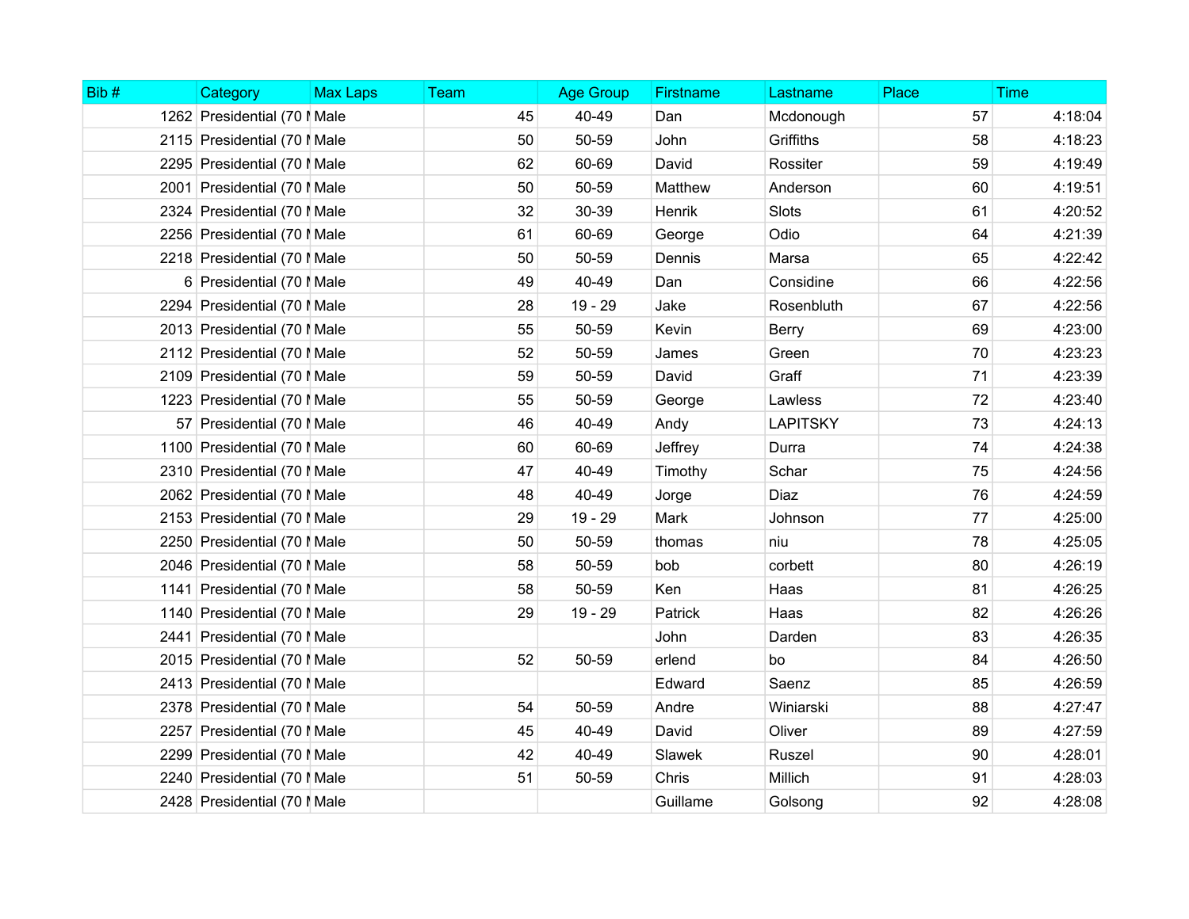| Bib # | Category | Max Laps | Team | Age Group | Firstname | Lastname | Place | Time |
|---|---|---|---|---|---|---|---|---|
| 1262 | Presidential (70 M | Male | 45 | 40-49 | Dan | Mcdonough | 57 | 4:18:04 |
| 2115 | Presidential (70 M | Male | 50 | 50-59 | John | Griffiths | 58 | 4:18:23 |
| 2295 | Presidential (70 M | Male | 62 | 60-69 | David | Rossiter | 59 | 4:19:49 |
| 2001 | Presidential (70 M | Male | 50 | 50-59 | Matthew | Anderson | 60 | 4:19:51 |
| 2324 | Presidential (70 M | Male | 32 | 30-39 | Henrik | Slots | 61 | 4:20:52 |
| 2256 | Presidential (70 M | Male | 61 | 60-69 | George | Odio | 64 | 4:21:39 |
| 2218 | Presidential (70 M | Male | 50 | 50-59 | Dennis | Marsa | 65 | 4:22:42 |
| 6 | Presidential (70 M | Male | 49 | 40-49 | Dan | Considine | 66 | 4:22:56 |
| 2294 | Presidential (70 M | Male | 28 | 19 - 29 | Jake | Rosenbluth | 67 | 4:22:56 |
| 2013 | Presidential (70 M | Male | 55 | 50-59 | Kevin | Berry | 69 | 4:23:00 |
| 2112 | Presidential (70 M | Male | 52 | 50-59 | James | Green | 70 | 4:23:23 |
| 2109 | Presidential (70 M | Male | 59 | 50-59 | David | Graff | 71 | 4:23:39 |
| 1223 | Presidential (70 M | Male | 55 | 50-59 | George | Lawless | 72 | 4:23:40 |
| 57 | Presidential (70 M | Male | 46 | 40-49 | Andy | LAPITSKY | 73 | 4:24:13 |
| 1100 | Presidential (70 M | Male | 60 | 60-69 | Jeffrey | Durra | 74 | 4:24:38 |
| 2310 | Presidential (70 M | Male | 47 | 40-49 | Timothy | Schar | 75 | 4:24:56 |
| 2062 | Presidential (70 M | Male | 48 | 40-49 | Jorge | Diaz | 76 | 4:24:59 |
| 2153 | Presidential (70 M | Male | 29 | 19 - 29 | Mark | Johnson | 77 | 4:25:00 |
| 2250 | Presidential (70 M | Male | 50 | 50-59 | thomas | niu | 78 | 4:25:05 |
| 2046 | Presidential (70 M | Male | 58 | 50-59 | bob | corbett | 80 | 4:26:19 |
| 1141 | Presidential (70 M | Male | 58 | 50-59 | Ken | Haas | 81 | 4:26:25 |
| 1140 | Presidential (70 M | Male | 29 | 19 - 29 | Patrick | Haas | 82 | 4:26:26 |
| 2441 | Presidential (70 M | Male | | | John | Darden | 83 | 4:26:35 |
| 2015 | Presidential (70 M | Male | 52 | 50-59 | erlend | bo | 84 | 4:26:50 |
| 2413 | Presidential (70 M | Male | | | Edward | Saenz | 85 | 4:26:59 |
| 2378 | Presidential (70 M | Male | 54 | 50-59 | Andre | Winiarski | 88 | 4:27:47 |
| 2257 | Presidential (70 M | Male | 45 | 40-49 | David | Oliver | 89 | 4:27:59 |
| 2299 | Presidential (70 M | Male | 42 | 40-49 | Slawek | Ruszel | 90 | 4:28:01 |
| 2240 | Presidential (70 M | Male | 51 | 50-59 | Chris | Millich | 91 | 4:28:03 |
| 2428 | Presidential (70 M | Male | | | Guillame | Golsong | 92 | 4:28:08 |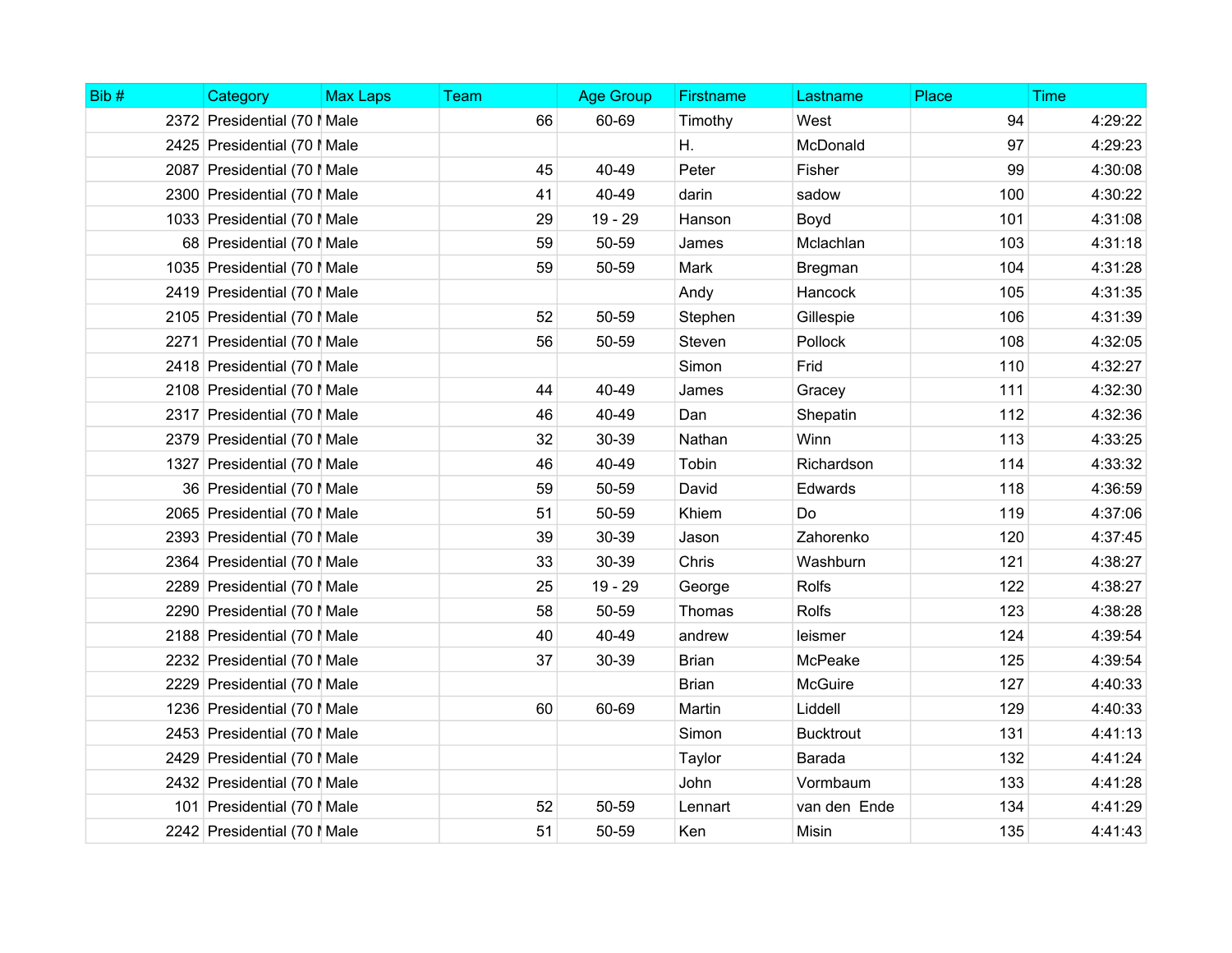| Bib # | Category | Max Laps | Team | Age Group | Firstname | Lastname | Place | Time |
|---|---|---|---|---|---|---|---|---|
| 2372 | Presidential (70 I | Male | 66 | 60-69 | Timothy | West | 94 | 4:29:22 |
| 2425 | Presidential (70 I | Male | | | H. | McDonald | 97 | 4:29:23 |
| 2087 | Presidential (70 I | Male | 45 | 40-49 | Peter | Fisher | 99 | 4:30:08 |
| 2300 | Presidential (70 I | Male | 41 | 40-49 | darin | sadow | 100 | 4:30:22 |
| 1033 | Presidential (70 I | Male | 29 | 19 - 29 | Hanson | Boyd | 101 | 4:31:08 |
| 68 | Presidential (70 I | Male | 59 | 50-59 | James | Mclachlan | 103 | 4:31:18 |
| 1035 | Presidential (70 I | Male | 59 | 50-59 | Mark | Bregman | 104 | 4:31:28 |
| 2419 | Presidential (70 I | Male | | | Andy | Hancock | 105 | 4:31:35 |
| 2105 | Presidential (70 I | Male | 52 | 50-59 | Stephen | Gillespie | 106 | 4:31:39 |
| 2271 | Presidential (70 I | Male | 56 | 50-59 | Steven | Pollock | 108 | 4:32:05 |
| 2418 | Presidential (70 I | Male | | | Simon | Frid | 110 | 4:32:27 |
| 2108 | Presidential (70 I | Male | 44 | 40-49 | James | Gracey | 111 | 4:32:30 |
| 2317 | Presidential (70 I | Male | 46 | 40-49 | Dan | Shepatin | 112 | 4:32:36 |
| 2379 | Presidential (70 I | Male | 32 | 30-39 | Nathan | Winn | 113 | 4:33:25 |
| 1327 | Presidential (70 I | Male | 46 | 40-49 | Tobin | Richardson | 114 | 4:33:32 |
| 36 | Presidential (70 I | Male | 59 | 50-59 | David | Edwards | 118 | 4:36:59 |
| 2065 | Presidential (70 I | Male | 51 | 50-59 | Khiem | Do | 119 | 4:37:06 |
| 2393 | Presidential (70 I | Male | 39 | 30-39 | Jason | Zahorenko | 120 | 4:37:45 |
| 2364 | Presidential (70 I | Male | 33 | 30-39 | Chris | Washburn | 121 | 4:38:27 |
| 2289 | Presidential (70 I | Male | 25 | 19 - 29 | George | Rolfs | 122 | 4:38:27 |
| 2290 | Presidential (70 I | Male | 58 | 50-59 | Thomas | Rolfs | 123 | 4:38:28 |
| 2188 | Presidential (70 I | Male | 40 | 40-49 | andrew | leismer | 124 | 4:39:54 |
| 2232 | Presidential (70 I | Male | 37 | 30-39 | Brian | McPeake | 125 | 4:39:54 |
| 2229 | Presidential (70 I | Male | | | Brian | McGuire | 127 | 4:40:33 |
| 1236 | Presidential (70 I | Male | 60 | 60-69 | Martin | Liddell | 129 | 4:40:33 |
| 2453 | Presidential (70 I | Male | | | Simon | Bucktrout | 131 | 4:41:13 |
| 2429 | Presidential (70 I | Male | | | Taylor | Barada | 132 | 4:41:24 |
| 2432 | Presidential (70 I | Male | | | John | Vormbaum | 133 | 4:41:28 |
| 101 | Presidential (70 I | Male | 52 | 50-59 | Lennart | van den Ende | 134 | 4:41:29 |
| 2242 | Presidential (70 I | Male | 51 | 50-59 | Ken | Misin | 135 | 4:41:43 |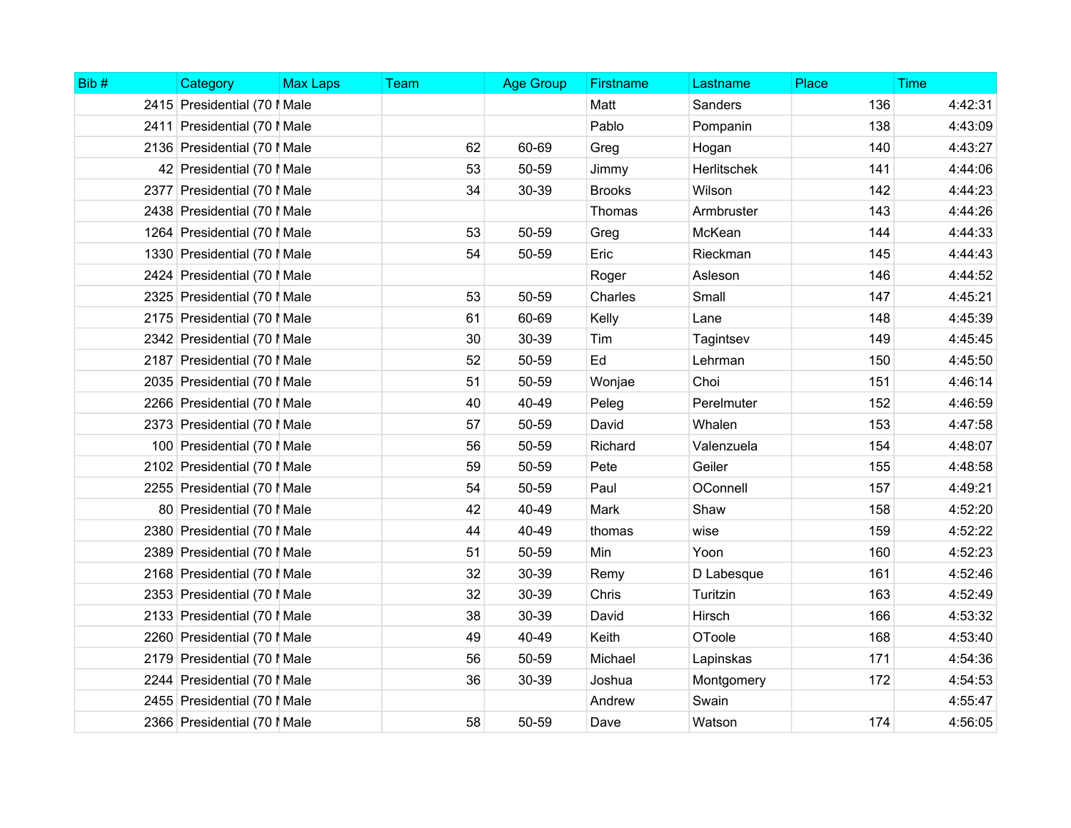| Bib # | Category | Max Laps | Team | Age Group | Firstname | Lastname | Place | Time |
|---|---|---|---|---|---|---|---|---|
| 2415 | Presidential (70 I | Male | | | Matt | Sanders | 136 | 4:42:31 |
| 2411 | Presidential (70 I | Male | | | Pablo | Pompanin | 138 | 4:43:09 |
| 2136 | Presidential (70 I | Male | 62 | 60-69 | Greg | Hogan | 140 | 4:43:27 |
| 42 | Presidential (70 I | Male | 53 | 50-59 | Jimmy | Herlitschek | 141 | 4:44:06 |
| 2377 | Presidential (70 I | Male | 34 | 30-39 | Brooks | Wilson | 142 | 4:44:23 |
| 2438 | Presidential (70 I | Male | | | Thomas | Armbruster | 143 | 4:44:26 |
| 1264 | Presidential (70 I | Male | 53 | 50-59 | Greg | McKean | 144 | 4:44:33 |
| 1330 | Presidential (70 I | Male | 54 | 50-59 | Eric | Rieckman | 145 | 4:44:43 |
| 2424 | Presidential (70 I | Male | | | Roger | Asleson | 146 | 4:44:52 |
| 2325 | Presidential (70 I | Male | 53 | 50-59 | Charles | Small | 147 | 4:45:21 |
| 2175 | Presidential (70 I | Male | 61 | 60-69 | Kelly | Lane | 148 | 4:45:39 |
| 2342 | Presidential (70 I | Male | 30 | 30-39 | Tim | Tagintsev | 149 | 4:45:45 |
| 2187 | Presidential (70 I | Male | 52 | 50-59 | Ed | Lehrman | 150 | 4:45:50 |
| 2035 | Presidential (70 I | Male | 51 | 50-59 | Wonjae | Choi | 151 | 4:46:14 |
| 2266 | Presidential (70 I | Male | 40 | 40-49 | Peleg | Perelmuter | 152 | 4:46:59 |
| 2373 | Presidential (70 I | Male | 57 | 50-59 | David | Whalen | 153 | 4:47:58 |
| 100 | Presidential (70 I | Male | 56 | 50-59 | Richard | Valenzuela | 154 | 4:48:07 |
| 2102 | Presidential (70 I | Male | 59 | 50-59 | Pete | Geiler | 155 | 4:48:58 |
| 2255 | Presidential (70 I | Male | 54 | 50-59 | Paul | OConnell | 157 | 4:49:21 |
| 80 | Presidential (70 I | Male | 42 | 40-49 | Mark | Shaw | 158 | 4:52:20 |
| 2380 | Presidential (70 I | Male | 44 | 40-49 | thomas | wise | 159 | 4:52:22 |
| 2389 | Presidential (70 I | Male | 51 | 50-59 | Min | Yoon | 160 | 4:52:23 |
| 2168 | Presidential (70 I | Male | 32 | 30-39 | Remy | D Labesque | 161 | 4:52:46 |
| 2353 | Presidential (70 I | Male | 32 | 30-39 | Chris | Turitzin | 163 | 4:52:49 |
| 2133 | Presidential (70 I | Male | 38 | 30-39 | David | Hirsch | 166 | 4:53:32 |
| 2260 | Presidential (70 I | Male | 49 | 40-49 | Keith | OToole | 168 | 4:53:40 |
| 2179 | Presidential (70 I | Male | 56 | 50-59 | Michael | Lapinskas | 171 | 4:54:36 |
| 2244 | Presidential (70 I | Male | 36 | 30-39 | Joshua | Montgomery | 172 | 4:54:53 |
| 2455 | Presidential (70 I | Male | | | Andrew | Swain | | 4:55:47 |
| 2366 | Presidential (70 I | Male | 58 | 50-59 | Dave | Watson | 174 | 4:56:05 |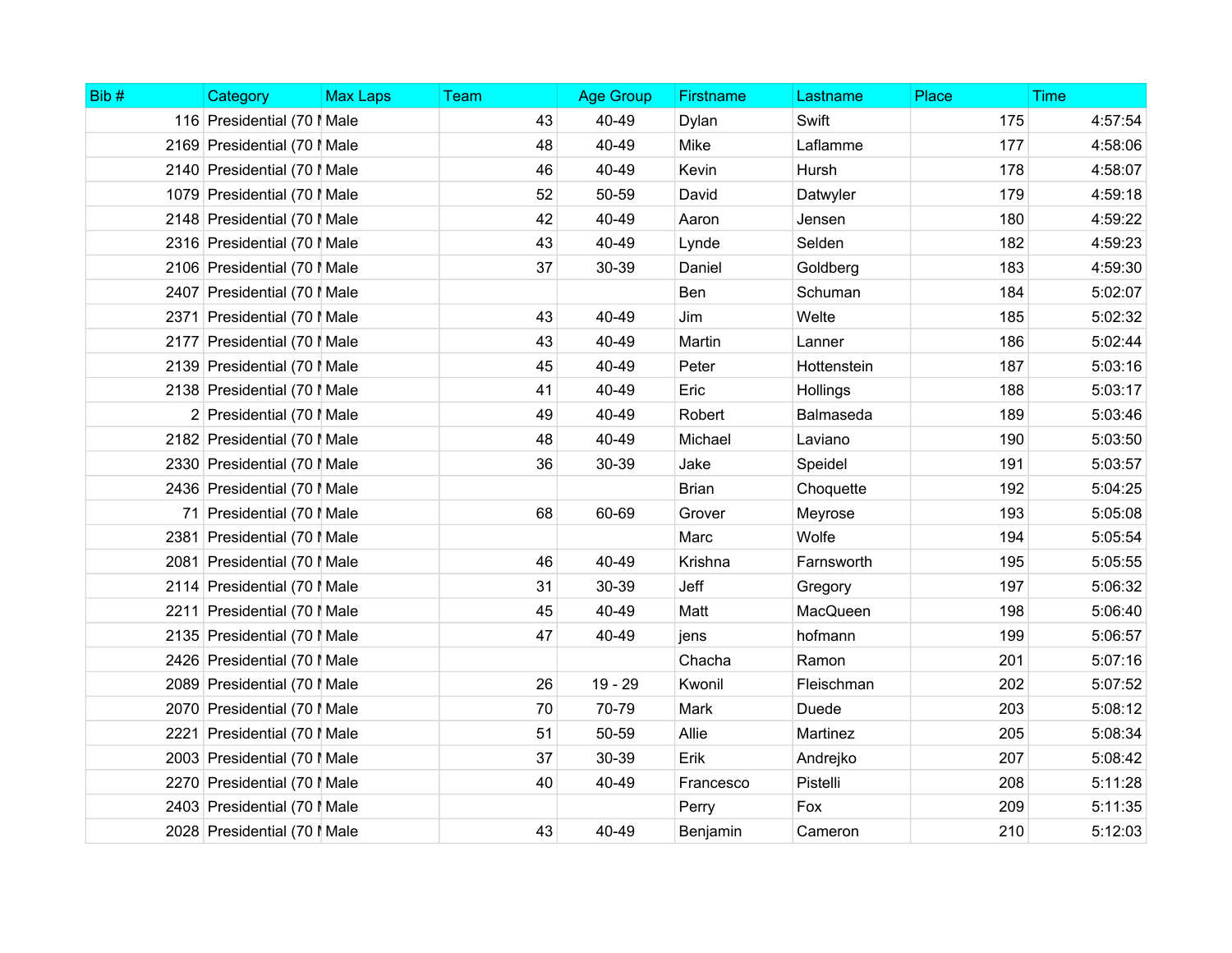| Bib # | Category | Max Laps | Team | Age Group | Firstname | Lastname | Place | Time |
|---|---|---|---|---|---|---|---|---|
| 116 | Presidential (70 M | Male | 43 | 40-49 | Dylan | Swift | 175 | 4:57:54 |
| 2169 | Presidential (70 M | Male | 48 | 40-49 | Mike | Laflamme | 177 | 4:58:06 |
| 2140 | Presidential (70 M | Male | 46 | 40-49 | Kevin | Hursh | 178 | 4:58:07 |
| 1079 | Presidential (70 M | Male | 52 | 50-59 | David | Datwyler | 179 | 4:59:18 |
| 2148 | Presidential (70 M | Male | 42 | 40-49 | Aaron | Jensen | 180 | 4:59:22 |
| 2316 | Presidential (70 M | Male | 43 | 40-49 | Lynde | Selden | 182 | 4:59:23 |
| 2106 | Presidential (70 M | Male | 37 | 30-39 | Daniel | Goldberg | 183 | 4:59:30 |
| 2407 | Presidential (70 M | Male | | | Ben | Schuman | 184 | 5:02:07 |
| 2371 | Presidential (70 M | Male | 43 | 40-49 | Jim | Welte | 185 | 5:02:32 |
| 2177 | Presidential (70 M | Male | 43 | 40-49 | Martin | Lanner | 186 | 5:02:44 |
| 2139 | Presidential (70 M | Male | 45 | 40-49 | Peter | Hottenstein | 187 | 5:03:16 |
| 2138 | Presidential (70 M | Male | 41 | 40-49 | Eric | Hollings | 188 | 5:03:17 |
| 2 | Presidential (70 M | Male | 49 | 40-49 | Robert | Balmaseda | 189 | 5:03:46 |
| 2182 | Presidential (70 M | Male | 48 | 40-49 | Michael | Laviano | 190 | 5:03:50 |
| 2330 | Presidential (70 M | Male | 36 | 30-39 | Jake | Speidel | 191 | 5:03:57 |
| 2436 | Presidential (70 M | Male | | | Brian | Choquette | 192 | 5:04:25 |
| 71 | Presidential (70 M | Male | 68 | 60-69 | Grover | Meyrose | 193 | 5:05:08 |
| 2381 | Presidential (70 M | Male | | | Marc | Wolfe | 194 | 5:05:54 |
| 2081 | Presidential (70 M | Male | 46 | 40-49 | Krishna | Farnsworth | 195 | 5:05:55 |
| 2114 | Presidential (70 M | Male | 31 | 30-39 | Jeff | Gregory | 197 | 5:06:32 |
| 2211 | Presidential (70 M | Male | 45 | 40-49 | Matt | MacQueen | 198 | 5:06:40 |
| 2135 | Presidential (70 M | Male | 47 | 40-49 | jens | hofmann | 199 | 5:06:57 |
| 2426 | Presidential (70 M | Male | | | Chacha | Ramon | 201 | 5:07:16 |
| 2089 | Presidential (70 M | Male | 26 | 19 - 29 | Kwonil | Fleischman | 202 | 5:07:52 |
| 2070 | Presidential (70 M | Male | 70 | 70-79 | Mark | Duede | 203 | 5:08:12 |
| 2221 | Presidential (70 M | Male | 51 | 50-59 | Allie | Martinez | 205 | 5:08:34 |
| 2003 | Presidential (70 M | Male | 37 | 30-39 | Erik | Andrejko | 207 | 5:08:42 |
| 2270 | Presidential (70 M | Male | 40 | 40-49 | Francesco | Pistelli | 208 | 5:11:28 |
| 2403 | Presidential (70 M | Male | | | Perry | Fox | 209 | 5:11:35 |
| 2028 | Presidential (70 M | Male | 43 | 40-49 | Benjamin | Cameron | 210 | 5:12:03 |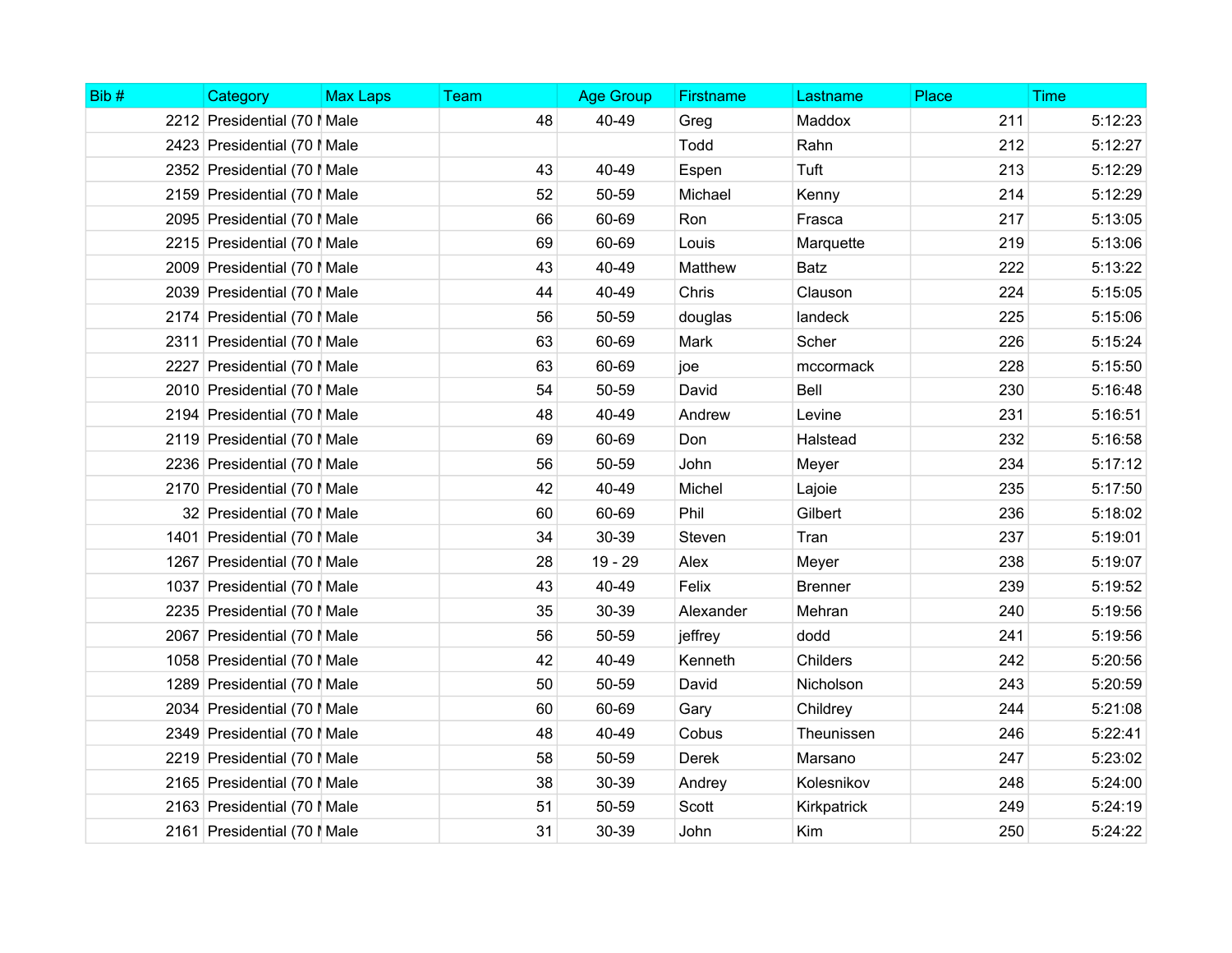| Bib # | Category | Max Laps | Team | Age Group | Firstname | Lastname | Place | Time |
|---|---|---|---|---|---|---|---|---|
| 2212 | Presidential (70 I | Male | 48 | 40-49 | Greg | Maddox | 211 | 5:12:23 |
| 2423 | Presidential (70 I | Male | | | Todd | Rahn | 212 | 5:12:27 |
| 2352 | Presidential (70 I | Male | 43 | 40-49 | Espen | Tuft | 213 | 5:12:29 |
| 2159 | Presidential (70 I | Male | 52 | 50-59 | Michael | Kenny | 214 | 5:12:29 |
| 2095 | Presidential (70 I | Male | 66 | 60-69 | Ron | Frasca | 217 | 5:13:05 |
| 2215 | Presidential (70 I | Male | 69 | 60-69 | Louis | Marquette | 219 | 5:13:06 |
| 2009 | Presidential (70 I | Male | 43 | 40-49 | Matthew | Batz | 222 | 5:13:22 |
| 2039 | Presidential (70 I | Male | 44 | 40-49 | Chris | Clauson | 224 | 5:15:05 |
| 2174 | Presidential (70 I | Male | 56 | 50-59 | douglas | landeck | 225 | 5:15:06 |
| 2311 | Presidential (70 I | Male | 63 | 60-69 | Mark | Scher | 226 | 5:15:24 |
| 2227 | Presidential (70 I | Male | 63 | 60-69 | joe | mccormack | 228 | 5:15:50 |
| 2010 | Presidential (70 I | Male | 54 | 50-59 | David | Bell | 230 | 5:16:48 |
| 2194 | Presidential (70 I | Male | 48 | 40-49 | Andrew | Levine | 231 | 5:16:51 |
| 2119 | Presidential (70 I | Male | 69 | 60-69 | Don | Halstead | 232 | 5:16:58 |
| 2236 | Presidential (70 I | Male | 56 | 50-59 | John | Meyer | 234 | 5:17:12 |
| 2170 | Presidential (70 I | Male | 42 | 40-49 | Michel | Lajoie | 235 | 5:17:50 |
| 32 | Presidential (70 I | Male | 60 | 60-69 | Phil | Gilbert | 236 | 5:18:02 |
| 1401 | Presidential (70 I | Male | 34 | 30-39 | Steven | Tran | 237 | 5:19:01 |
| 1267 | Presidential (70 I | Male | 28 | 19 - 29 | Alex | Meyer | 238 | 5:19:07 |
| 1037 | Presidential (70 I | Male | 43 | 40-49 | Felix | Brenner | 239 | 5:19:52 |
| 2235 | Presidential (70 I | Male | 35 | 30-39 | Alexander | Mehran | 240 | 5:19:56 |
| 2067 | Presidential (70 I | Male | 56 | 50-59 | jeffrey | dodd | 241 | 5:19:56 |
| 1058 | Presidential (70 I | Male | 42 | 40-49 | Kenneth | Childers | 242 | 5:20:56 |
| 1289 | Presidential (70 I | Male | 50 | 50-59 | David | Nicholson | 243 | 5:20:59 |
| 2034 | Presidential (70 I | Male | 60 | 60-69 | Gary | Childrey | 244 | 5:21:08 |
| 2349 | Presidential (70 I | Male | 48 | 40-49 | Cobus | Theunissen | 246 | 5:22:41 |
| 2219 | Presidential (70 I | Male | 58 | 50-59 | Derek | Marsano | 247 | 5:23:02 |
| 2165 | Presidential (70 I | Male | 38 | 30-39 | Andrey | Kolesnikov | 248 | 5:24:00 |
| 2163 | Presidential (70 I | Male | 51 | 50-59 | Scott | Kirkpatrick | 249 | 5:24:19 |
| 2161 | Presidential (70 I | Male | 31 | 30-39 | John | Kim | 250 | 5:24:22 |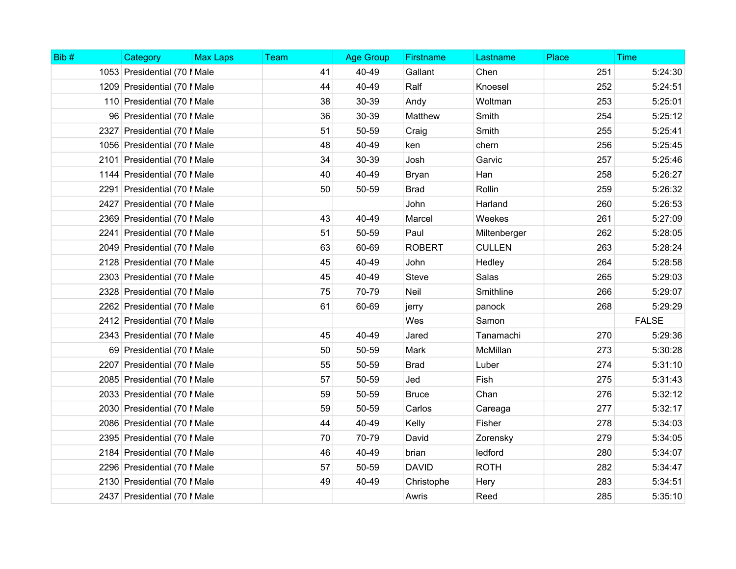| Bib # | Category | Max Laps | Team | Age Group | Firstname | Lastname | Place | Time |
|---|---|---|---|---|---|---|---|---|
| 1053 | Presidential (70 M | Male | 41 | 40-49 | Gallant | Chen | 251 | 5:24:30 |
| 1209 | Presidential (70 M | Male | 44 | 40-49 | Ralf | Knoesel | 252 | 5:24:51 |
| 110 | Presidential (70 M | Male | 38 | 30-39 | Andy | Woltman | 253 | 5:25:01 |
| 96 | Presidential (70 M | Male | 36 | 30-39 | Matthew | Smith | 254 | 5:25:12 |
| 2327 | Presidential (70 M | Male | 51 | 50-59 | Craig | Smith | 255 | 5:25:41 |
| 1056 | Presidential (70 M | Male | 48 | 40-49 | ken | chern | 256 | 5:25:45 |
| 2101 | Presidential (70 M | Male | 34 | 30-39 | Josh | Garvic | 257 | 5:25:46 |
| 1144 | Presidential (70 M | Male | 40 | 40-49 | Bryan | Han | 258 | 5:26:27 |
| 2291 | Presidential (70 M | Male | 50 | 50-59 | Brad | Rollin | 259 | 5:26:32 |
| 2427 | Presidential (70 M | Male | | | John | Harland | 260 | 5:26:53 |
| 2369 | Presidential (70 M | Male | 43 | 40-49 | Marcel | Weekes | 261 | 5:27:09 |
| 2241 | Presidential (70 M | Male | 51 | 50-59 | Paul | Miltenberger | 262 | 5:28:05 |
| 2049 | Presidential (70 M | Male | 63 | 60-69 | ROBERT | CULLEN | 263 | 5:28:24 |
| 2128 | Presidential (70 M | Male | 45 | 40-49 | John | Hedley | 264 | 5:28:58 |
| 2303 | Presidential (70 M | Male | 45 | 40-49 | Steve | Salas | 265 | 5:29:03 |
| 2328 | Presidential (70 M | Male | 75 | 70-79 | Neil | Smithline | 266 | 5:29:07 |
| 2262 | Presidential (70 M | Male | 61 | 60-69 | jerry | panock | 268 | 5:29:29 |
| 2412 | Presidential (70 M | Male | | | Wes | Samon | | FALSE |
| 2343 | Presidential (70 M | Male | 45 | 40-49 | Jared | Tanamachi | 270 | 5:29:36 |
| 69 | Presidential (70 M | Male | 50 | 50-59 | Mark | McMillan | 273 | 5:30:28 |
| 2207 | Presidential (70 M | Male | 55 | 50-59 | Brad | Luber | 274 | 5:31:10 |
| 2085 | Presidential (70 M | Male | 57 | 50-59 | Jed | Fish | 275 | 5:31:43 |
| 2033 | Presidential (70 M | Male | 59 | 50-59 | Bruce | Chan | 276 | 5:32:12 |
| 2030 | Presidential (70 M | Male | 59 | 50-59 | Carlos | Careaga | 277 | 5:32:17 |
| 2086 | Presidential (70 M | Male | 44 | 40-49 | Kelly | Fisher | 278 | 5:34:03 |
| 2395 | Presidential (70 M | Male | 70 | 70-79 | David | Zorensky | 279 | 5:34:05 |
| 2184 | Presidential (70 M | Male | 46 | 40-49 | brian | ledford | 280 | 5:34:07 |
| 2296 | Presidential (70 M | Male | 57 | 50-59 | DAVID | ROTH | 282 | 5:34:47 |
| 2130 | Presidential (70 M | Male | 49 | 40-49 | Christophe | Hery | 283 | 5:34:51 |
| 2437 | Presidential (70 M | Male | | | Awris | Reed | 285 | 5:35:10 |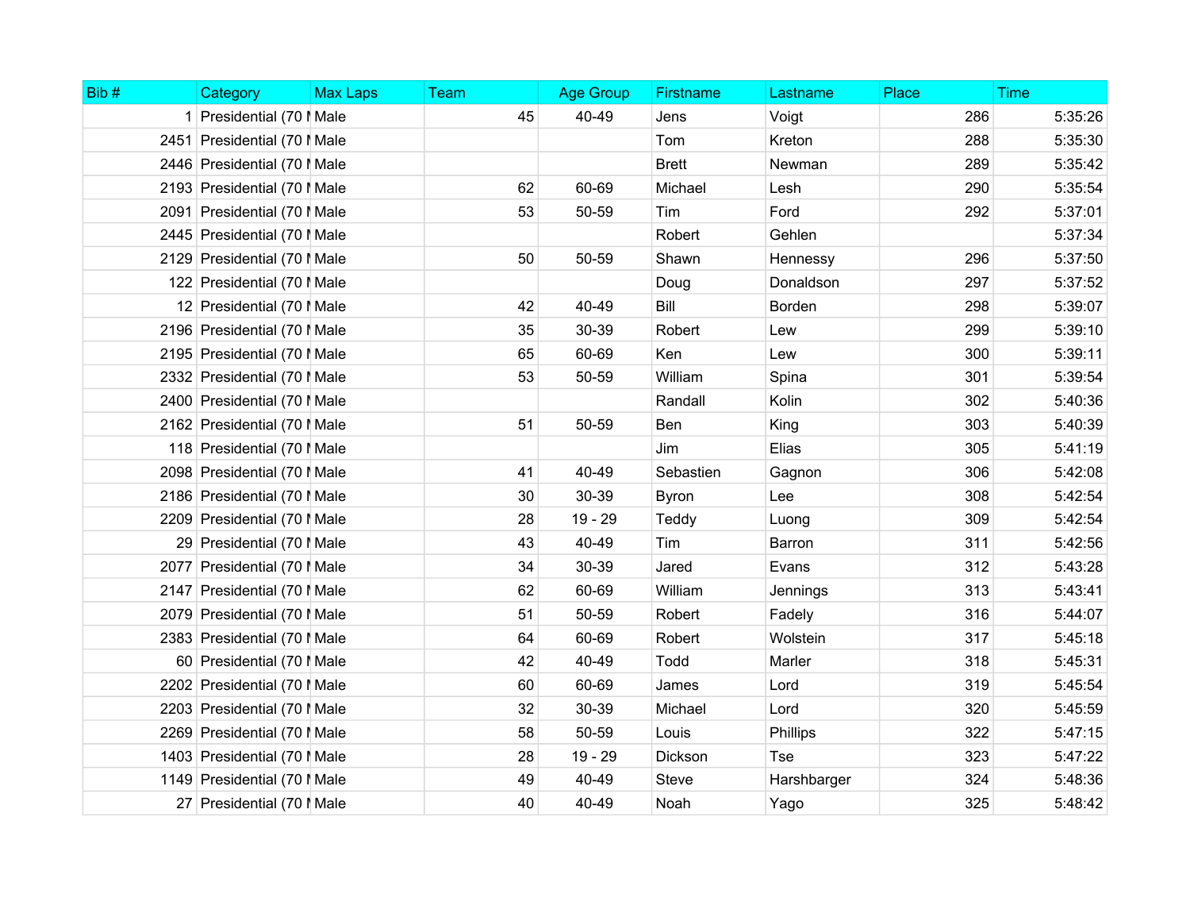| Bib # | Category | Max Laps | Team | Age Group | Firstname | Lastname | Place | Time |
|---|---|---|---|---|---|---|---|---|
| 1 | Presidential (70 M | Male | 45 | 40-49 | Jens | Voigt | 286 | 5:35:26 |
| 2451 | Presidential (70 M | Male | | | Tom | Kreton | 288 | 5:35:30 |
| 2446 | Presidential (70 M | Male | | | Brett | Newman | 289 | 5:35:42 |
| 2193 | Presidential (70 M | Male | 62 | 60-69 | Michael | Lesh | 290 | 5:35:54 |
| 2091 | Presidential (70 M | Male | 53 | 50-59 | Tim | Ford | 292 | 5:37:01 |
| 2445 | Presidential (70 M | Male | | | Robert | Gehlen | | 5:37:34 |
| 2129 | Presidential (70 M | Male | 50 | 50-59 | Shawn | Hennessy | 296 | 5:37:50 |
| 122 | Presidential (70 M | Male | | | Doug | Donaldson | 297 | 5:37:52 |
| 12 | Presidential (70 M | Male | 42 | 40-49 | Bill | Borden | 298 | 5:39:07 |
| 2196 | Presidential (70 M | Male | 35 | 30-39 | Robert | Lew | 299 | 5:39:10 |
| 2195 | Presidential (70 M | Male | 65 | 60-69 | Ken | Lew | 300 | 5:39:11 |
| 2332 | Presidential (70 M | Male | 53 | 50-59 | William | Spina | 301 | 5:39:54 |
| 2400 | Presidential (70 M | Male | | | Randall | Kolin | 302 | 5:40:36 |
| 2162 | Presidential (70 M | Male | 51 | 50-59 | Ben | King | 303 | 5:40:39 |
| 118 | Presidential (70 M | Male | | | Jim | Elias | 305 | 5:41:19 |
| 2098 | Presidential (70 M | Male | 41 | 40-49 | Sebastien | Gagnon | 306 | 5:42:08 |
| 2186 | Presidential (70 M | Male | 30 | 30-39 | Byron | Lee | 308 | 5:42:54 |
| 2209 | Presidential (70 M | Male | 28 | 19 - 29 | Teddy | Luong | 309 | 5:42:54 |
| 29 | Presidential (70 M | Male | 43 | 40-49 | Tim | Barron | 311 | 5:42:56 |
| 2077 | Presidential (70 M | Male | 34 | 30-39 | Jared | Evans | 312 | 5:43:28 |
| 2147 | Presidential (70 M | Male | 62 | 60-69 | William | Jennings | 313 | 5:43:41 |
| 2079 | Presidential (70 M | Male | 51 | 50-59 | Robert | Fadely | 316 | 5:44:07 |
| 2383 | Presidential (70 M | Male | 64 | 60-69 | Robert | Wolstein | 317 | 5:45:18 |
| 60 | Presidential (70 M | Male | 42 | 40-49 | Todd | Marler | 318 | 5:45:31 |
| 2202 | Presidential (70 M | Male | 60 | 60-69 | James | Lord | 319 | 5:45:54 |
| 2203 | Presidential (70 M | Male | 32 | 30-39 | Michael | Lord | 320 | 5:45:59 |
| 2269 | Presidential (70 M | Male | 58 | 50-59 | Louis | Phillips | 322 | 5:47:15 |
| 1403 | Presidential (70 M | Male | 28 | 19 - 29 | Dickson | Tse | 323 | 5:47:22 |
| 1149 | Presidential (70 M | Male | 49 | 40-49 | Steve | Harshbarger | 324 | 5:48:36 |
| 27 | Presidential (70 M | Male | 40 | 40-49 | Noah | Yago | 325 | 5:48:42 |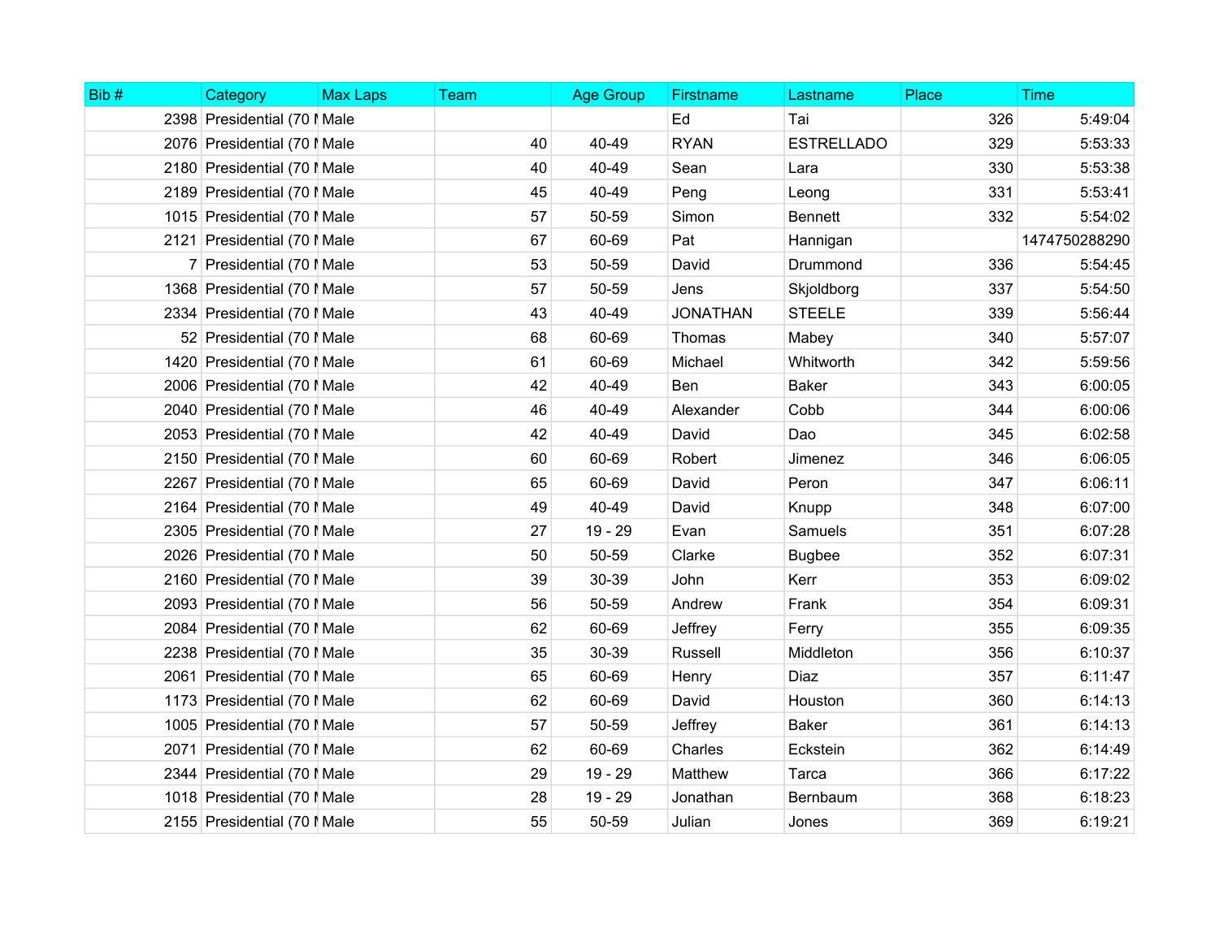| Bib # | Category | Max Laps | Team | Age Group | Firstname | Lastname | Place | Time |
|---|---|---|---|---|---|---|---|---|
| 2398 | Presidential (70 M | Male | | | Ed | Tai | 326 | 5:49:04 |
| 2076 | Presidential (70 M | Male | 40 | 40-49 | RYAN | ESTRELLADO | 329 | 5:53:33 |
| 2180 | Presidential (70 M | Male | 40 | 40-49 | Sean | Lara | 330 | 5:53:38 |
| 2189 | Presidential (70 M | Male | 45 | 40-49 | Peng | Leong | 331 | 5:53:41 |
| 1015 | Presidential (70 M | Male | 57 | 50-59 | Simon | Bennett | 332 | 5:54:02 |
| 2121 | Presidential (70 M | Male | 67 | 60-69 | Pat | Hannigan | | 1474750288290 |
| 7 | Presidential (70 M | Male | 53 | 50-59 | David | Drummond | 336 | 5:54:45 |
| 1368 | Presidential (70 M | Male | 57 | 50-59 | Jens | Skjoldborg | 337 | 5:54:50 |
| 2334 | Presidential (70 M | Male | 43 | 40-49 | JONATHAN | STEELE | 339 | 5:56:44 |
| 52 | Presidential (70 M | Male | 68 | 60-69 | Thomas | Mabey | 340 | 5:57:07 |
| 1420 | Presidential (70 M | Male | 61 | 60-69 | Michael | Whitworth | 342 | 5:59:56 |
| 2006 | Presidential (70 M | Male | 42 | 40-49 | Ben | Baker | 343 | 6:00:05 |
| 2040 | Presidential (70 M | Male | 46 | 40-49 | Alexander | Cobb | 344 | 6:00:06 |
| 2053 | Presidential (70 M | Male | 42 | 40-49 | David | Dao | 345 | 6:02:58 |
| 2150 | Presidential (70 M | Male | 60 | 60-69 | Robert | Jimenez | 346 | 6:06:05 |
| 2267 | Presidential (70 M | Male | 65 | 60-69 | David | Peron | 347 | 6:06:11 |
| 2164 | Presidential (70 M | Male | 49 | 40-49 | David | Knupp | 348 | 6:07:00 |
| 2305 | Presidential (70 M | Male | 27 | 19 - 29 | Evan | Samuels | 351 | 6:07:28 |
| 2026 | Presidential (70 M | Male | 50 | 50-59 | Clarke | Bugbee | 352 | 6:07:31 |
| 2160 | Presidential (70 M | Male | 39 | 30-39 | John | Kerr | 353 | 6:09:02 |
| 2093 | Presidential (70 M | Male | 56 | 50-59 | Andrew | Frank | 354 | 6:09:31 |
| 2084 | Presidential (70 M | Male | 62 | 60-69 | Jeffrey | Ferry | 355 | 6:09:35 |
| 2238 | Presidential (70 M | Male | 35 | 30-39 | Russell | Middleton | 356 | 6:10:37 |
| 2061 | Presidential (70 M | Male | 65 | 60-69 | Henry | Diaz | 357 | 6:11:47 |
| 1173 | Presidential (70 M | Male | 62 | 60-69 | David | Houston | 360 | 6:14:13 |
| 1005 | Presidential (70 M | Male | 57 | 50-59 | Jeffrey | Baker | 361 | 6:14:13 |
| 2071 | Presidential (70 M | Male | 62 | 60-69 | Charles | Eckstein | 362 | 6:14:49 |
| 2344 | Presidential (70 M | Male | 29 | 19 - 29 | Matthew | Tarca | 366 | 6:17:22 |
| 1018 | Presidential (70 M | Male | 28 | 19 - 29 | Jonathan | Bernbaum | 368 | 6:18:23 |
| 2155 | Presidential (70 M | Male | 55 | 50-59 | Julian | Jones | 369 | 6:19:21 |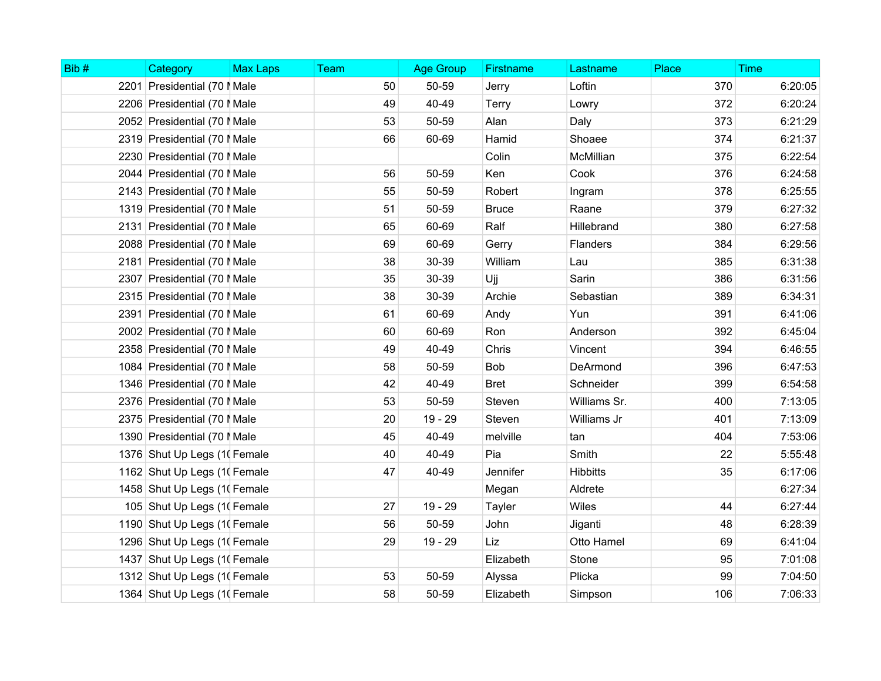| Bib # | Category | Max Laps | Team | Age Group | Firstname | Lastname | Place | Time |
|---|---|---|---|---|---|---|---|---|
| 2201 | Presidential (70 I | Male | 50 | 50-59 | Jerry | Loftin | 370 | 6:20:05 |
| 2206 | Presidential (70 I | Male | 49 | 40-49 | Terry | Lowry | 372 | 6:20:24 |
| 2052 | Presidential (70 I | Male | 53 | 50-59 | Alan | Daly | 373 | 6:21:29 |
| 2319 | Presidential (70 I | Male | 66 | 60-69 | Hamid | Shoaee | 374 | 6:21:37 |
| 2230 | Presidential (70 I | Male | | | Colin | McMillian | 375 | 6:22:54 |
| 2044 | Presidential (70 I | Male | 56 | 50-59 | Ken | Cook | 376 | 6:24:58 |
| 2143 | Presidential (70 I | Male | 55 | 50-59 | Robert | Ingram | 378 | 6:25:55 |
| 1319 | Presidential (70 I | Male | 51 | 50-59 | Bruce | Raane | 379 | 6:27:32 |
| 2131 | Presidential (70 I | Male | 65 | 60-69 | Ralf | Hillebrand | 380 | 6:27:58 |
| 2088 | Presidential (70 I | Male | 69 | 60-69 | Gerry | Flanders | 384 | 6:29:56 |
| 2181 | Presidential (70 I | Male | 38 | 30-39 | William | Lau | 385 | 6:31:38 |
| 2307 | Presidential (70 I | Male | 35 | 30-39 | Ujj | Sarin | 386 | 6:31:56 |
| 2315 | Presidential (70 I | Male | 38 | 30-39 | Archie | Sebastian | 389 | 6:34:31 |
| 2391 | Presidential (70 I | Male | 61 | 60-69 | Andy | Yun | 391 | 6:41:06 |
| 2002 | Presidential (70 I | Male | 60 | 60-69 | Ron | Anderson | 392 | 6:45:04 |
| 2358 | Presidential (70 I | Male | 49 | 40-49 | Chris | Vincent | 394 | 6:46:55 |
| 1084 | Presidential (70 I | Male | 58 | 50-59 | Bob | DeArmond | 396 | 6:47:53 |
| 1346 | Presidential (70 I | Male | 42 | 40-49 | Bret | Schneider | 399 | 6:54:58 |
| 2376 | Presidential (70 I | Male | 53 | 50-59 | Steven | Williams Sr. | 400 | 7:13:05 |
| 2375 | Presidential (70 I | Male | 20 | 19 - 29 | Steven | Williams Jr | 401 | 7:13:09 |
| 1390 | Presidential (70 I | Male | 45 | 40-49 | melville | tan | 404 | 7:53:06 |
| 1376 | Shut Up Legs (1( | Female | 40 | 40-49 | Pia | Smith | 22 | 5:55:48 |
| 1162 | Shut Up Legs (1( | Female | 47 | 40-49 | Jennifer | Hibbitts | 35 | 6:17:06 |
| 1458 | Shut Up Legs (1( | Female | | | Megan | Aldrete | | 6:27:34 |
| 105 | Shut Up Legs (1( | Female | 27 | 19 - 29 | Tayler | Wiles | 44 | 6:27:44 |
| 1190 | Shut Up Legs (1( | Female | 56 | 50-59 | John | Jiganti | 48 | 6:28:39 |
| 1296 | Shut Up Legs (1( | Female | 29 | 19 - 29 | Liz | Otto Hamel | 69 | 6:41:04 |
| 1437 | Shut Up Legs (1( | Female | | | Elizabeth | Stone | 95 | 7:01:08 |
| 1312 | Shut Up Legs (1( | Female | 53 | 50-59 | Alyssa | Plicka | 99 | 7:04:50 |
| 1364 | Shut Up Legs (1( | Female | 58 | 50-59 | Elizabeth | Simpson | 106 | 7:06:33 |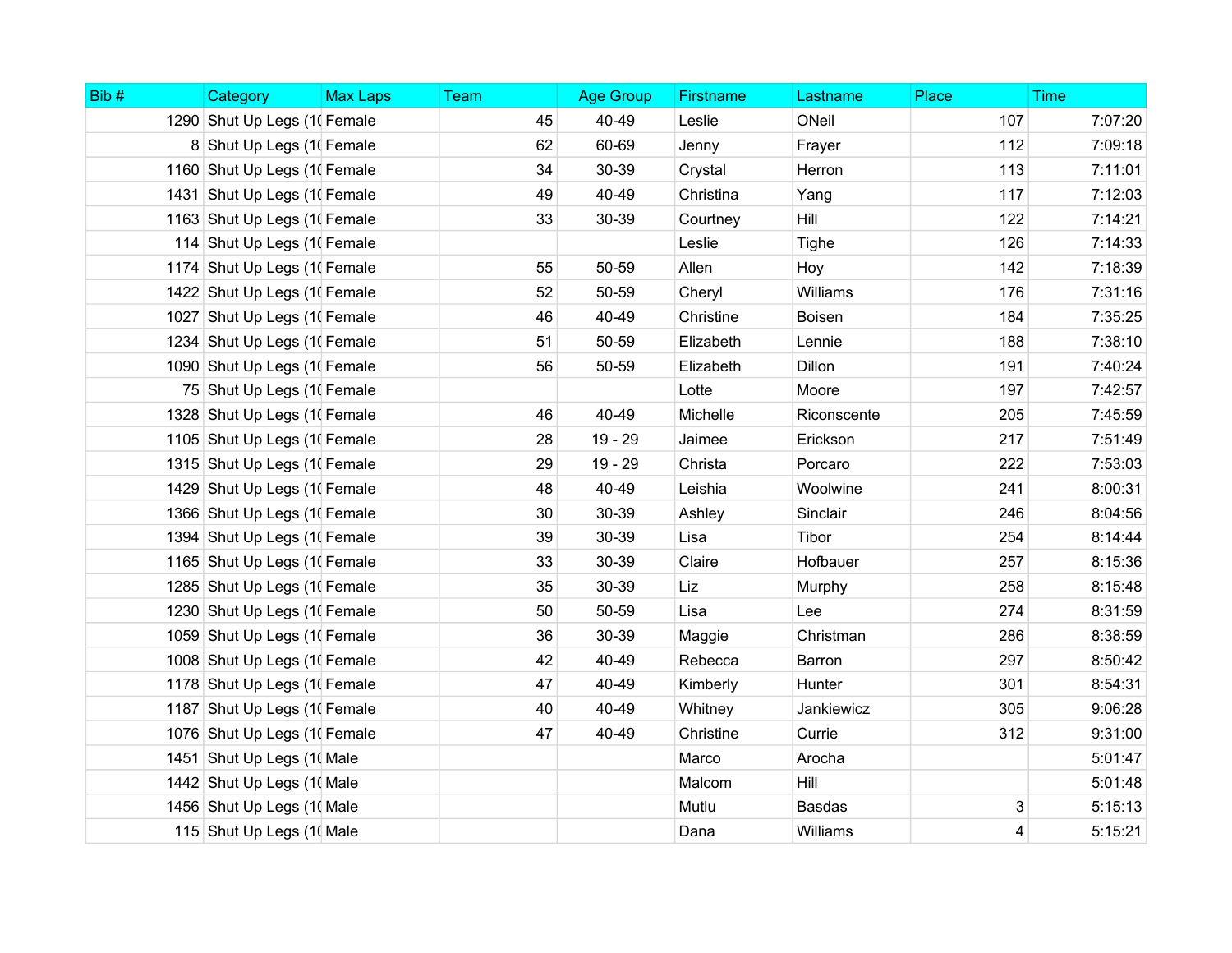| Bib # | Category | Max Laps | Team | Age Group | Firstname | Lastname | Place | Time |
|---|---|---|---|---|---|---|---|---|
| 1290 | Shut Up Legs (1( | Female | 45 | 40-49 | Leslie | ONeil | 107 | 7:07:20 |
| 8 | Shut Up Legs (1( | Female | 62 | 60-69 | Jenny | Frayer | 112 | 7:09:18 |
| 1160 | Shut Up Legs (1( | Female | 34 | 30-39 | Crystal | Herron | 113 | 7:11:01 |
| 1431 | Shut Up Legs (1( | Female | 49 | 40-49 | Christina | Yang | 117 | 7:12:03 |
| 1163 | Shut Up Legs (1( | Female | 33 | 30-39 | Courtney | Hill | 122 | 7:14:21 |
| 114 | Shut Up Legs (1( | Female | | | Leslie | Tighe | 126 | 7:14:33 |
| 1174 | Shut Up Legs (1( | Female | 55 | 50-59 | Allen | Hoy | 142 | 7:18:39 |
| 1422 | Shut Up Legs (1( | Female | 52 | 50-59 | Cheryl | Williams | 176 | 7:31:16 |
| 1027 | Shut Up Legs (1( | Female | 46 | 40-49 | Christine | Boisen | 184 | 7:35:25 |
| 1234 | Shut Up Legs (1( | Female | 51 | 50-59 | Elizabeth | Lennie | 188 | 7:38:10 |
| 1090 | Shut Up Legs (1( | Female | 56 | 50-59 | Elizabeth | Dillon | 191 | 7:40:24 |
| 75 | Shut Up Legs (1( | Female | | | Lotte | Moore | 197 | 7:42:57 |
| 1328 | Shut Up Legs (1( | Female | 46 | 40-49 | Michelle | Riconscente | 205 | 7:45:59 |
| 1105 | Shut Up Legs (1( | Female | 28 | 19 - 29 | Jaimee | Erickson | 217 | 7:51:49 |
| 1315 | Shut Up Legs (1( | Female | 29 | 19 - 29 | Christa | Porcaro | 222 | 7:53:03 |
| 1429 | Shut Up Legs (1( | Female | 48 | 40-49 | Leishia | Woolwine | 241 | 8:00:31 |
| 1366 | Shut Up Legs (1( | Female | 30 | 30-39 | Ashley | Sinclair | 246 | 8:04:56 |
| 1394 | Shut Up Legs (1( | Female | 39 | 30-39 | Lisa | Tibor | 254 | 8:14:44 |
| 1165 | Shut Up Legs (1( | Female | 33 | 30-39 | Claire | Hofbauer | 257 | 8:15:36 |
| 1285 | Shut Up Legs (1( | Female | 35 | 30-39 | Liz | Murphy | 258 | 8:15:48 |
| 1230 | Shut Up Legs (1( | Female | 50 | 50-59 | Lisa | Lee | 274 | 8:31:59 |
| 1059 | Shut Up Legs (1( | Female | 36 | 30-39 | Maggie | Christman | 286 | 8:38:59 |
| 1008 | Shut Up Legs (1( | Female | 42 | 40-49 | Rebecca | Barron | 297 | 8:50:42 |
| 1178 | Shut Up Legs (1( | Female | 47 | 40-49 | Kimberly | Hunter | 301 | 8:54:31 |
| 1187 | Shut Up Legs (1( | Female | 40 | 40-49 | Whitney | Jankiewicz | 305 | 9:06:28 |
| 1076 | Shut Up Legs (1( | Female | 47 | 40-49 | Christine | Currie | 312 | 9:31:00 |
| 1451 | Shut Up Legs (1( | Male | | | Marco | Arocha | | 5:01:47 |
| 1442 | Shut Up Legs (1( | Male | | | Malcom | Hill | | 5:01:48 |
| 1456 | Shut Up Legs (1( | Male | | | Mutlu | Basdas | 3 | 5:15:13 |
| 115 | Shut Up Legs (1( | Male | | | Dana | Williams | 4 | 5:15:21 |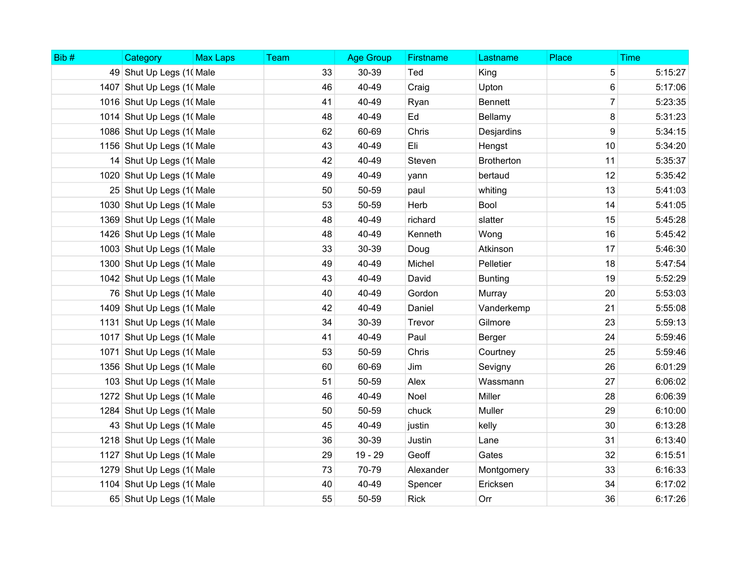| Bib # | Category | Max Laps | Team | Age Group | Firstname | Lastname | Place | Time |
|---|---|---|---|---|---|---|---|---|
| 49 | Shut Up Legs (1( | Male | 33 | 30-39 | Ted | King | 5 | 5:15:27 |
| 1407 | Shut Up Legs (1( | Male | 46 | 40-49 | Craig | Upton | 6 | 5:17:06 |
| 1016 | Shut Up Legs (1( | Male | 41 | 40-49 | Ryan | Bennett | 7 | 5:23:35 |
| 1014 | Shut Up Legs (1( | Male | 48 | 40-49 | Ed | Bellamy | 8 | 5:31:23 |
| 1086 | Shut Up Legs (1( | Male | 62 | 60-69 | Chris | Desjardins | 9 | 5:34:15 |
| 1156 | Shut Up Legs (1( | Male | 43 | 40-49 | Eli | Hengst | 10 | 5:34:20 |
| 14 | Shut Up Legs (1( | Male | 42 | 40-49 | Steven | Brotherton | 11 | 5:35:37 |
| 1020 | Shut Up Legs (1( | Male | 49 | 40-49 | yann | bertaud | 12 | 5:35:42 |
| 25 | Shut Up Legs (1( | Male | 50 | 50-59 | paul | whiting | 13 | 5:41:03 |
| 1030 | Shut Up Legs (1( | Male | 53 | 50-59 | Herb | Bool | 14 | 5:41:05 |
| 1369 | Shut Up Legs (1( | Male | 48 | 40-49 | richard | slatter | 15 | 5:45:28 |
| 1426 | Shut Up Legs (1( | Male | 48 | 40-49 | Kenneth | Wong | 16 | 5:45:42 |
| 1003 | Shut Up Legs (1( | Male | 33 | 30-39 | Doug | Atkinson | 17 | 5:46:30 |
| 1300 | Shut Up Legs (1( | Male | 49 | 40-49 | Michel | Pelletier | 18 | 5:47:54 |
| 1042 | Shut Up Legs (1( | Male | 43 | 40-49 | David | Bunting | 19 | 5:52:29 |
| 76 | Shut Up Legs (1( | Male | 40 | 40-49 | Gordon | Murray | 20 | 5:53:03 |
| 1409 | Shut Up Legs (1( | Male | 42 | 40-49 | Daniel | Vanderkemp | 21 | 5:55:08 |
| 1131 | Shut Up Legs (1( | Male | 34 | 30-39 | Trevor | Gilmore | 23 | 5:59:13 |
| 1017 | Shut Up Legs (1( | Male | 41 | 40-49 | Paul | Berger | 24 | 5:59:46 |
| 1071 | Shut Up Legs (1( | Male | 53 | 50-59 | Chris | Courtney | 25 | 5:59:46 |
| 1356 | Shut Up Legs (1( | Male | 60 | 60-69 | Jim | Sevigny | 26 | 6:01:29 |
| 103 | Shut Up Legs (1( | Male | 51 | 50-59 | Alex | Wassmann | 27 | 6:06:02 |
| 1272 | Shut Up Legs (1( | Male | 46 | 40-49 | Noel | Miller | 28 | 6:06:39 |
| 1284 | Shut Up Legs (1( | Male | 50 | 50-59 | chuck | Muller | 29 | 6:10:00 |
| 43 | Shut Up Legs (1( | Male | 45 | 40-49 | justin | kelly | 30 | 6:13:28 |
| 1218 | Shut Up Legs (1( | Male | 36 | 30-39 | Justin | Lane | 31 | 6:13:40 |
| 1127 | Shut Up Legs (1( | Male | 29 | 19 - 29 | Geoff | Gates | 32 | 6:15:51 |
| 1279 | Shut Up Legs (1( | Male | 73 | 70-79 | Alexander | Montgomery | 33 | 6:16:33 |
| 1104 | Shut Up Legs (1( | Male | 40 | 40-49 | Spencer | Ericksen | 34 | 6:17:02 |
| 65 | Shut Up Legs (1( | Male | 55 | 50-59 | Rick | Orr | 36 | 6:17:26 |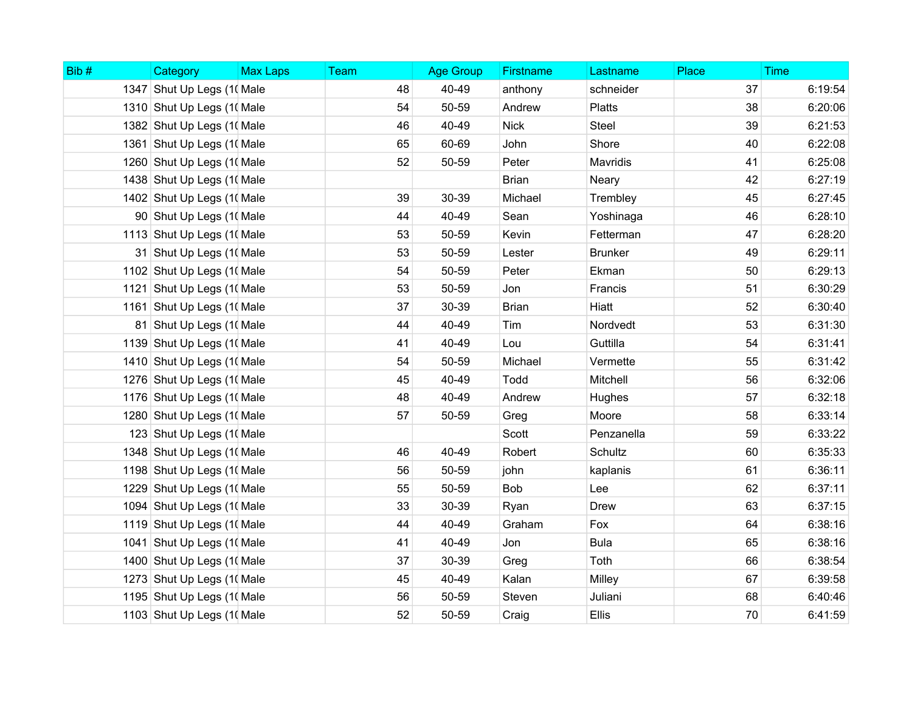| Bib # | Category | Max Laps | Team | Age Group | Firstname | Lastname | Place | Time |
|---|---|---|---|---|---|---|---|---|
| 1347 | Shut Up Legs (10 | Male | 48 | 40-49 | anthony | schneider | 37 | 6:19:54 |
| 1310 | Shut Up Legs (10 | Male | 54 | 50-59 | Andrew | Platts | 38 | 6:20:06 |
| 1382 | Shut Up Legs (10 | Male | 46 | 40-49 | Nick | Steel | 39 | 6:21:53 |
| 1361 | Shut Up Legs (10 | Male | 65 | 60-69 | John | Shore | 40 | 6:22:08 |
| 1260 | Shut Up Legs (10 | Male | 52 | 50-59 | Peter | Mavridis | 41 | 6:25:08 |
| 1438 | Shut Up Legs (10 | Male | | | Brian | Neary | 42 | 6:27:19 |
| 1402 | Shut Up Legs (10 | Male | 39 | 30-39 | Michael | Trembley | 45 | 6:27:45 |
| 90 | Shut Up Legs (10 | Male | 44 | 40-49 | Sean | Yoshinaga | 46 | 6:28:10 |
| 1113 | Shut Up Legs (10 | Male | 53 | 50-59 | Kevin | Fetterman | 47 | 6:28:20 |
| 31 | Shut Up Legs (10 | Male | 53 | 50-59 | Lester | Brunker | 49 | 6:29:11 |
| 1102 | Shut Up Legs (10 | Male | 54 | 50-59 | Peter | Ekman | 50 | 6:29:13 |
| 1121 | Shut Up Legs (10 | Male | 53 | 50-59 | Jon | Francis | 51 | 6:30:29 |
| 1161 | Shut Up Legs (10 | Male | 37 | 30-39 | Brian | Hiatt | 52 | 6:30:40 |
| 81 | Shut Up Legs (10 | Male | 44 | 40-49 | Tim | Nordvedt | 53 | 6:31:30 |
| 1139 | Shut Up Legs (10 | Male | 41 | 40-49 | Lou | Guttilla | 54 | 6:31:41 |
| 1410 | Shut Up Legs (10 | Male | 54 | 50-59 | Michael | Vermette | 55 | 6:31:42 |
| 1276 | Shut Up Legs (10 | Male | 45 | 40-49 | Todd | Mitchell | 56 | 6:32:06 |
| 1176 | Shut Up Legs (10 | Male | 48 | 40-49 | Andrew | Hughes | 57 | 6:32:18 |
| 1280 | Shut Up Legs (10 | Male | 57 | 50-59 | Greg | Moore | 58 | 6:33:14 |
| 123 | Shut Up Legs (10 | Male | | | Scott | Penzanella | 59 | 6:33:22 |
| 1348 | Shut Up Legs (10 | Male | 46 | 40-49 | Robert | Schultz | 60 | 6:35:33 |
| 1198 | Shut Up Legs (10 | Male | 56 | 50-59 | john | kaplanis | 61 | 6:36:11 |
| 1229 | Shut Up Legs (10 | Male | 55 | 50-59 | Bob | Lee | 62 | 6:37:11 |
| 1094 | Shut Up Legs (10 | Male | 33 | 30-39 | Ryan | Drew | 63 | 6:37:15 |
| 1119 | Shut Up Legs (10 | Male | 44 | 40-49 | Graham | Fox | 64 | 6:38:16 |
| 1041 | Shut Up Legs (10 | Male | 41 | 40-49 | Jon | Bula | 65 | 6:38:16 |
| 1400 | Shut Up Legs (10 | Male | 37 | 30-39 | Greg | Toth | 66 | 6:38:54 |
| 1273 | Shut Up Legs (10 | Male | 45 | 40-49 | Kalan | Milley | 67 | 6:39:58 |
| 1195 | Shut Up Legs (10 | Male | 56 | 50-59 | Steven | Juliani | 68 | 6:40:46 |
| 1103 | Shut Up Legs (10 | Male | 52 | 50-59 | Craig | Ellis | 70 | 6:41:59 |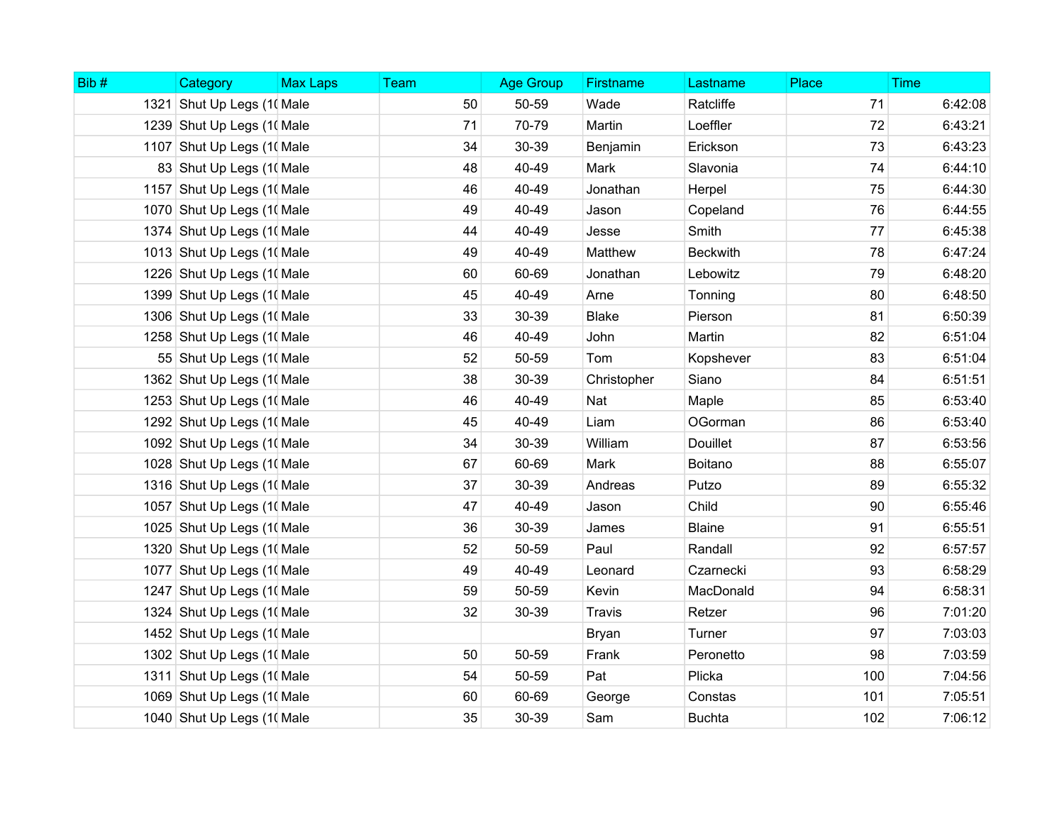| Bib # | Category | Max Laps | Team | Age Group | Firstname | Lastname | Place | Time |
|---|---|---|---|---|---|---|---|---|
| 1321 | Shut Up Legs (1( | Male | 50 | 50-59 | Wade | Ratcliffe | 71 | 6:42:08 |
| 1239 | Shut Up Legs (1( | Male | 71 | 70-79 | Martin | Loeffler | 72 | 6:43:21 |
| 1107 | Shut Up Legs (1( | Male | 34 | 30-39 | Benjamin | Erickson | 73 | 6:43:23 |
| 83 | Shut Up Legs (1( | Male | 48 | 40-49 | Mark | Slavonia | 74 | 6:44:10 |
| 1157 | Shut Up Legs (1( | Male | 46 | 40-49 | Jonathan | Herpel | 75 | 6:44:30 |
| 1070 | Shut Up Legs (1( | Male | 49 | 40-49 | Jason | Copeland | 76 | 6:44:55 |
| 1374 | Shut Up Legs (1( | Male | 44 | 40-49 | Jesse | Smith | 77 | 6:45:38 |
| 1013 | Shut Up Legs (1( | Male | 49 | 40-49 | Matthew | Beckwith | 78 | 6:47:24 |
| 1226 | Shut Up Legs (1( | Male | 60 | 60-69 | Jonathan | Lebowitz | 79 | 6:48:20 |
| 1399 | Shut Up Legs (1( | Male | 45 | 40-49 | Arne | Tonning | 80 | 6:48:50 |
| 1306 | Shut Up Legs (1( | Male | 33 | 30-39 | Blake | Pierson | 81 | 6:50:39 |
| 1258 | Shut Up Legs (1( | Male | 46 | 40-49 | John | Martin | 82 | 6:51:04 |
| 55 | Shut Up Legs (1( | Male | 52 | 50-59 | Tom | Kopshever | 83 | 6:51:04 |
| 1362 | Shut Up Legs (1( | Male | 38 | 30-39 | Christopher | Siano | 84 | 6:51:51 |
| 1253 | Shut Up Legs (1( | Male | 46 | 40-49 | Nat | Maple | 85 | 6:53:40 |
| 1292 | Shut Up Legs (1( | Male | 45 | 40-49 | Liam | OGorman | 86 | 6:53:40 |
| 1092 | Shut Up Legs (1( | Male | 34 | 30-39 | William | Douillet | 87 | 6:53:56 |
| 1028 | Shut Up Legs (1( | Male | 67 | 60-69 | Mark | Boitano | 88 | 6:55:07 |
| 1316 | Shut Up Legs (1( | Male | 37 | 30-39 | Andreas | Putzo | 89 | 6:55:32 |
| 1057 | Shut Up Legs (1( | Male | 47 | 40-49 | Jason | Child | 90 | 6:55:46 |
| 1025 | Shut Up Legs (1( | Male | 36 | 30-39 | James | Blaine | 91 | 6:55:51 |
| 1320 | Shut Up Legs (1( | Male | 52 | 50-59 | Paul | Randall | 92 | 6:57:57 |
| 1077 | Shut Up Legs (1( | Male | 49 | 40-49 | Leonard | Czarnecki | 93 | 6:58:29 |
| 1247 | Shut Up Legs (1( | Male | 59 | 50-59 | Kevin | MacDonald | 94 | 6:58:31 |
| 1324 | Shut Up Legs (1( | Male | 32 | 30-39 | Travis | Retzer | 96 | 7:01:20 |
| 1452 | Shut Up Legs (1( | Male | | | Bryan | Turner | 97 | 7:03:03 |
| 1302 | Shut Up Legs (1( | Male | 50 | 50-59 | Frank | Peronetto | 98 | 7:03:59 |
| 1311 | Shut Up Legs (1( | Male | 54 | 50-59 | Pat | Plicka | 100 | 7:04:56 |
| 1069 | Shut Up Legs (1( | Male | 60 | 60-69 | George | Constas | 101 | 7:05:51 |
| 1040 | Shut Up Legs (1( | Male | 35 | 30-39 | Sam | Buchta | 102 | 7:06:12 |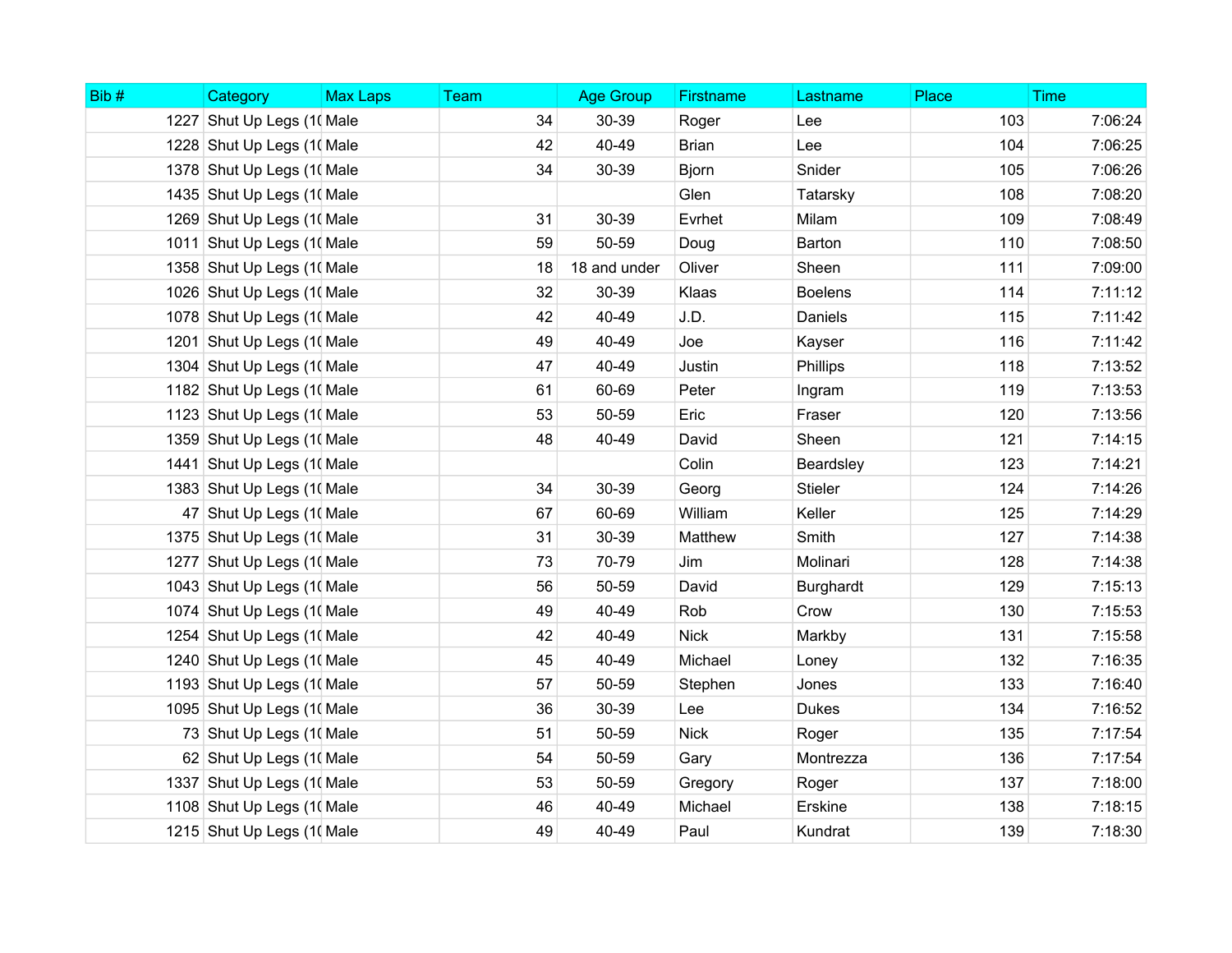| Bib # | Category | Max Laps | Team | Age Group | Firstname | Lastname | Place | Time |
|---|---|---|---|---|---|---|---|---|
| 1227 | Shut Up Legs (1( | Male | 34 | 30-39 | Roger | Lee | 103 | 7:06:24 |
| 1228 | Shut Up Legs (1( | Male | 42 | 40-49 | Brian | Lee | 104 | 7:06:25 |
| 1378 | Shut Up Legs (1( | Male | 34 | 30-39 | Bjorn | Snider | 105 | 7:06:26 |
| 1435 | Shut Up Legs (1( | Male | | | Glen | Tatarsky | 108 | 7:08:20 |
| 1269 | Shut Up Legs (1( | Male | 31 | 30-39 | Evrhet | Milam | 109 | 7:08:49 |
| 1011 | Shut Up Legs (1( | Male | 59 | 50-59 | Doug | Barton | 110 | 7:08:50 |
| 1358 | Shut Up Legs (1( | Male | 18 | 18 and under | Oliver | Sheen | 111 | 7:09:00 |
| 1026 | Shut Up Legs (1( | Male | 32 | 30-39 | Klaas | Boelens | 114 | 7:11:12 |
| 1078 | Shut Up Legs (1( | Male | 42 | 40-49 | J.D. | Daniels | 115 | 7:11:42 |
| 1201 | Shut Up Legs (1( | Male | 49 | 40-49 | Joe | Kayser | 116 | 7:11:42 |
| 1304 | Shut Up Legs (1( | Male | 47 | 40-49 | Justin | Phillips | 118 | 7:13:52 |
| 1182 | Shut Up Legs (1( | Male | 61 | 60-69 | Peter | Ingram | 119 | 7:13:53 |
| 1123 | Shut Up Legs (1( | Male | 53 | 50-59 | Eric | Fraser | 120 | 7:13:56 |
| 1359 | Shut Up Legs (1( | Male | 48 | 40-49 | David | Sheen | 121 | 7:14:15 |
| 1441 | Shut Up Legs (1( | Male | | | Colin | Beardsley | 123 | 7:14:21 |
| 1383 | Shut Up Legs (1( | Male | 34 | 30-39 | Georg | Stieler | 124 | 7:14:26 |
| 47 | Shut Up Legs (1( | Male | 67 | 60-69 | William | Keller | 125 | 7:14:29 |
| 1375 | Shut Up Legs (1( | Male | 31 | 30-39 | Matthew | Smith | 127 | 7:14:38 |
| 1277 | Shut Up Legs (1( | Male | 73 | 70-79 | Jim | Molinari | 128 | 7:14:38 |
| 1043 | Shut Up Legs (1( | Male | 56 | 50-59 | David | Burghardt | 129 | 7:15:13 |
| 1074 | Shut Up Legs (1( | Male | 49 | 40-49 | Rob | Crow | 130 | 7:15:53 |
| 1254 | Shut Up Legs (1( | Male | 42 | 40-49 | Nick | Markby | 131 | 7:15:58 |
| 1240 | Shut Up Legs (1( | Male | 45 | 40-49 | Michael | Loney | 132 | 7:16:35 |
| 1193 | Shut Up Legs (1( | Male | 57 | 50-59 | Stephen | Jones | 133 | 7:16:40 |
| 1095 | Shut Up Legs (1( | Male | 36 | 30-39 | Lee | Dukes | 134 | 7:16:52 |
| 73 | Shut Up Legs (1( | Male | 51 | 50-59 | Nick | Roger | 135 | 7:17:54 |
| 62 | Shut Up Legs (1( | Male | 54 | 50-59 | Gary | Montrezza | 136 | 7:17:54 |
| 1337 | Shut Up Legs (1( | Male | 53 | 50-59 | Gregory | Roger | 137 | 7:18:00 |
| 1108 | Shut Up Legs (1( | Male | 46 | 40-49 | Michael | Erskine | 138 | 7:18:15 |
| 1215 | Shut Up Legs (1( | Male | 49 | 40-49 | Paul | Kundrat | 139 | 7:18:30 |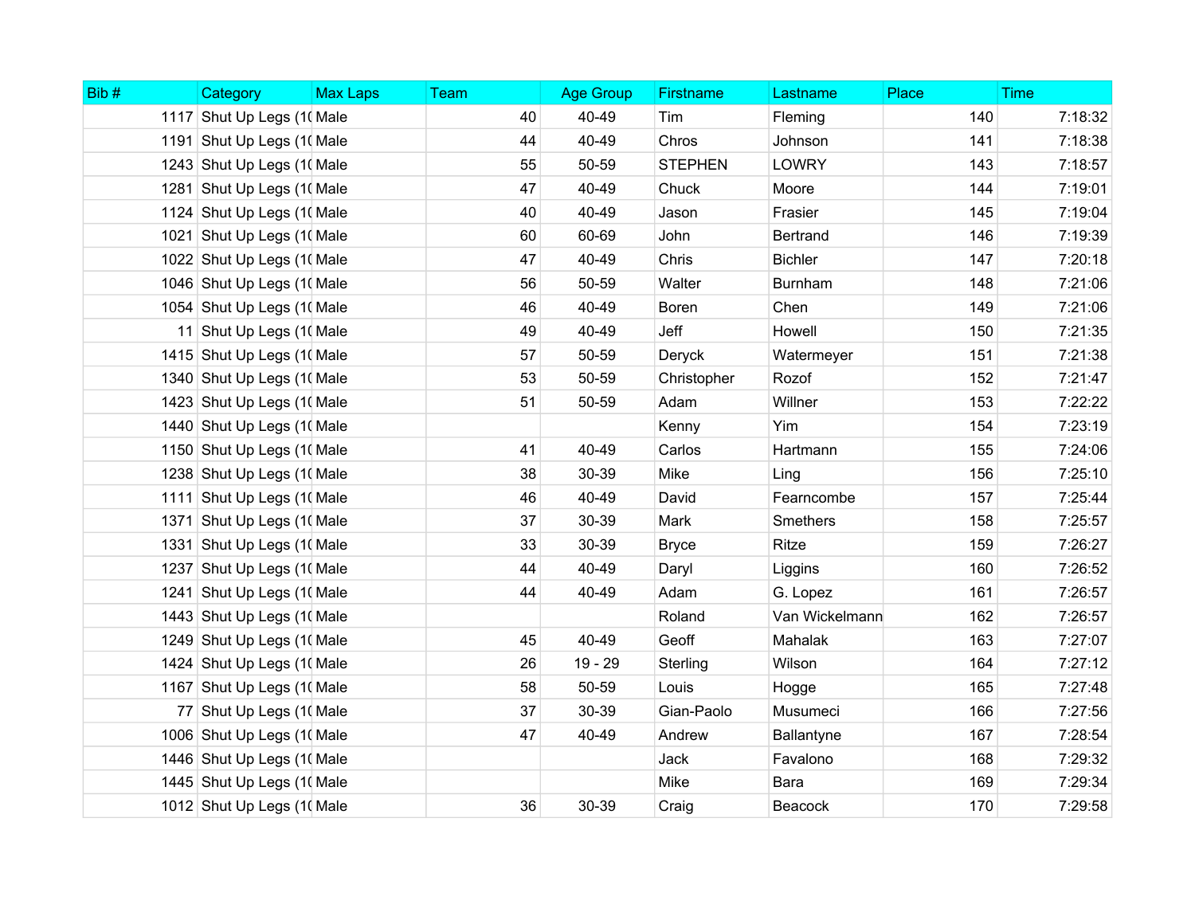| Bib # | Category | Max Laps | Team | Age Group | Firstname | Lastname | Place | Time |
|---|---|---|---|---|---|---|---|---|
| 1117 | Shut Up Legs (1( | Male | 40 | 40-49 | Tim | Fleming | 140 | 7:18:32 |
| 1191 | Shut Up Legs (1( | Male | 44 | 40-49 | Chros | Johnson | 141 | 7:18:38 |
| 1243 | Shut Up Legs (1( | Male | 55 | 50-59 | STEPHEN | LOWRY | 143 | 7:18:57 |
| 1281 | Shut Up Legs (1( | Male | 47 | 40-49 | Chuck | Moore | 144 | 7:19:01 |
| 1124 | Shut Up Legs (1( | Male | 40 | 40-49 | Jason | Frasier | 145 | 7:19:04 |
| 1021 | Shut Up Legs (1( | Male | 60 | 60-69 | John | Bertrand | 146 | 7:19:39 |
| 1022 | Shut Up Legs (1( | Male | 47 | 40-49 | Chris | Bichler | 147 | 7:20:18 |
| 1046 | Shut Up Legs (1( | Male | 56 | 50-59 | Walter | Burnham | 148 | 7:21:06 |
| 1054 | Shut Up Legs (1( | Male | 46 | 40-49 | Boren | Chen | 149 | 7:21:06 |
| 11 | Shut Up Legs (1( | Male | 49 | 40-49 | Jeff | Howell | 150 | 7:21:35 |
| 1415 | Shut Up Legs (1( | Male | 57 | 50-59 | Deryck | Watermeyer | 151 | 7:21:38 |
| 1340 | Shut Up Legs (1( | Male | 53 | 50-59 | Christopher | Rozof | 152 | 7:21:47 |
| 1423 | Shut Up Legs (1( | Male | 51 | 50-59 | Adam | Willner | 153 | 7:22:22 |
| 1440 | Shut Up Legs (1( | Male | | | Kenny | Yim | 154 | 7:23:19 |
| 1150 | Shut Up Legs (1( | Male | 41 | 40-49 | Carlos | Hartmann | 155 | 7:24:06 |
| 1238 | Shut Up Legs (1( | Male | 38 | 30-39 | Mike | Ling | 156 | 7:25:10 |
| 1111 | Shut Up Legs (1( | Male | 46 | 40-49 | David | Fearncombe | 157 | 7:25:44 |
| 1371 | Shut Up Legs (1( | Male | 37 | 30-39 | Mark | Smethers | 158 | 7:25:57 |
| 1331 | Shut Up Legs (1( | Male | 33 | 30-39 | Bryce | Ritze | 159 | 7:26:27 |
| 1237 | Shut Up Legs (1( | Male | 44 | 40-49 | Daryl | Liggins | 160 | 7:26:52 |
| 1241 | Shut Up Legs (1( | Male | 44 | 40-49 | Adam | G. Lopez | 161 | 7:26:57 |
| 1443 | Shut Up Legs (1( | Male | | | Roland | Van Wickelmann | 162 | 7:26:57 |
| 1249 | Shut Up Legs (1( | Male | 45 | 40-49 | Geoff | Mahalak | 163 | 7:27:07 |
| 1424 | Shut Up Legs (1( | Male | 26 | 19 - 29 | Sterling | Wilson | 164 | 7:27:12 |
| 1167 | Shut Up Legs (1( | Male | 58 | 50-59 | Louis | Hogge | 165 | 7:27:48 |
| 77 | Shut Up Legs (1( | Male | 37 | 30-39 | Gian-Paolo | Musumeci | 166 | 7:27:56 |
| 1006 | Shut Up Legs (1( | Male | 47 | 40-49 | Andrew | Ballantyne | 167 | 7:28:54 |
| 1446 | Shut Up Legs (1( | Male | | | Jack | Favalono | 168 | 7:29:32 |
| 1445 | Shut Up Legs (1( | Male | | | Mike | Bara | 169 | 7:29:34 |
| 1012 | Shut Up Legs (1( | Male | 36 | 30-39 | Craig | Beacock | 170 | 7:29:58 |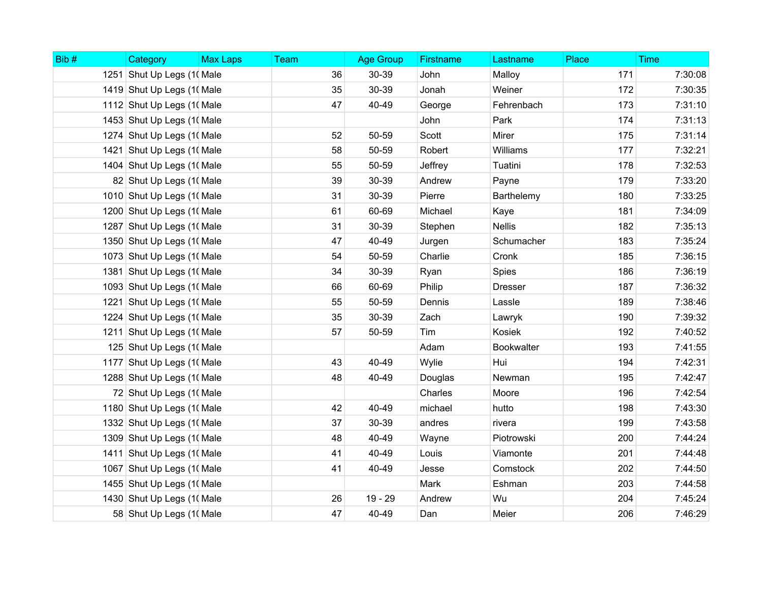| Bib # | Category | Max Laps | Team | Age Group | Firstname | Lastname | Place | Time |
|---|---|---|---|---|---|---|---|---|
| 1251 | Shut Up Legs (1( | Male | 36 | 30-39 | John | Malloy | 171 | 7:30:08 |
| 1419 | Shut Up Legs (1( | Male | 35 | 30-39 | Jonah | Weiner | 172 | 7:30:35 |
| 1112 | Shut Up Legs (1( | Male | 47 | 40-49 | George | Fehrenbach | 173 | 7:31:10 |
| 1453 | Shut Up Legs (1( | Male | | | John | Park | 174 | 7:31:13 |
| 1274 | Shut Up Legs (1( | Male | 52 | 50-59 | Scott | Mirer | 175 | 7:31:14 |
| 1421 | Shut Up Legs (1( | Male | 58 | 50-59 | Robert | Williams | 177 | 7:32:21 |
| 1404 | Shut Up Legs (1( | Male | 55 | 50-59 | Jeffrey | Tuatini | 178 | 7:32:53 |
| 82 | Shut Up Legs (1( | Male | 39 | 30-39 | Andrew | Payne | 179 | 7:33:20 |
| 1010 | Shut Up Legs (1( | Male | 31 | 30-39 | Pierre | Barthelemy | 180 | 7:33:25 |
| 1200 | Shut Up Legs (1( | Male | 61 | 60-69 | Michael | Kaye | 181 | 7:34:09 |
| 1287 | Shut Up Legs (1( | Male | 31 | 30-39 | Stephen | Nellis | 182 | 7:35:13 |
| 1350 | Shut Up Legs (1( | Male | 47 | 40-49 | Jurgen | Schumacher | 183 | 7:35:24 |
| 1073 | Shut Up Legs (1( | Male | 54 | 50-59 | Charlie | Cronk | 185 | 7:36:15 |
| 1381 | Shut Up Legs (1( | Male | 34 | 30-39 | Ryan | Spies | 186 | 7:36:19 |
| 1093 | Shut Up Legs (1( | Male | 66 | 60-69 | Philip | Dresser | 187 | 7:36:32 |
| 1221 | Shut Up Legs (1( | Male | 55 | 50-59 | Dennis | Lassle | 189 | 7:38:46 |
| 1224 | Shut Up Legs (1( | Male | 35 | 30-39 | Zach | Lawryk | 190 | 7:39:32 |
| 1211 | Shut Up Legs (1( | Male | 57 | 50-59 | Tim | Kosiek | 192 | 7:40:52 |
| 125 | Shut Up Legs (1( | Male | | | Adam | Bookwalter | 193 | 7:41:55 |
| 1177 | Shut Up Legs (1( | Male | 43 | 40-49 | Wylie | Hui | 194 | 7:42:31 |
| 1288 | Shut Up Legs (1( | Male | 48 | 40-49 | Douglas | Newman | 195 | 7:42:47 |
| 72 | Shut Up Legs (1( | Male | | | Charles | Moore | 196 | 7:42:54 |
| 1180 | Shut Up Legs (1( | Male | 42 | 40-49 | michael | hutto | 198 | 7:43:30 |
| 1332 | Shut Up Legs (1( | Male | 37 | 30-39 | andres | rivera | 199 | 7:43:58 |
| 1309 | Shut Up Legs (1( | Male | 48 | 40-49 | Wayne | Piotrowski | 200 | 7:44:24 |
| 1411 | Shut Up Legs (1( | Male | 41 | 40-49 | Louis | Viamonte | 201 | 7:44:48 |
| 1067 | Shut Up Legs (1( | Male | 41 | 40-49 | Jesse | Comstock | 202 | 7:44:50 |
| 1455 | Shut Up Legs (1( | Male | | | Mark | Eshman | 203 | 7:44:58 |
| 1430 | Shut Up Legs (1( | Male | 26 | 19 - 29 | Andrew | Wu | 204 | 7:45:24 |
| 58 | Shut Up Legs (1( | Male | 47 | 40-49 | Dan | Meier | 206 | 7:46:29 |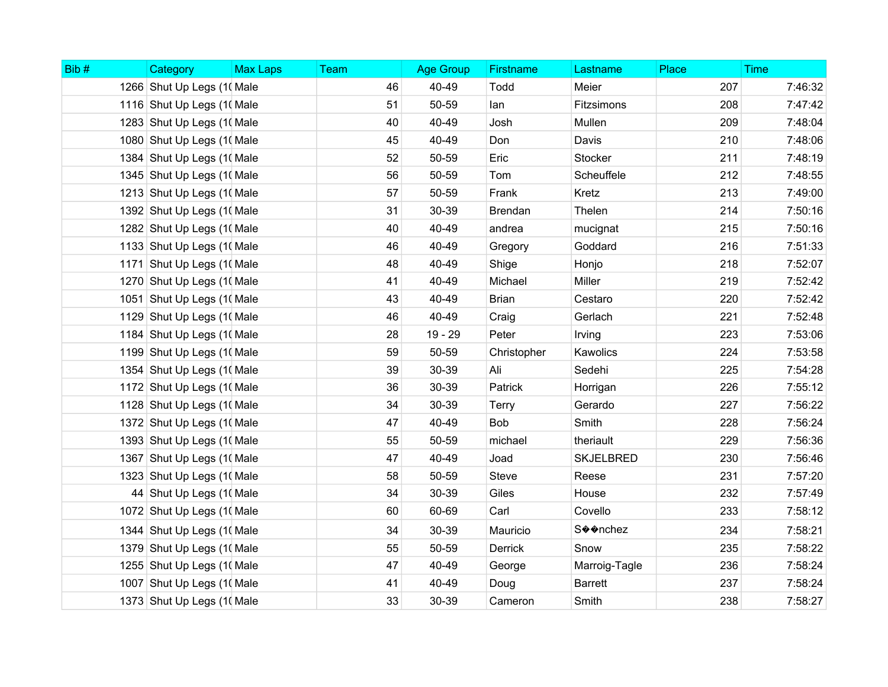| Bib # | Category | Max Laps | Team | Age Group | Firstname | Lastname | Place | Time |
|---|---|---|---|---|---|---|---|---|
| 1266 | Shut Up Legs (1( | Male | 46 | 40-49 | Todd | Meier | 207 | 7:46:32 |
| 1116 | Shut Up Legs (1( | Male | 51 | 50-59 | Ian | Fitzsimons | 208 | 7:47:42 |
| 1283 | Shut Up Legs (1( | Male | 40 | 40-49 | Josh | Mullen | 209 | 7:48:04 |
| 1080 | Shut Up Legs (1( | Male | 45 | 40-49 | Don | Davis | 210 | 7:48:06 |
| 1384 | Shut Up Legs (1( | Male | 52 | 50-59 | Eric | Stocker | 211 | 7:48:19 |
| 1345 | Shut Up Legs (1( | Male | 56 | 50-59 | Tom | Scheuffele | 212 | 7:48:55 |
| 1213 | Shut Up Legs (1( | Male | 57 | 50-59 | Frank | Kretz | 213 | 7:49:00 |
| 1392 | Shut Up Legs (1( | Male | 31 | 30-39 | Brendan | Thelen | 214 | 7:50:16 |
| 1282 | Shut Up Legs (1( | Male | 40 | 40-49 | andrea | mucignat | 215 | 7:50:16 |
| 1133 | Shut Up Legs (1( | Male | 46 | 40-49 | Gregory | Goddard | 216 | 7:51:33 |
| 1171 | Shut Up Legs (1( | Male | 48 | 40-49 | Shige | Honjo | 218 | 7:52:07 |
| 1270 | Shut Up Legs (1( | Male | 41 | 40-49 | Michael | Miller | 219 | 7:52:42 |
| 1051 | Shut Up Legs (1( | Male | 43 | 40-49 | Brian | Cestaro | 220 | 7:52:42 |
| 1129 | Shut Up Legs (1( | Male | 46 | 40-49 | Craig | Gerlach | 221 | 7:52:48 |
| 1184 | Shut Up Legs (1( | Male | 28 | 19 - 29 | Peter | Irving | 223 | 7:53:06 |
| 1199 | Shut Up Legs (1( | Male | 59 | 50-59 | Christopher | Kawolics | 224 | 7:53:58 |
| 1354 | Shut Up Legs (1( | Male | 39 | 30-39 | Ali | Sedehi | 225 | 7:54:28 |
| 1172 | Shut Up Legs (1( | Male | 36 | 30-39 | Patrick | Horrigan | 226 | 7:55:12 |
| 1128 | Shut Up Legs (1( | Male | 34 | 30-39 | Terry | Gerardo | 227 | 7:56:22 |
| 1372 | Shut Up Legs (1( | Male | 47 | 40-49 | Bob | Smith | 228 | 7:56:24 |
| 1393 | Shut Up Legs (1( | Male | 55 | 50-59 | michael | theriault | 229 | 7:56:36 |
| 1367 | Shut Up Legs (1( | Male | 47 | 40-49 | Joad | SKJELBRED | 230 | 7:56:46 |
| 1323 | Shut Up Legs (1( | Male | 58 | 50-59 | Steve | Reese | 231 | 7:57:20 |
| 44 | Shut Up Legs (1( | Male | 34 | 30-39 | Giles | House | 232 | 7:57:49 |
| 1072 | Shut Up Legs (1( | Male | 60 | 60-69 | Carl | Covello | 233 | 7:58:12 |
| 1344 | Shut Up Legs (1( | Male | 34 | 30-39 | Mauricio | S��nchez | 234 | 7:58:21 |
| 1379 | Shut Up Legs (1( | Male | 55 | 50-59 | Derrick | Snow | 235 | 7:58:22 |
| 1255 | Shut Up Legs (1( | Male | 47 | 40-49 | George | Marroig-Tagle | 236 | 7:58:24 |
| 1007 | Shut Up Legs (1( | Male | 41 | 40-49 | Doug | Barrett | 237 | 7:58:24 |
| 1373 | Shut Up Legs (1( | Male | 33 | 30-39 | Cameron | Smith | 238 | 7:58:27 |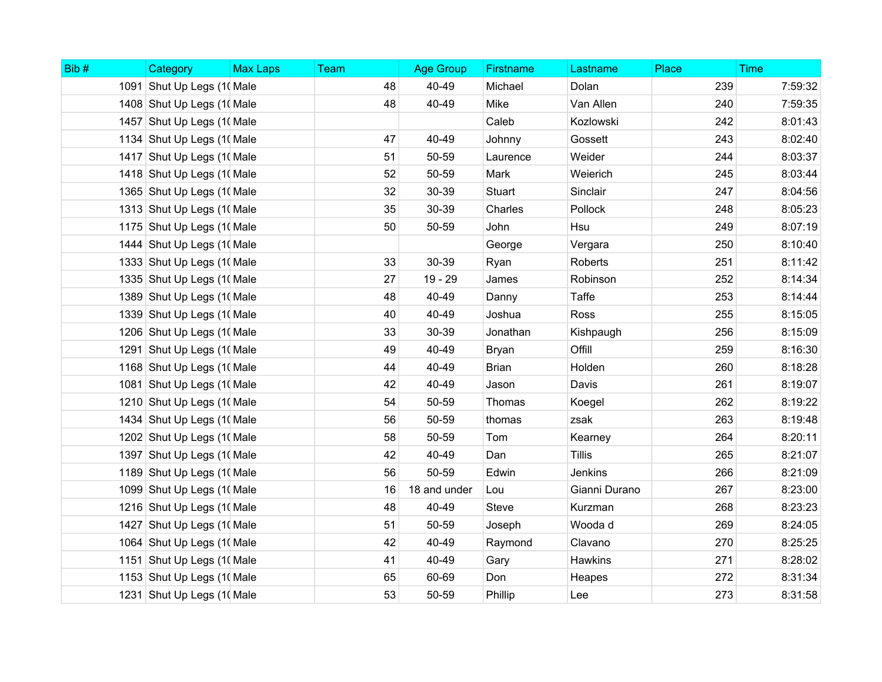| Bib # | Category | Max Laps | Team | Age Group | Firstname | Lastname | Place | Time |
|---|---|---|---|---|---|---|---|---|
| 1091 | Shut Up Legs (1( | Male | 48 | 40-49 | Michael | Dolan | 239 | 7:59:32 |
| 1408 | Shut Up Legs (1( | Male | 48 | 40-49 | Mike | Van Allen | 240 | 7:59:35 |
| 1457 | Shut Up Legs (1( | Male | | | Caleb | Kozlowski | 242 | 8:01:43 |
| 1134 | Shut Up Legs (1( | Male | 47 | 40-49 | Johnny | Gossett | 243 | 8:02:40 |
| 1417 | Shut Up Legs (1( | Male | 51 | 50-59 | Laurence | Weider | 244 | 8:03:37 |
| 1418 | Shut Up Legs (1( | Male | 52 | 50-59 | Mark | Weierich | 245 | 8:03:44 |
| 1365 | Shut Up Legs (1( | Male | 32 | 30-39 | Stuart | Sinclair | 247 | 8:04:56 |
| 1313 | Shut Up Legs (1( | Male | 35 | 30-39 | Charles | Pollock | 248 | 8:05:23 |
| 1175 | Shut Up Legs (1( | Male | 50 | 50-59 | John | Hsu | 249 | 8:07:19 |
| 1444 | Shut Up Legs (1( | Male | | | George | Vergara | 250 | 8:10:40 |
| 1333 | Shut Up Legs (1( | Male | 33 | 30-39 | Ryan | Roberts | 251 | 8:11:42 |
| 1335 | Shut Up Legs (1( | Male | 27 | 19 - 29 | James | Robinson | 252 | 8:14:34 |
| 1389 | Shut Up Legs (1( | Male | 48 | 40-49 | Danny | Taffe | 253 | 8:14:44 |
| 1339 | Shut Up Legs (1( | Male | 40 | 40-49 | Joshua | Ross | 255 | 8:15:05 |
| 1206 | Shut Up Legs (1( | Male | 33 | 30-39 | Jonathan | Kishpaugh | 256 | 8:15:09 |
| 1291 | Shut Up Legs (1( | Male | 49 | 40-49 | Bryan | Offill | 259 | 8:16:30 |
| 1168 | Shut Up Legs (1( | Male | 44 | 40-49 | Brian | Holden | 260 | 8:18:28 |
| 1081 | Shut Up Legs (1( | Male | 42 | 40-49 | Jason | Davis | 261 | 8:19:07 |
| 1210 | Shut Up Legs (1( | Male | 54 | 50-59 | Thomas | Koegel | 262 | 8:19:22 |
| 1434 | Shut Up Legs (1( | Male | 56 | 50-59 | thomas | zsak | 263 | 8:19:48 |
| 1202 | Shut Up Legs (1( | Male | 58 | 50-59 | Tom | Kearney | 264 | 8:20:11 |
| 1397 | Shut Up Legs (1( | Male | 42 | 40-49 | Dan | Tillis | 265 | 8:21:07 |
| 1189 | Shut Up Legs (1( | Male | 56 | 50-59 | Edwin | Jenkins | 266 | 8:21:09 |
| 1099 | Shut Up Legs (1( | Male | 16 | 18 and under | Lou | Gianni Durano | 267 | 8:23:00 |
| 1216 | Shut Up Legs (1( | Male | 48 | 40-49 | Steve | Kurzman | 268 | 8:23:23 |
| 1427 | Shut Up Legs (1( | Male | 51 | 50-59 | Joseph | Wooda d | 269 | 8:24:05 |
| 1064 | Shut Up Legs (1( | Male | 42 | 40-49 | Raymond | Clavano | 270 | 8:25:25 |
| 1151 | Shut Up Legs (1( | Male | 41 | 40-49 | Gary | Hawkins | 271 | 8:28:02 |
| 1153 | Shut Up Legs (1( | Male | 65 | 60-69 | Don | Heapes | 272 | 8:31:34 |
| 1231 | Shut Up Legs (1( | Male | 53 | 50-59 | Phillip | Lee | 273 | 8:31:58 |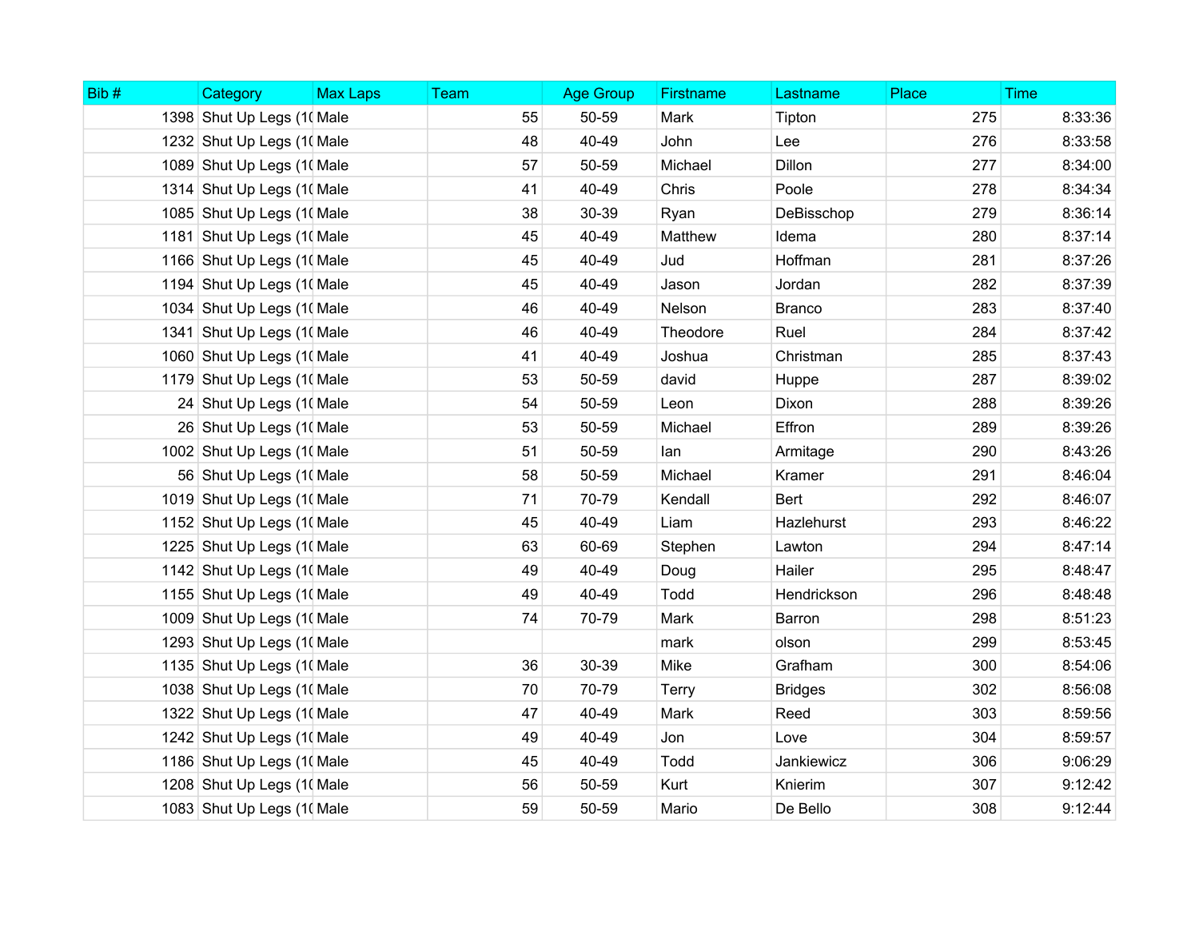| Bib # | Category | Max Laps | Team | Age Group | Firstname | Lastname | Place | Time |
|---|---|---|---|---|---|---|---|---|
| 1398 | Shut Up Legs (1( | Male | 55 | 50-59 | Mark | Tipton | 275 | 8:33:36 |
| 1232 | Shut Up Legs (1( | Male | 48 | 40-49 | John | Lee | 276 | 8:33:58 |
| 1089 | Shut Up Legs (1( | Male | 57 | 50-59 | Michael | Dillon | 277 | 8:34:00 |
| 1314 | Shut Up Legs (1( | Male | 41 | 40-49 | Chris | Poole | 278 | 8:34:34 |
| 1085 | Shut Up Legs (1( | Male | 38 | 30-39 | Ryan | DeBisschop | 279 | 8:36:14 |
| 1181 | Shut Up Legs (1( | Male | 45 | 40-49 | Matthew | Idema | 280 | 8:37:14 |
| 1166 | Shut Up Legs (1( | Male | 45 | 40-49 | Jud | Hoffman | 281 | 8:37:26 |
| 1194 | Shut Up Legs (1( | Male | 45 | 40-49 | Jason | Jordan | 282 | 8:37:39 |
| 1034 | Shut Up Legs (1( | Male | 46 | 40-49 | Nelson | Branco | 283 | 8:37:40 |
| 1341 | Shut Up Legs (1( | Male | 46 | 40-49 | Theodore | Ruel | 284 | 8:37:42 |
| 1060 | Shut Up Legs (1( | Male | 41 | 40-49 | Joshua | Christman | 285 | 8:37:43 |
| 1179 | Shut Up Legs (1( | Male | 53 | 50-59 | david | Huppe | 287 | 8:39:02 |
| 24 | Shut Up Legs (1( | Male | 54 | 50-59 | Leon | Dixon | 288 | 8:39:26 |
| 26 | Shut Up Legs (1( | Male | 53 | 50-59 | Michael | Effron | 289 | 8:39:26 |
| 1002 | Shut Up Legs (1( | Male | 51 | 50-59 | Ian | Armitage | 290 | 8:43:26 |
| 56 | Shut Up Legs (1( | Male | 58 | 50-59 | Michael | Kramer | 291 | 8:46:04 |
| 1019 | Shut Up Legs (1( | Male | 71 | 70-79 | Kendall | Bert | 292 | 8:46:07 |
| 1152 | Shut Up Legs (1( | Male | 45 | 40-49 | Liam | Hazlehurst | 293 | 8:46:22 |
| 1225 | Shut Up Legs (1( | Male | 63 | 60-69 | Stephen | Lawton | 294 | 8:47:14 |
| 1142 | Shut Up Legs (1( | Male | 49 | 40-49 | Doug | Hailer | 295 | 8:48:47 |
| 1155 | Shut Up Legs (1( | Male | 49 | 40-49 | Todd | Hendrickson | 296 | 8:48:48 |
| 1009 | Shut Up Legs (1( | Male | 74 | 70-79 | Mark | Barron | 298 | 8:51:23 |
| 1293 | Shut Up Legs (1( | Male | | | mark | olson | 299 | 8:53:45 |
| 1135 | Shut Up Legs (1( | Male | 36 | 30-39 | Mike | Grafham | 300 | 8:54:06 |
| 1038 | Shut Up Legs (1( | Male | 70 | 70-79 | Terry | Bridges | 302 | 8:56:08 |
| 1322 | Shut Up Legs (1( | Male | 47 | 40-49 | Mark | Reed | 303 | 8:59:56 |
| 1242 | Shut Up Legs (1( | Male | 49 | 40-49 | Jon | Love | 304 | 8:59:57 |
| 1186 | Shut Up Legs (1( | Male | 45 | 40-49 | Todd | Jankiewicz | 306 | 9:06:29 |
| 1208 | Shut Up Legs (1( | Male | 56 | 50-59 | Kurt | Knierim | 307 | 9:12:42 |
| 1083 | Shut Up Legs (1( | Male | 59 | 50-59 | Mario | De Bello | 308 | 9:12:44 |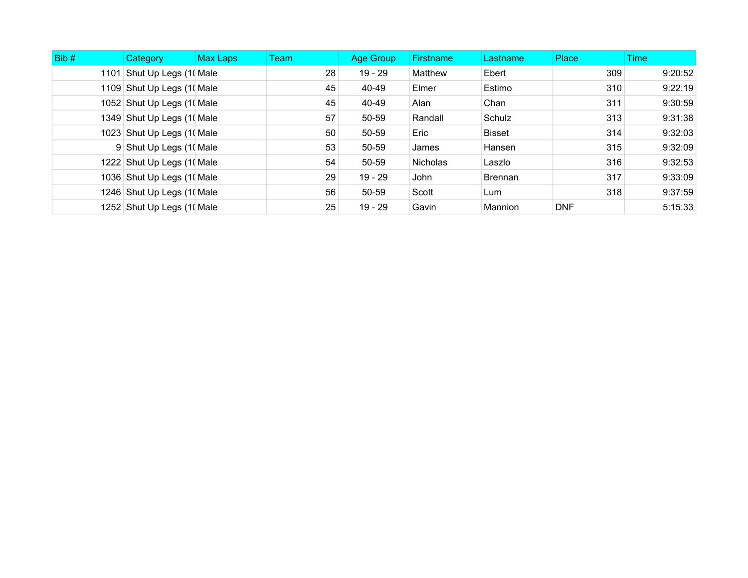| Bib # | Category | Max Laps | Team | Age Group | Firstname | Lastname | Place | Time |
|---|---|---|---|---|---|---|---|---|
| 1101 | Shut Up Legs (1( | Male | 28 | 19 - 29 | Matthew | Ebert | 309 | 9:20:52 |
| 1109 | Shut Up Legs (1( | Male | 45 | 40-49 | Elmer | Estimo | 310 | 9:22:19 |
| 1052 | Shut Up Legs (1( | Male | 45 | 40-49 | Alan | Chan | 311 | 9:30:59 |
| 1349 | Shut Up Legs (1( | Male | 57 | 50-59 | Randall | Schulz | 313 | 9:31:38 |
| 1023 | Shut Up Legs (1( | Male | 50 | 50-59 | Eric | Bisset | 314 | 9:32:03 |
| 9 | Shut Up Legs (1( | Male | 53 | 50-59 | James | Hansen | 315 | 9:32:09 |
| 1222 | Shut Up Legs (1( | Male | 54 | 50-59 | Nicholas | Laszlo | 316 | 9:32:53 |
| 1036 | Shut Up Legs (1( | Male | 29 | 19 - 29 | John | Brennan | 317 | 9:33:09 |
| 1246 | Shut Up Legs (1( | Male | 56 | 50-59 | Scott | Lum | 318 | 9:37:59 |
| 1252 | Shut Up Legs (1( | Male | 25 | 19 - 29 | Gavin | Mannion | DNF | 5:15:33 |